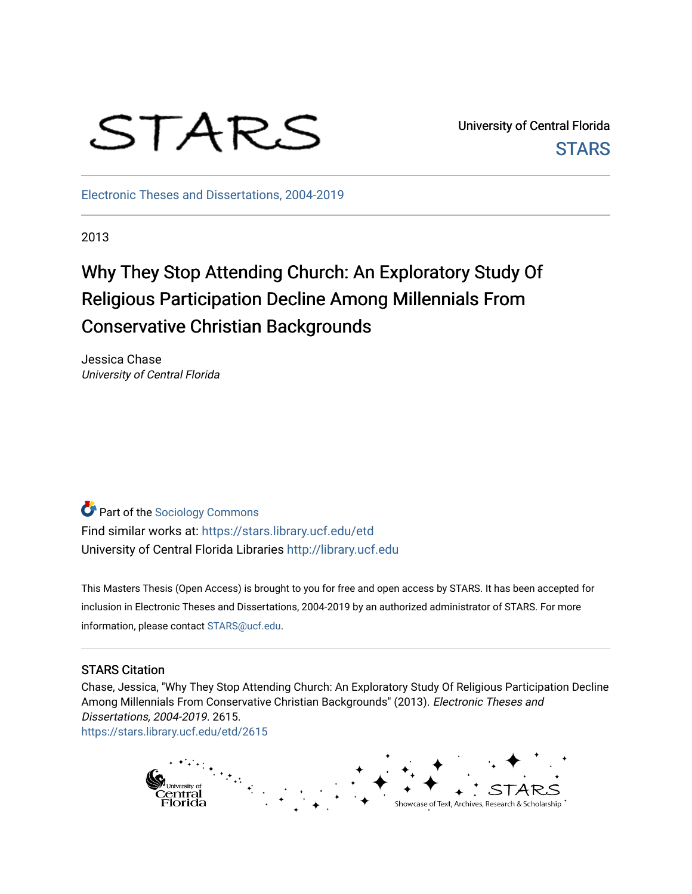University of Central Florida

STARS

Electronic Theses and Dissertations, 2004-2019

2013

# Why They Stop Attending Church: An Exploratory Study Of Religious Participation Decline Among Millennials From Conservative Christian Backgrounds

Jessica Chase
*University of Central Florida*

Part of the Sociology Commons
Find similar works at: https://stars.library.ucf.edu/etd
University of Central Florida Libraries http://library.ucf.edu

This Masters Thesis (Open Access) is brought to you for free and open access by STARS. It has been accepted for inclusion in Electronic Theses and Dissertations, 2004-2019 by an authorized administrator of STARS. For more information, please contact STARS@ucf.edu.

## STARS Citation

Chase, Jessica, "Why They Stop Attending Church: An Exploratory Study Of Religious Participation Decline Among Millennials From Conservative Christian Backgrounds" (2013). *Electronic Theses and Dissertations, 2004-2019*. 2615.
https://stars.library.ucf.edu/etd/2615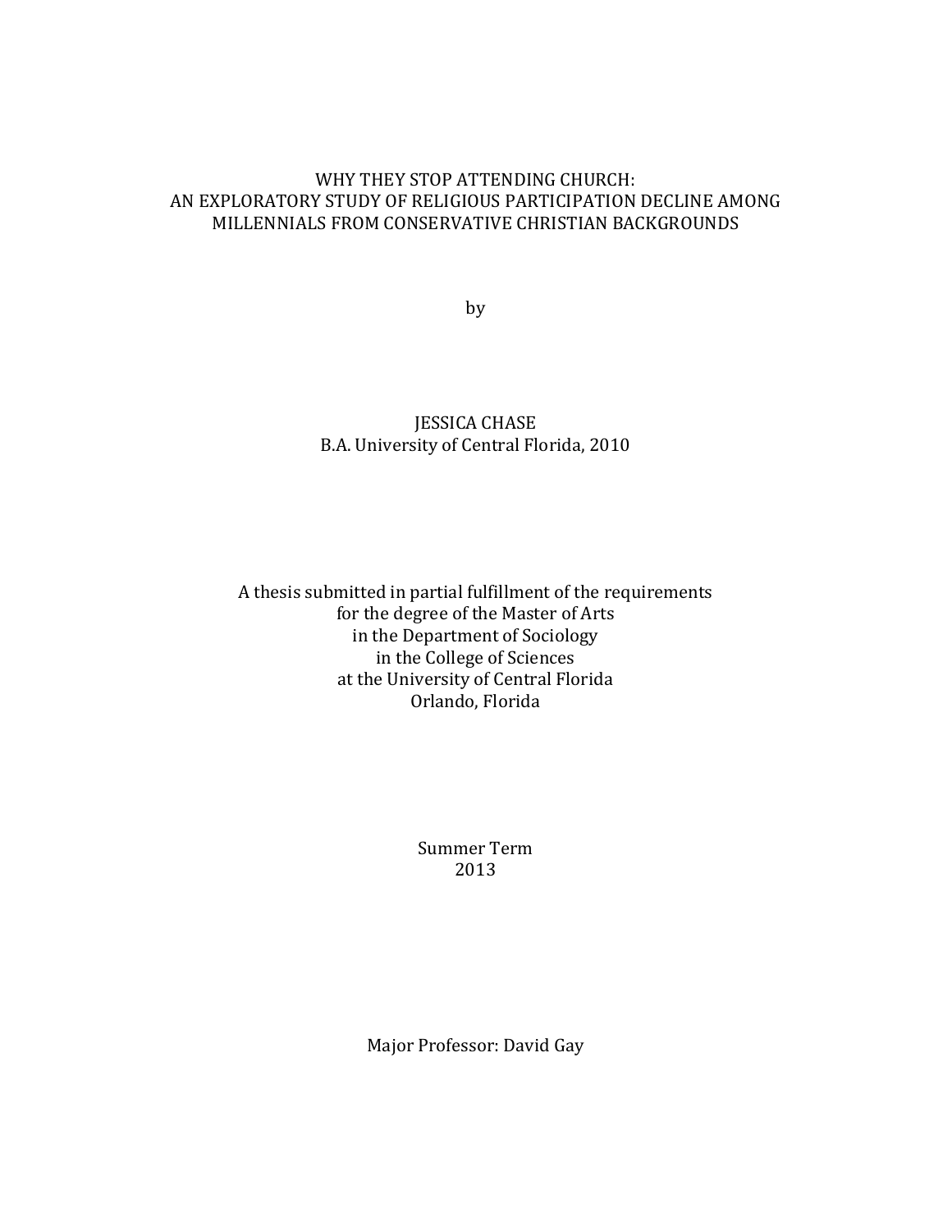# WHY THEY STOP ATTENDING CHURCH: AN EXPLORATORY STUDY OF RELIGIOUS PARTICIPATION DECLINE AMONG MILLENNIALS FROM CONSERVATIVE CHRISTIAN BACKGROUNDS

by

JESSICA CHASE
B.A. University of Central Florida, 2010

A thesis submitted in partial fulfillment of the requirements
for the degree of the Master of Arts
in the Department of Sociology
in the College of Sciences
at the University of Central Florida
Orlando, Florida

Summer Term
2013

Major Professor: David Gay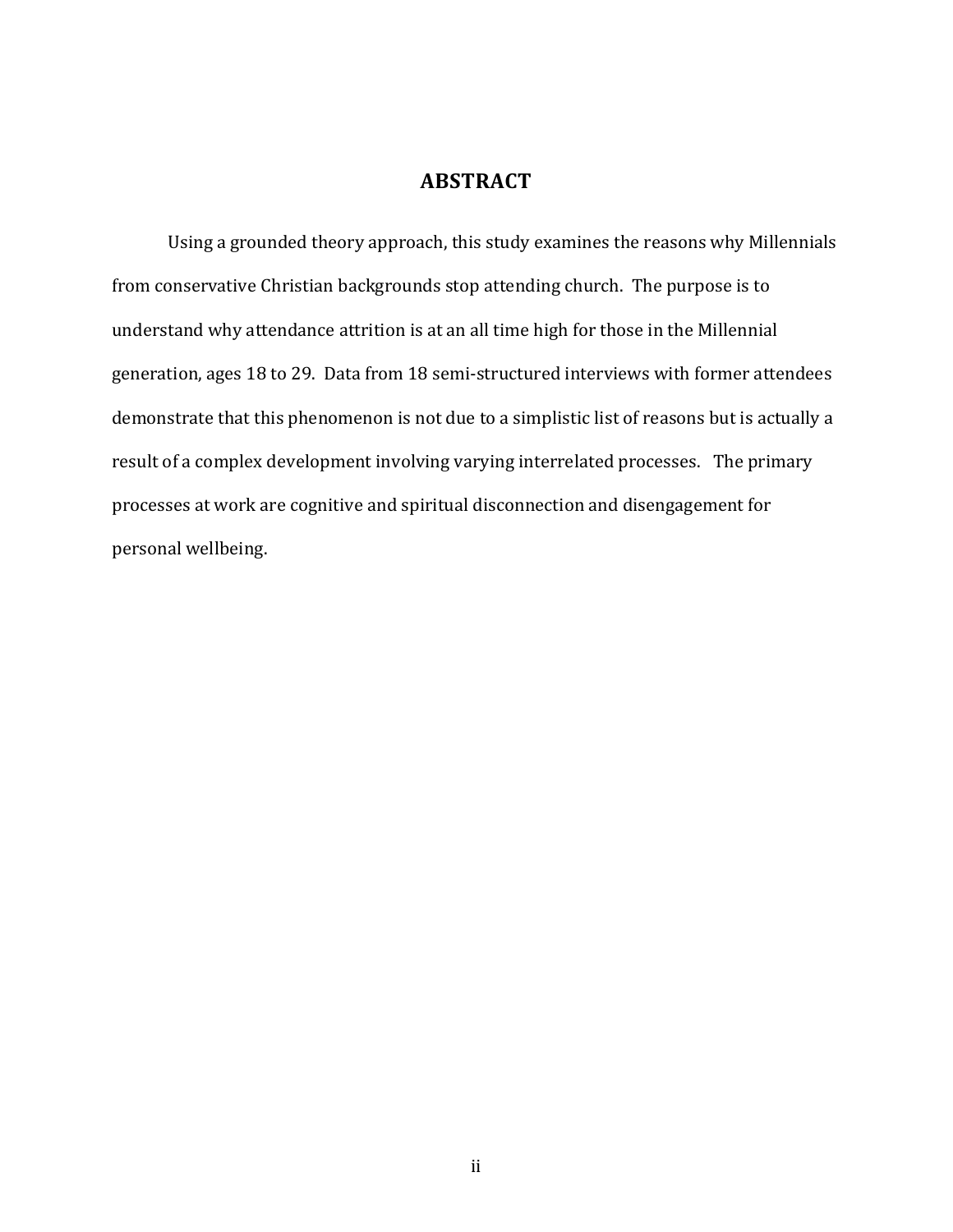# ABSTRACT

Using a grounded theory approach, this study examines the reasons why Millennials from conservative Christian backgrounds stop attending church. The purpose is to understand why attendance attrition is at an all time high for those in the Millennial generation, ages 18 to 29. Data from 18 semi-structured interviews with former attendees demonstrate that this phenomenon is not due to a simplistic list of reasons but is actually a result of a complex development involving varying interrelated processes. The primary processes at work are cognitive and spiritual disconnection and disengagement for personal wellbeing.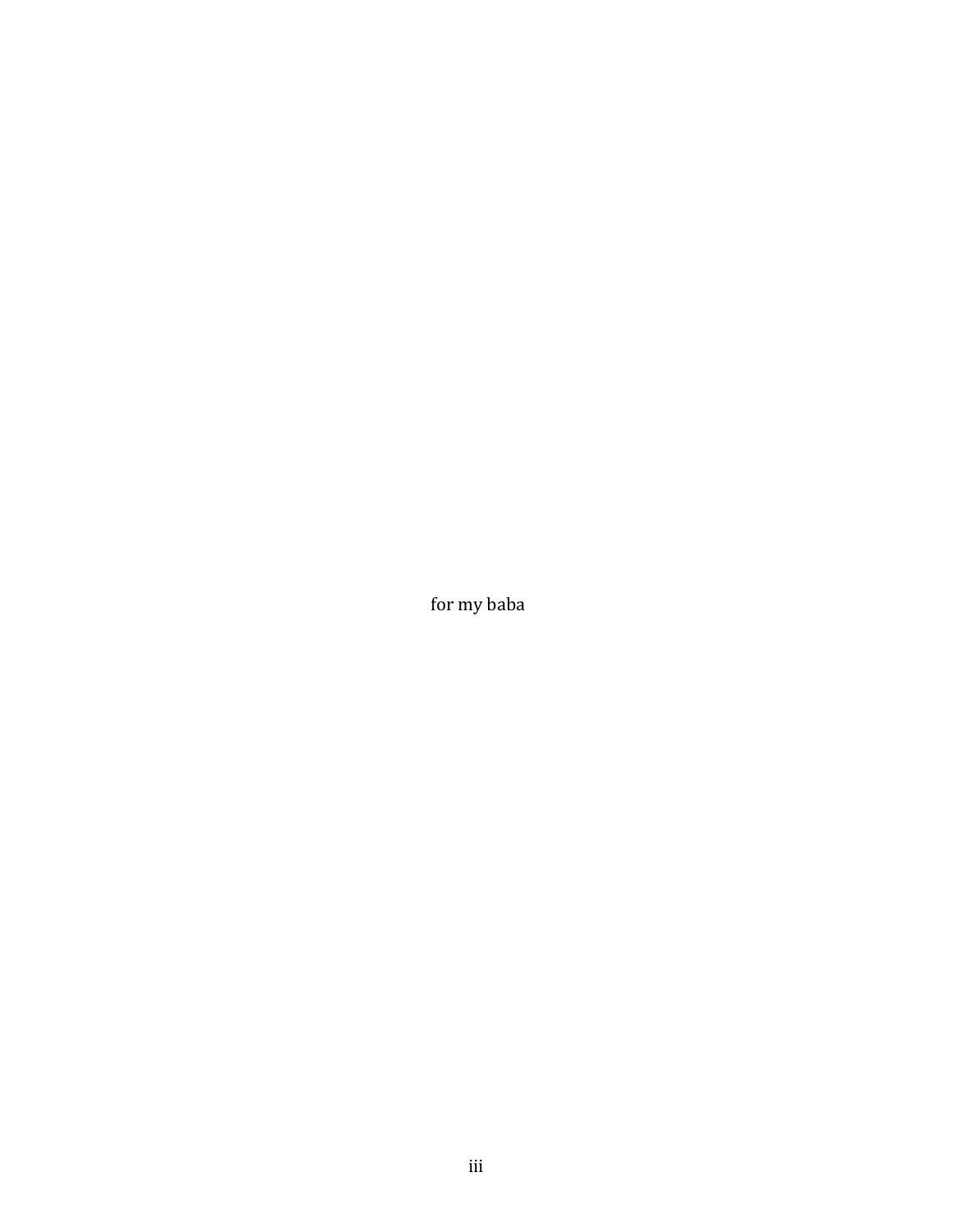for my baba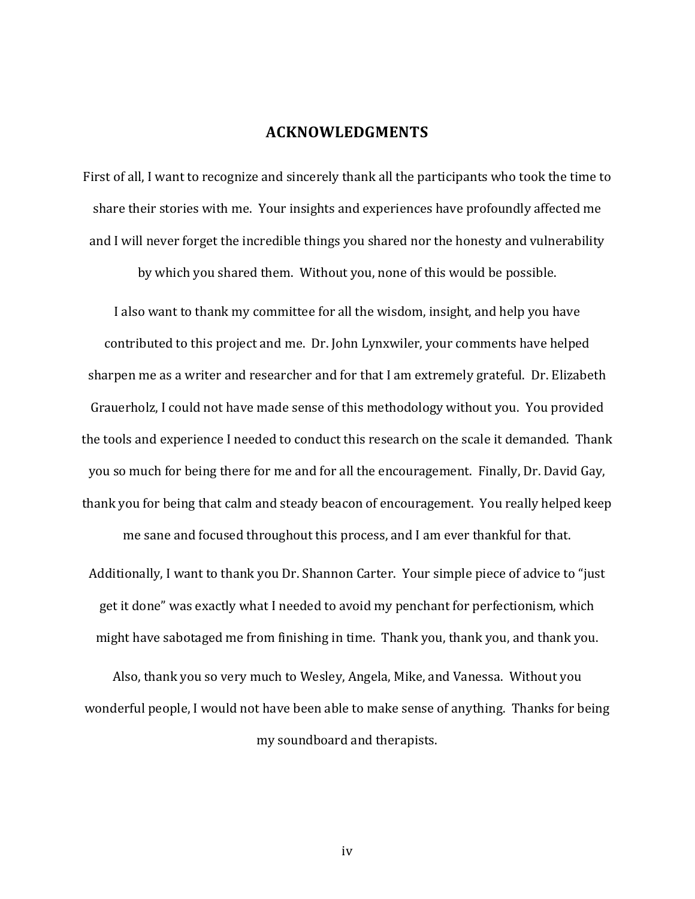## ACKNOWLEDGMENTS

First of all, I want to recognize and sincerely thank all the participants who took the time to share their stories with me. Your insights and experiences have profoundly affected me and I will never forget the incredible things you shared nor the honesty and vulnerability by which you shared them. Without you, none of this would be possible.

I also want to thank my committee for all the wisdom, insight, and help you have contributed to this project and me. Dr. John Lynxwiler, your comments have helped sharpen me as a writer and researcher and for that I am extremely grateful. Dr. Elizabeth Grauerholz, I could not have made sense of this methodology without you. You provided the tools and experience I needed to conduct this research on the scale it demanded. Thank you so much for being there for me and for all the encouragement. Finally, Dr. David Gay, thank you for being that calm and steady beacon of encouragement. You really helped keep me sane and focused throughout this process, and I am ever thankful for that.

Additionally, I want to thank you Dr. Shannon Carter. Your simple piece of advice to "just get it done" was exactly what I needed to avoid my penchant for perfectionism, which might have sabotaged me from finishing in time. Thank you, thank you, and thank you.

Also, thank you so very much to Wesley, Angela, Mike, and Vanessa. Without you wonderful people, I would not have been able to make sense of anything. Thanks for being my soundboard and therapists.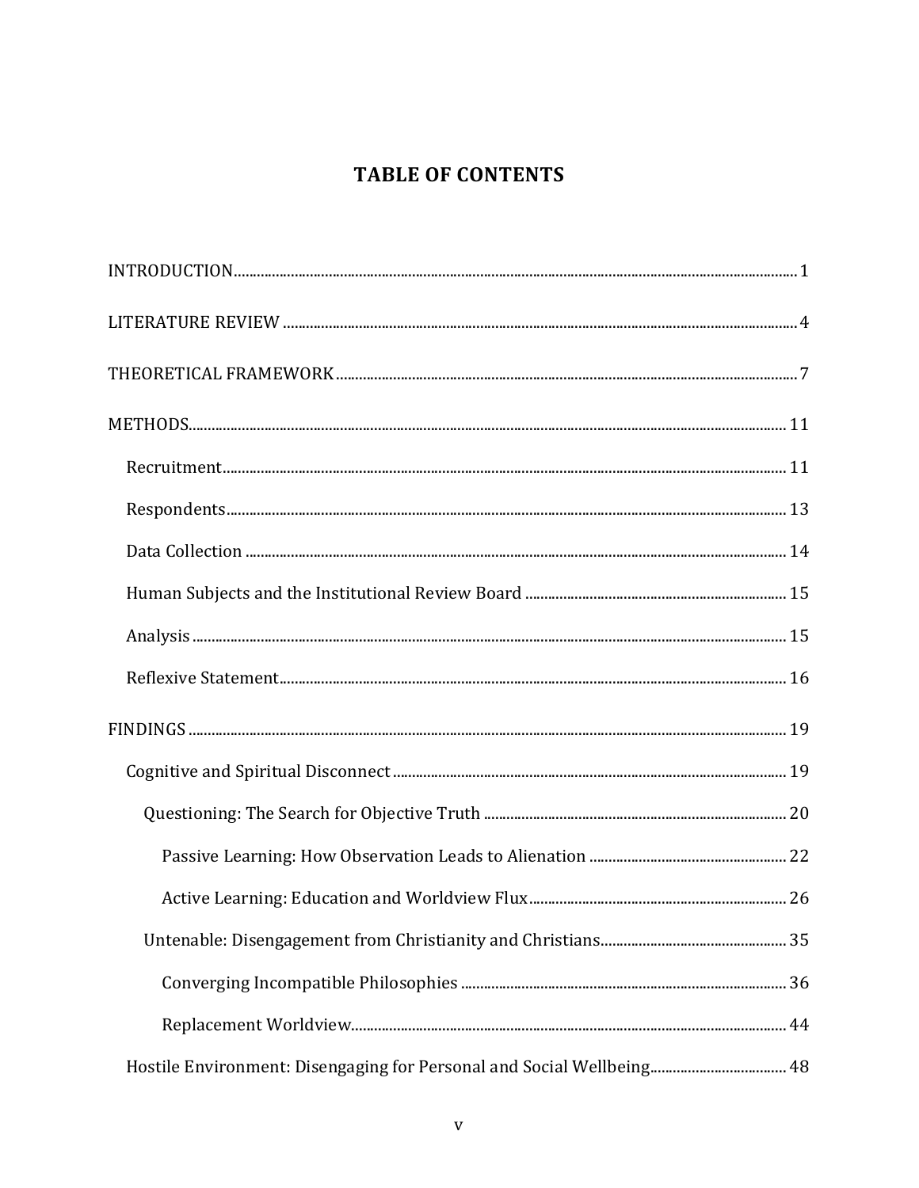# TABLE OF CONTENTS

INTRODUCTION ..... 1

LITERATURE REVIEW ..... 4

THEORETICAL FRAMEWORK ..... 7

METHODS ..... 11

- Recruitment ..... 11
- Respondents ..... 13
- Data Collection ..... 14
- Human Subjects and the Institutional Review Board ..... 15
- Analysis ..... 15
- Reflexive Statement ..... 16

FINDINGS ..... 19

- Cognitive and Spiritual Disconnect ..... 19
  - Questioning: The Search for Objective Truth ..... 20
    - Passive Learning: How Observation Leads to Alienation ..... 22
    - Active Learning: Education and Worldview Flux ..... 26
  - Untenable: Disengagement from Christianity and Christians ..... 35
    - Converging Incompatible Philosophies ..... 36
    - Replacement Worldview ..... 44
- Hostile Environment: Disengaging for Personal and Social Wellbeing ..... 48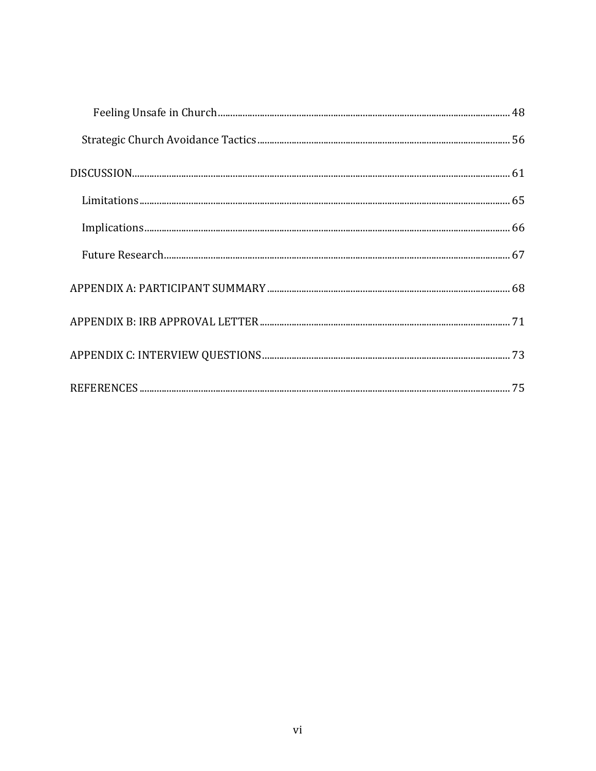Feeling Unsafe in Church ........................................................................................................................ 48

Strategic Church Avoidance Tactics ......................................................................................................... 56

DISCUSSION........................................................................................................................................................ 61

Limitations ......................................................................................................................................................... 65

Implications........................................................................................................................................................ 66

Future Research................................................................................................................................................ 67

APPENDIX A: PARTICIPANT SUMMARY .................................................................................................... 68

APPENDIX B: IRB APPROVAL LETTER ........................................................................................................ 71

APPENDIX C: INTERVIEW QUESTIONS ........................................................................................................ 73

REFERENCES ......................................................................................................................................................... 75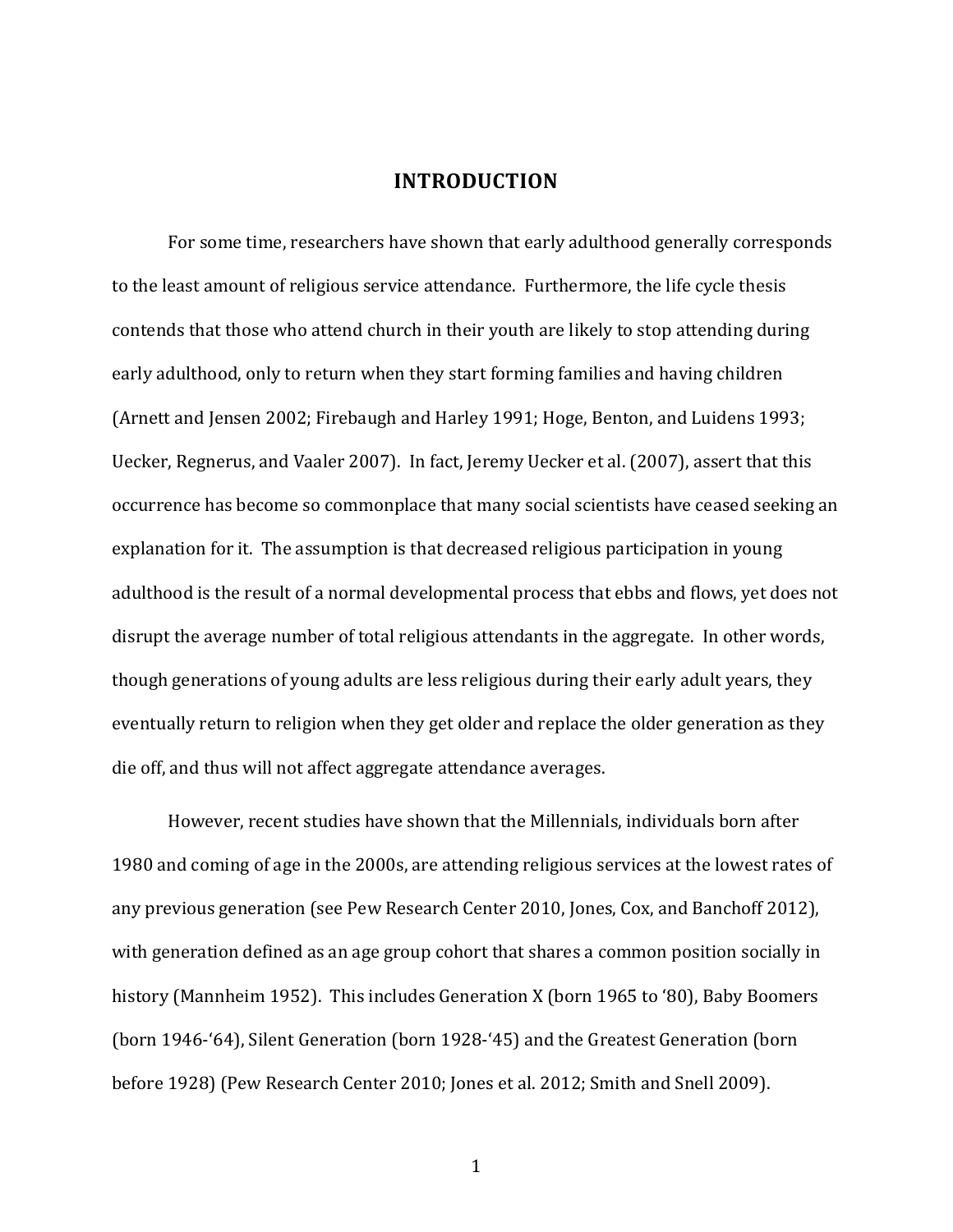# INTRODUCTION

For some time, researchers have shown that early adulthood generally corresponds to the least amount of religious service attendance. Furthermore, the life cycle thesis contends that those who attend church in their youth are likely to stop attending during early adulthood, only to return when they start forming families and having children (Arnett and Jensen 2002; Firebaugh and Harley 1991; Hoge, Benton, and Luidens 1993; Uecker, Regnerus, and Vaaler 2007). In fact, Jeremy Uecker et al. (2007), assert that this occurrence has become so commonplace that many social scientists have ceased seeking an explanation for it. The assumption is that decreased religious participation in young adulthood is the result of a normal developmental process that ebbs and flows, yet does not disrupt the average number of total religious attendants in the aggregate. In other words, though generations of young adults are less religious during their early adult years, they eventually return to religion when they get older and replace the older generation as they die off, and thus will not affect aggregate attendance averages.

However, recent studies have shown that the Millennials, individuals born after 1980 and coming of age in the 2000s, are attending religious services at the lowest rates of any previous generation (see Pew Research Center 2010, Jones, Cox, and Banchoff 2012), with generation defined as an age group cohort that shares a common position socially in history (Mannheim 1952). This includes Generation X (born 1965 to '80), Baby Boomers (born 1946-'64), Silent Generation (born 1928-'45) and the Greatest Generation (born before 1928) (Pew Research Center 2010; Jones et al. 2012; Smith and Snell 2009).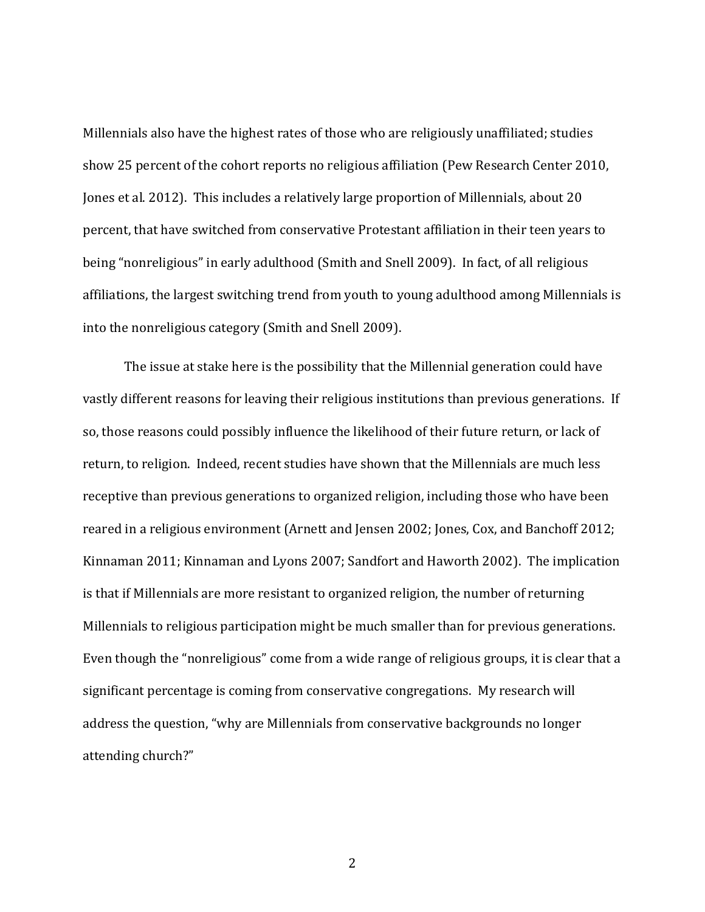Millennials also have the highest rates of those who are religiously unaffiliated; studies show 25 percent of the cohort reports no religious affiliation (Pew Research Center 2010, Jones et al. 2012). This includes a relatively large proportion of Millennials, about 20 percent, that have switched from conservative Protestant affiliation in their teen years to being "nonreligious" in early adulthood (Smith and Snell 2009). In fact, of all religious affiliations, the largest switching trend from youth to young adulthood among Millennials is into the nonreligious category (Smith and Snell 2009).

The issue at stake here is the possibility that the Millennial generation could have vastly different reasons for leaving their religious institutions than previous generations. If so, those reasons could possibly influence the likelihood of their future return, or lack of return, to religion. Indeed, recent studies have shown that the Millennials are much less receptive than previous generations to organized religion, including those who have been reared in a religious environment (Arnett and Jensen 2002; Jones, Cox, and Banchoff 2012; Kinnaman 2011; Kinnaman and Lyons 2007; Sandfort and Haworth 2002). The implication is that if Millennials are more resistant to organized religion, the number of returning Millennials to religious participation might be much smaller than for previous generations. Even though the "nonreligious" come from a wide range of religious groups, it is clear that a significant percentage is coming from conservative congregations. My research will address the question, "why are Millennials from conservative backgrounds no longer attending church?"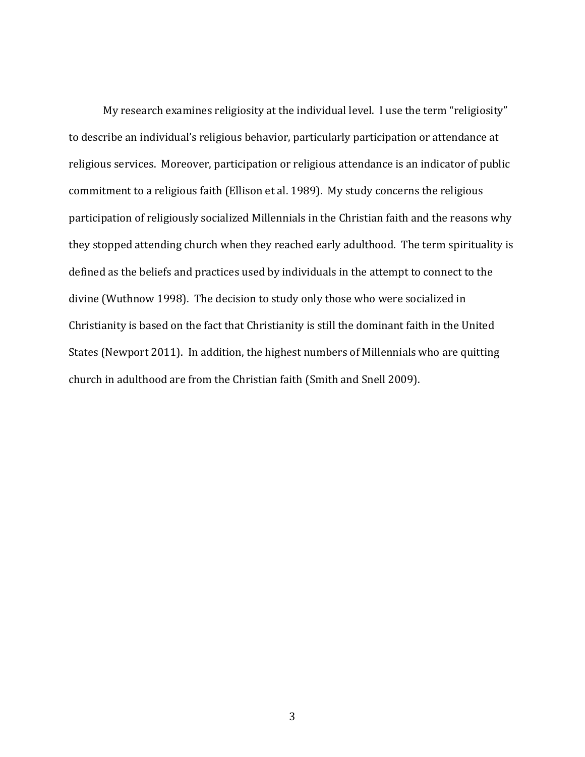My research examines religiosity at the individual level. I use the term "religiosity" to describe an individual's religious behavior, particularly participation or attendance at religious services. Moreover, participation or religious attendance is an indicator of public commitment to a religious faith (Ellison et al. 1989). My study concerns the religious participation of religiously socialized Millennials in the Christian faith and the reasons why they stopped attending church when they reached early adulthood. The term spirituality is defined as the beliefs and practices used by individuals in the attempt to connect to the divine (Wuthnow 1998). The decision to study only those who were socialized in Christianity is based on the fact that Christianity is still the dominant faith in the United States (Newport 2011). In addition, the highest numbers of Millennials who are quitting church in adulthood are from the Christian faith (Smith and Snell 2009).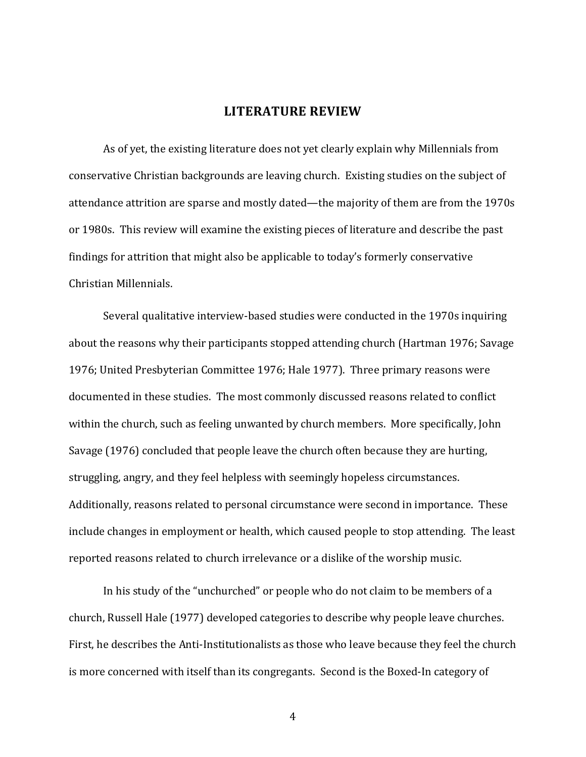## LITERATURE REVIEW

As of yet, the existing literature does not yet clearly explain why Millennials from conservative Christian backgrounds are leaving church. Existing studies on the subject of attendance attrition are sparse and mostly dated—the majority of them are from the 1970s or 1980s. This review will examine the existing pieces of literature and describe the past findings for attrition that might also be applicable to today's formerly conservative Christian Millennials.

Several qualitative interview-based studies were conducted in the 1970s inquiring about the reasons why their participants stopped attending church (Hartman 1976; Savage 1976; United Presbyterian Committee 1976; Hale 1977). Three primary reasons were documented in these studies. The most commonly discussed reasons related to conflict within the church, such as feeling unwanted by church members. More specifically, John Savage (1976) concluded that people leave the church often because they are hurting, struggling, angry, and they feel helpless with seemingly hopeless circumstances. Additionally, reasons related to personal circumstance were second in importance. These include changes in employment or health, which caused people to stop attending. The least reported reasons related to church irrelevance or a dislike of the worship music.

In his study of the "unchurched" or people who do not claim to be members of a church, Russell Hale (1977) developed categories to describe why people leave churches. First, he describes the Anti-Institutionalists as those who leave because they feel the church is more concerned with itself than its congregants. Second is the Boxed-In category of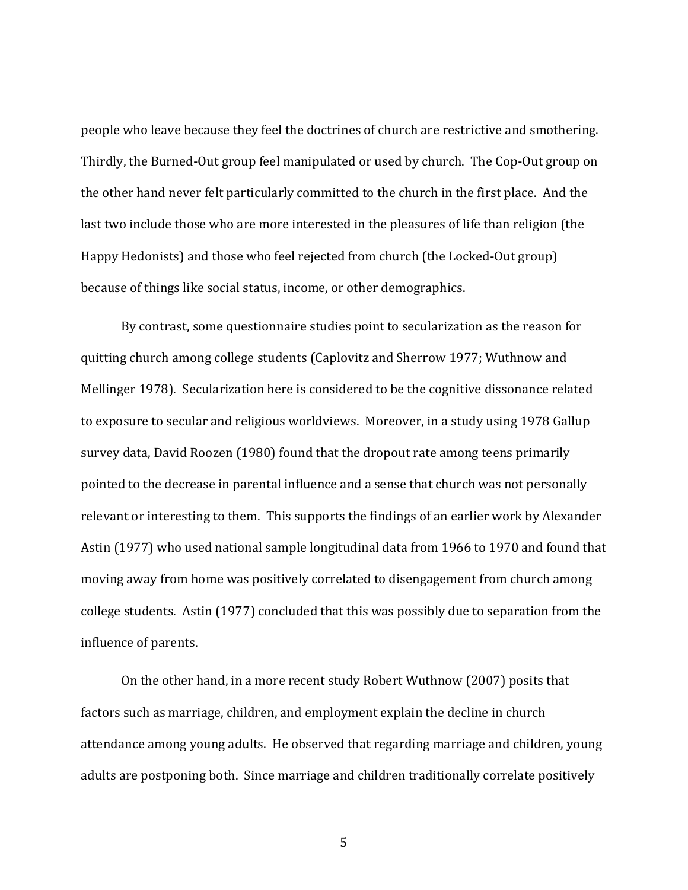people who leave because they feel the doctrines of church are restrictive and smothering. Thirdly, the Burned-Out group feel manipulated or used by church. The Cop-Out group on the other hand never felt particularly committed to the church in the first place. And the last two include those who are more interested in the pleasures of life than religion (the Happy Hedonists) and those who feel rejected from church (the Locked-Out group) because of things like social status, income, or other demographics.

By contrast, some questionnaire studies point to secularization as the reason for quitting church among college students (Caplovitz and Sherrow 1977; Wuthnow and Mellinger 1978). Secularization here is considered to be the cognitive dissonance related to exposure to secular and religious worldviews. Moreover, in a study using 1978 Gallup survey data, David Roozen (1980) found that the dropout rate among teens primarily pointed to the decrease in parental influence and a sense that church was not personally relevant or interesting to them. This supports the findings of an earlier work by Alexander Astin (1977) who used national sample longitudinal data from 1966 to 1970 and found that moving away from home was positively correlated to disengagement from church among college students. Astin (1977) concluded that this was possibly due to separation from the influence of parents.

On the other hand, in a more recent study Robert Wuthnow (2007) posits that factors such as marriage, children, and employment explain the decline in church attendance among young adults. He observed that regarding marriage and children, young adults are postponing both. Since marriage and children traditionally correlate positively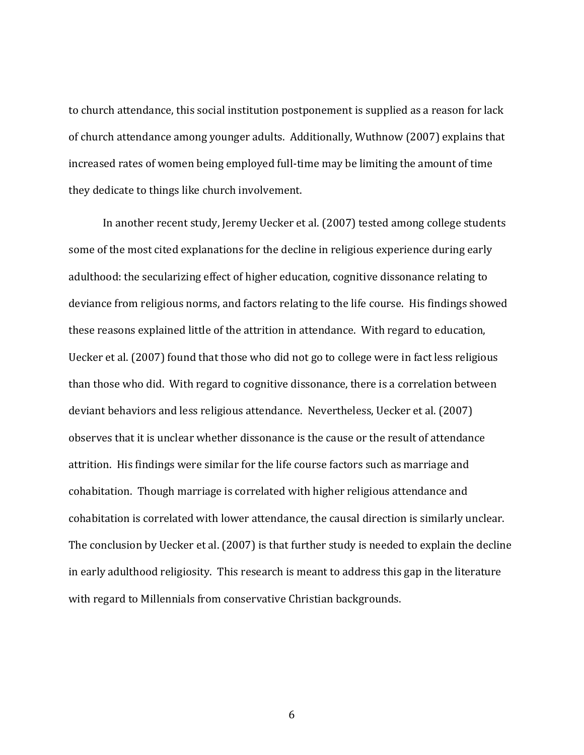to church attendance, this social institution postponement is supplied as a reason for lack of church attendance among younger adults. Additionally, Wuthnow (2007) explains that increased rates of women being employed full-time may be limiting the amount of time they dedicate to things like church involvement.

In another recent study, Jeremy Uecker et al. (2007) tested among college students some of the most cited explanations for the decline in religious experience during early adulthood: the secularizing effect of higher education, cognitive dissonance relating to deviance from religious norms, and factors relating to the life course. His findings showed these reasons explained little of the attrition in attendance. With regard to education, Uecker et al. (2007) found that those who did not go to college were in fact less religious than those who did. With regard to cognitive dissonance, there is a correlation between deviant behaviors and less religious attendance. Nevertheless, Uecker et al. (2007) observes that it is unclear whether dissonance is the cause or the result of attendance attrition. His findings were similar for the life course factors such as marriage and cohabitation. Though marriage is correlated with higher religious attendance and cohabitation is correlated with lower attendance, the causal direction is similarly unclear. The conclusion by Uecker et al. (2007) is that further study is needed to explain the decline in early adulthood religiosity. This research is meant to address this gap in the literature with regard to Millennials from conservative Christian backgrounds.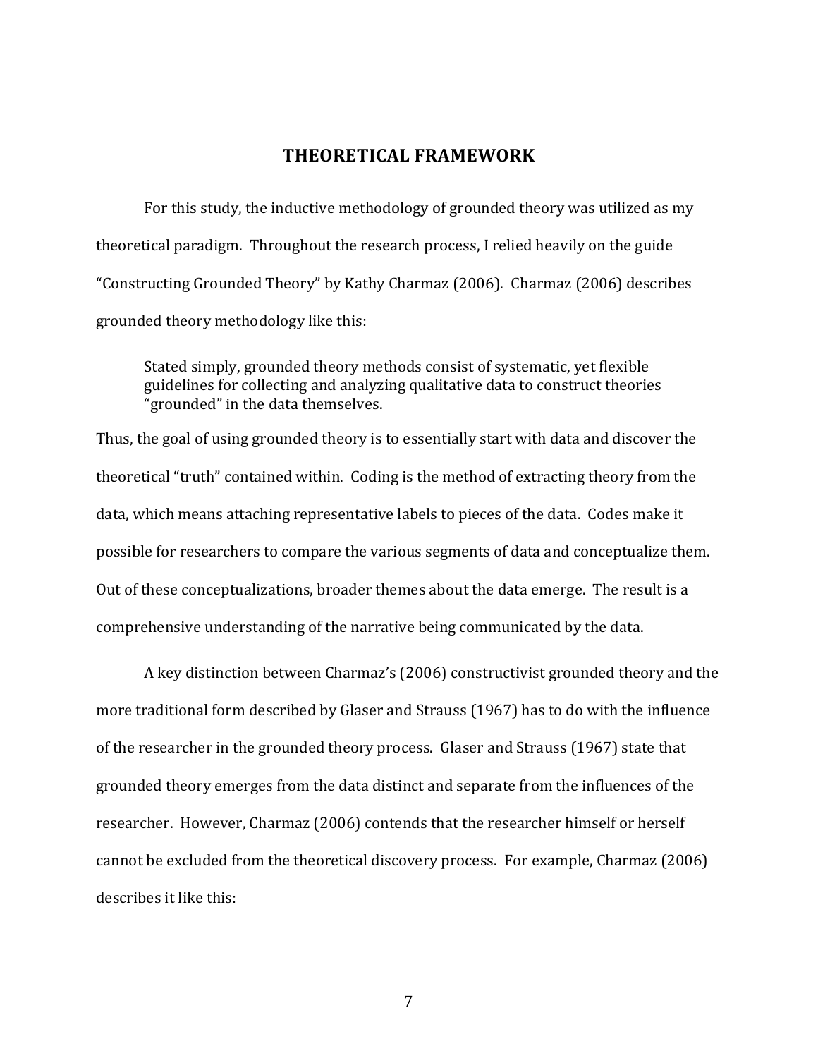# THEORETICAL FRAMEWORK

For this study, the inductive methodology of grounded theory was utilized as my theoretical paradigm. Throughout the research process, I relied heavily on the guide "Constructing Grounded Theory" by Kathy Charmaz (2006). Charmaz (2006) describes grounded theory methodology like this:

> Stated simply, grounded theory methods consist of systematic, yet flexible guidelines for collecting and analyzing qualitative data to construct theories "grounded" in the data themselves.

Thus, the goal of using grounded theory is to essentially start with data and discover the theoretical "truth" contained within. Coding is the method of extracting theory from the data, which means attaching representative labels to pieces of the data. Codes make it possible for researchers to compare the various segments of data and conceptualize them. Out of these conceptualizations, broader themes about the data emerge. The result is a comprehensive understanding of the narrative being communicated by the data.

A key distinction between Charmaz's (2006) constructivist grounded theory and the more traditional form described by Glaser and Strauss (1967) has to do with the influence of the researcher in the grounded theory process. Glaser and Strauss (1967) state that grounded theory emerges from the data distinct and separate from the influences of the researcher. However, Charmaz (2006) contends that the researcher himself or herself cannot be excluded from the theoretical discovery process. For example, Charmaz (2006) describes it like this: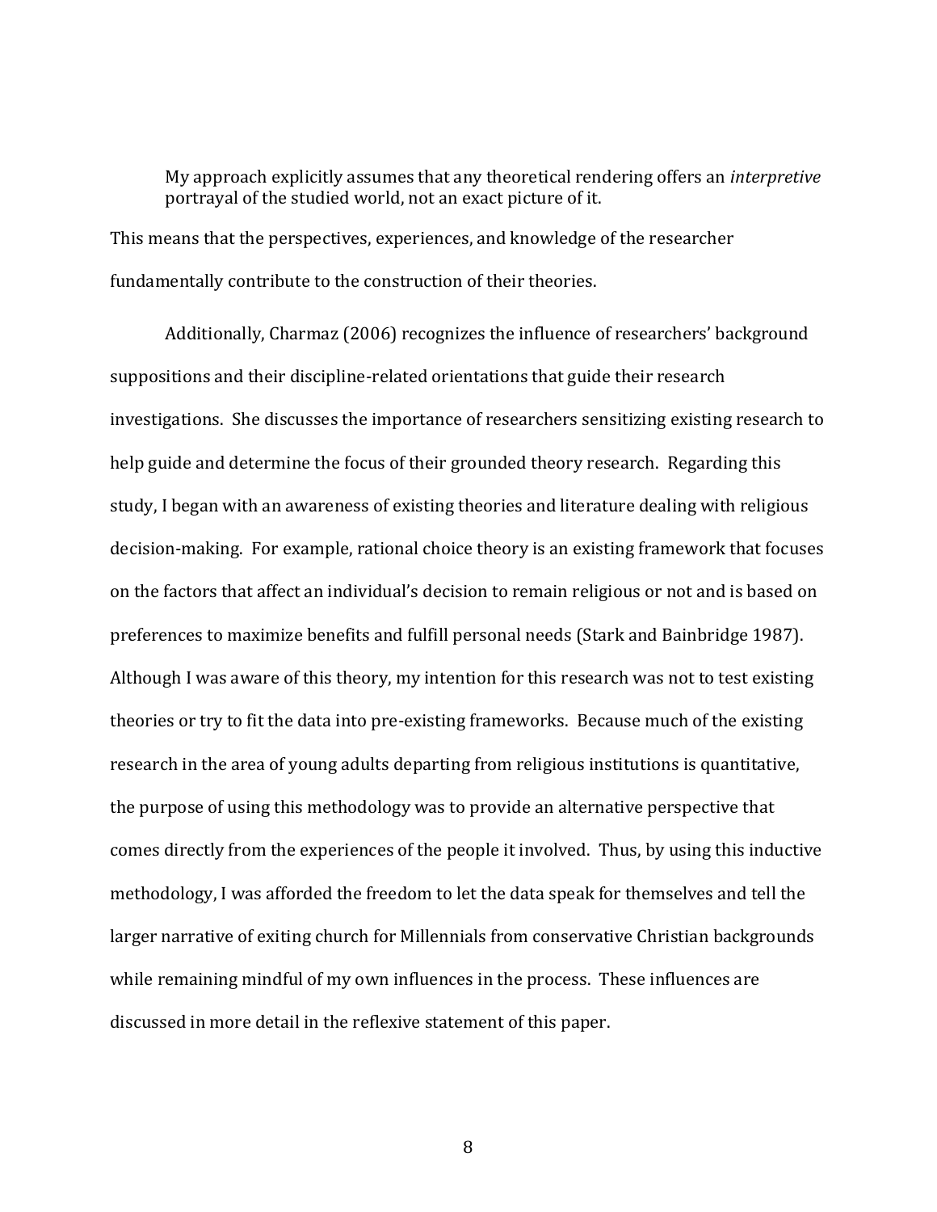> My approach explicitly assumes that any theoretical rendering offers an *interpretive* portrayal of the studied world, not an exact picture of it.

This means that the perspectives, experiences, and knowledge of the researcher fundamentally contribute to the construction of their theories.

Additionally, Charmaz (2006) recognizes the influence of researchers' background suppositions and their discipline-related orientations that guide their research investigations. She discusses the importance of researchers sensitizing existing research to help guide and determine the focus of their grounded theory research. Regarding this study, I began with an awareness of existing theories and literature dealing with religious decision-making. For example, rational choice theory is an existing framework that focuses on the factors that affect an individual's decision to remain religious or not and is based on preferences to maximize benefits and fulfill personal needs (Stark and Bainbridge 1987). Although I was aware of this theory, my intention for this research was not to test existing theories or try to fit the data into pre-existing frameworks. Because much of the existing research in the area of young adults departing from religious institutions is quantitative, the purpose of using this methodology was to provide an alternative perspective that comes directly from the experiences of the people it involved. Thus, by using this inductive methodology, I was afforded the freedom to let the data speak for themselves and tell the larger narrative of exiting church for Millennials from conservative Christian backgrounds while remaining mindful of my own influences in the process. These influences are discussed in more detail in the reflexive statement of this paper.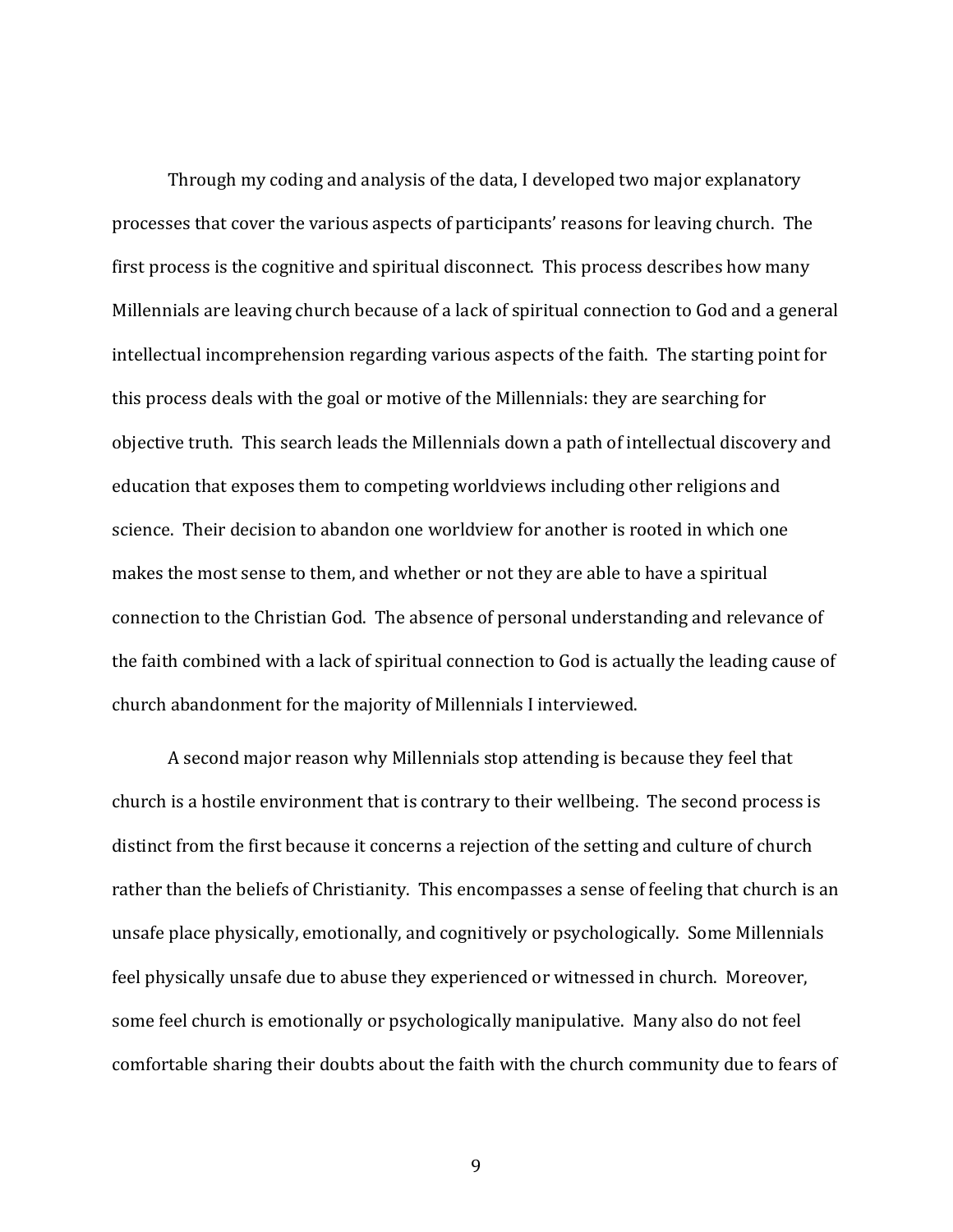Through my coding and analysis of the data, I developed two major explanatory processes that cover the various aspects of participants' reasons for leaving church. The first process is the cognitive and spiritual disconnect. This process describes how many Millennials are leaving church because of a lack of spiritual connection to God and a general intellectual incomprehension regarding various aspects of the faith. The starting point for this process deals with the goal or motive of the Millennials: they are searching for objective truth. This search leads the Millennials down a path of intellectual discovery and education that exposes them to competing worldviews including other religions and science. Their decision to abandon one worldview for another is rooted in which one makes the most sense to them, and whether or not they are able to have a spiritual connection to the Christian God. The absence of personal understanding and relevance of the faith combined with a lack of spiritual connection to God is actually the leading cause of church abandonment for the majority of Millennials I interviewed.

A second major reason why Millennials stop attending is because they feel that church is a hostile environment that is contrary to their wellbeing. The second process is distinct from the first because it concerns a rejection of the setting and culture of church rather than the beliefs of Christianity. This encompasses a sense of feeling that church is an unsafe place physically, emotionally, and cognitively or psychologically. Some Millennials feel physically unsafe due to abuse they experienced or witnessed in church. Moreover, some feel church is emotionally or psychologically manipulative. Many also do not feel comfortable sharing their doubts about the faith with the church community due to fears of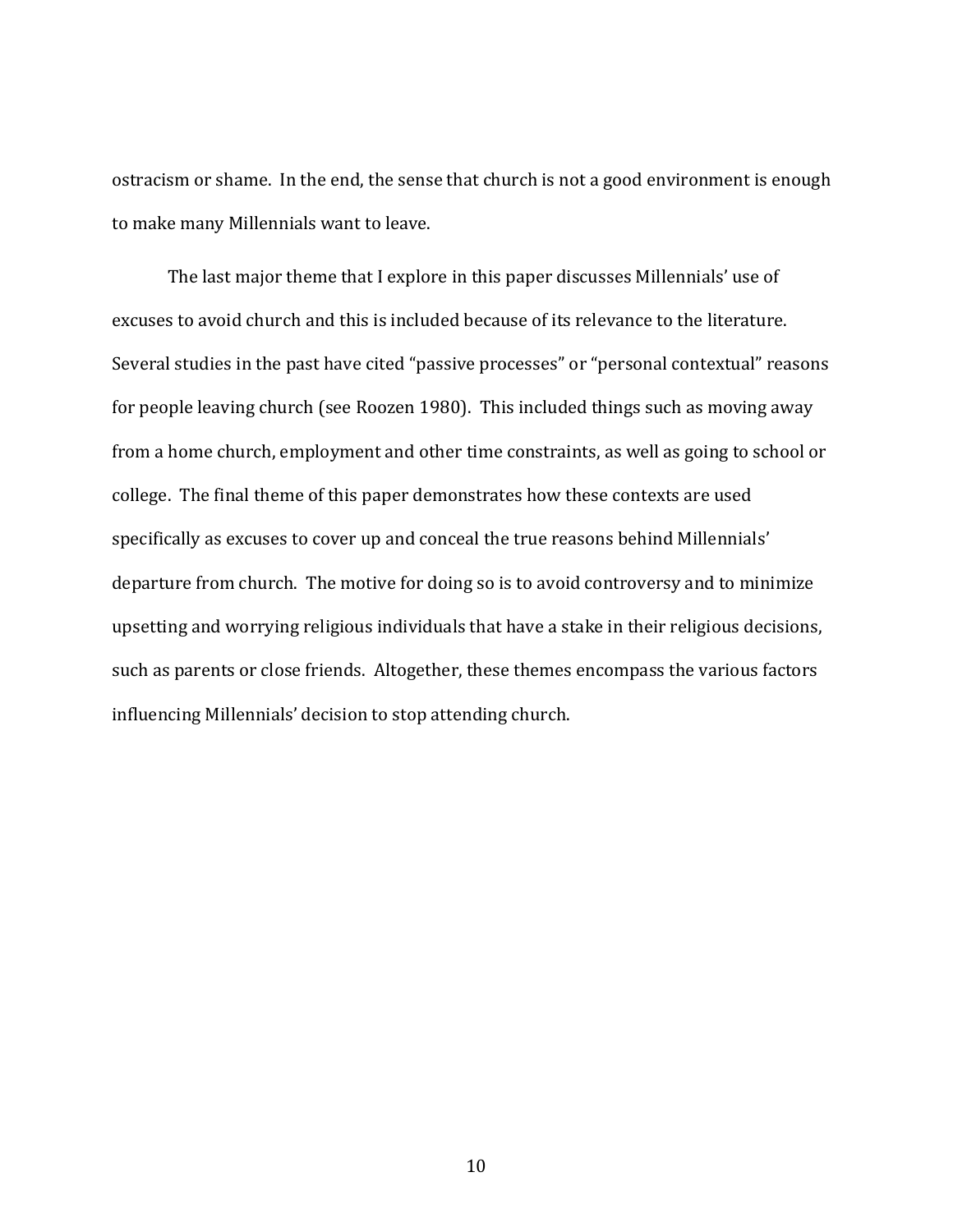ostracism or shame. In the end, the sense that church is not a good environment is enough to make many Millennials want to leave.

The last major theme that I explore in this paper discusses Millennials' use of excuses to avoid church and this is included because of its relevance to the literature. Several studies in the past have cited "passive processes" or "personal contextual" reasons for people leaving church (see Roozen 1980). This included things such as moving away from a home church, employment and other time constraints, as well as going to school or college. The final theme of this paper demonstrates how these contexts are used specifically as excuses to cover up and conceal the true reasons behind Millennials' departure from church. The motive for doing so is to avoid controversy and to minimize upsetting and worrying religious individuals that have a stake in their religious decisions, such as parents or close friends. Altogether, these themes encompass the various factors influencing Millennials' decision to stop attending church.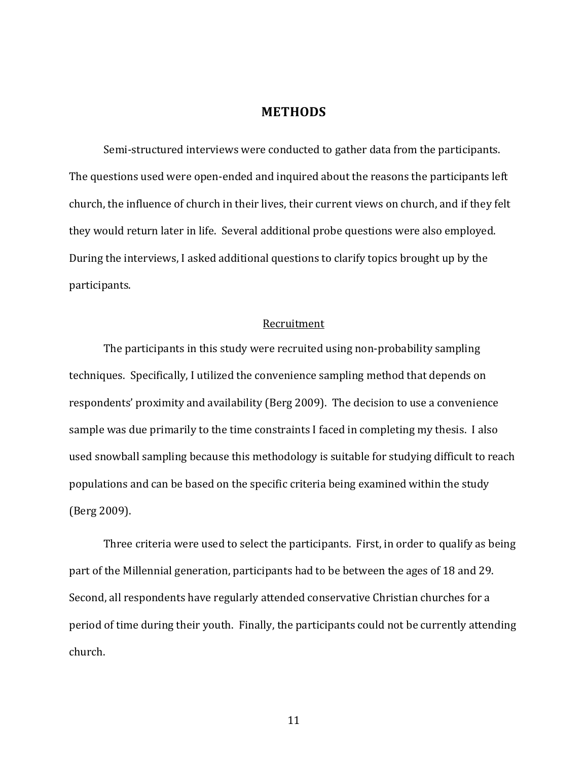# METHODS

Semi-structured interviews were conducted to gather data from the participants. The questions used were open-ended and inquired about the reasons the participants left church, the influence of church in their lives, their current views on church, and if they felt they would return later in life. Several additional probe questions were also employed. During the interviews, I asked additional questions to clarify topics brought up by the participants.

## Recruitment

The participants in this study were recruited using non-probability sampling techniques. Specifically, I utilized the convenience sampling method that depends on respondents' proximity and availability (Berg 2009). The decision to use a convenience sample was due primarily to the time constraints I faced in completing my thesis. I also used snowball sampling because this methodology is suitable for studying difficult to reach populations and can be based on the specific criteria being examined within the study (Berg 2009).

Three criteria were used to select the participants. First, in order to qualify as being part of the Millennial generation, participants had to be between the ages of 18 and 29. Second, all respondents have regularly attended conservative Christian churches for a period of time during their youth. Finally, the participants could not be currently attending church.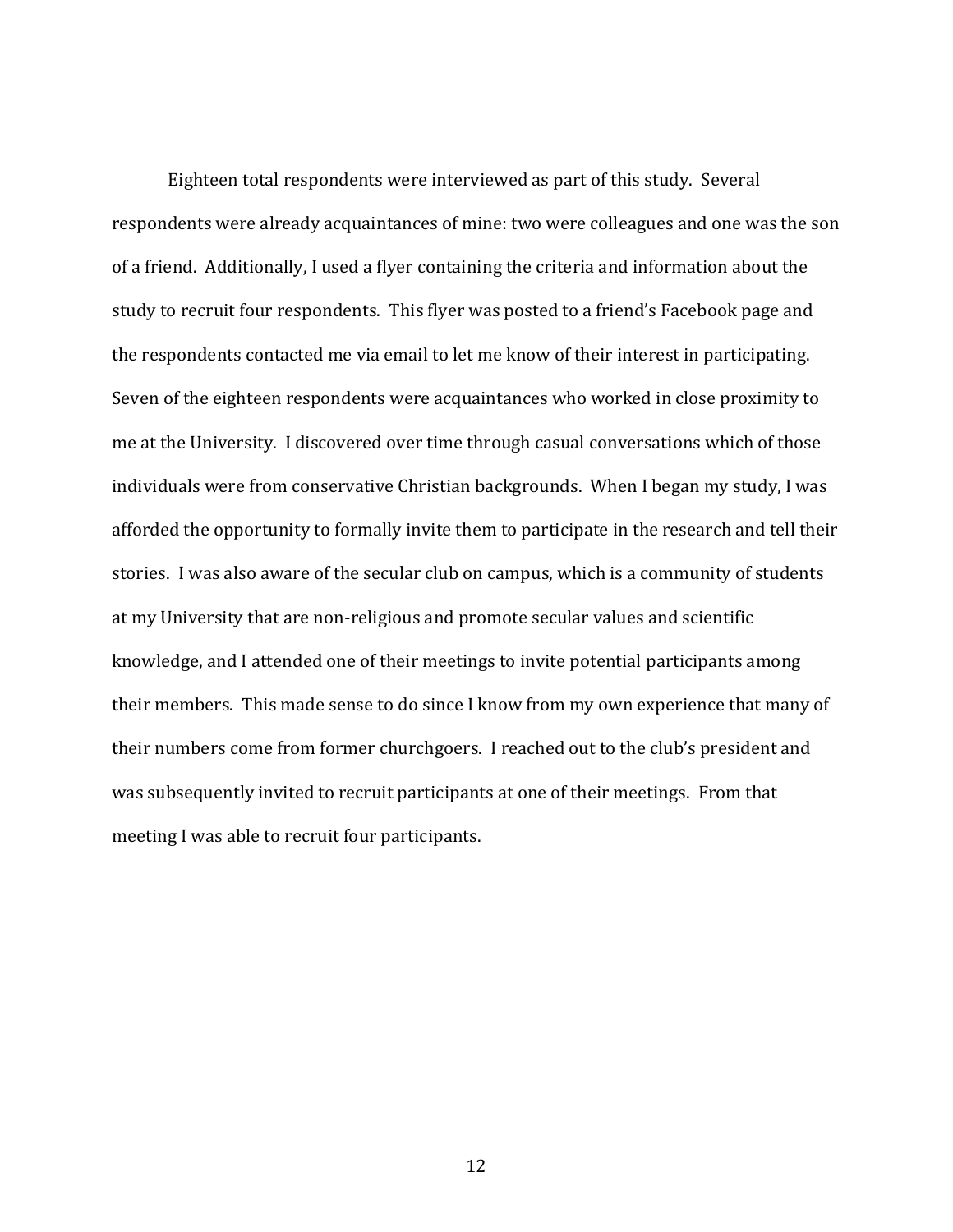Eighteen total respondents were interviewed as part of this study. Several respondents were already acquaintances of mine: two were colleagues and one was the son of a friend. Additionally, I used a flyer containing the criteria and information about the study to recruit four respondents. This flyer was posted to a friend's Facebook page and the respondents contacted me via email to let me know of their interest in participating. Seven of the eighteen respondents were acquaintances who worked in close proximity to me at the University. I discovered over time through casual conversations which of those individuals were from conservative Christian backgrounds. When I began my study, I was afforded the opportunity to formally invite them to participate in the research and tell their stories. I was also aware of the secular club on campus, which is a community of students at my University that are non-religious and promote secular values and scientific knowledge, and I attended one of their meetings to invite potential participants among their members. This made sense to do since I know from my own experience that many of their numbers come from former churchgoers. I reached out to the club's president and was subsequently invited to recruit participants at one of their meetings. From that meeting I was able to recruit four participants.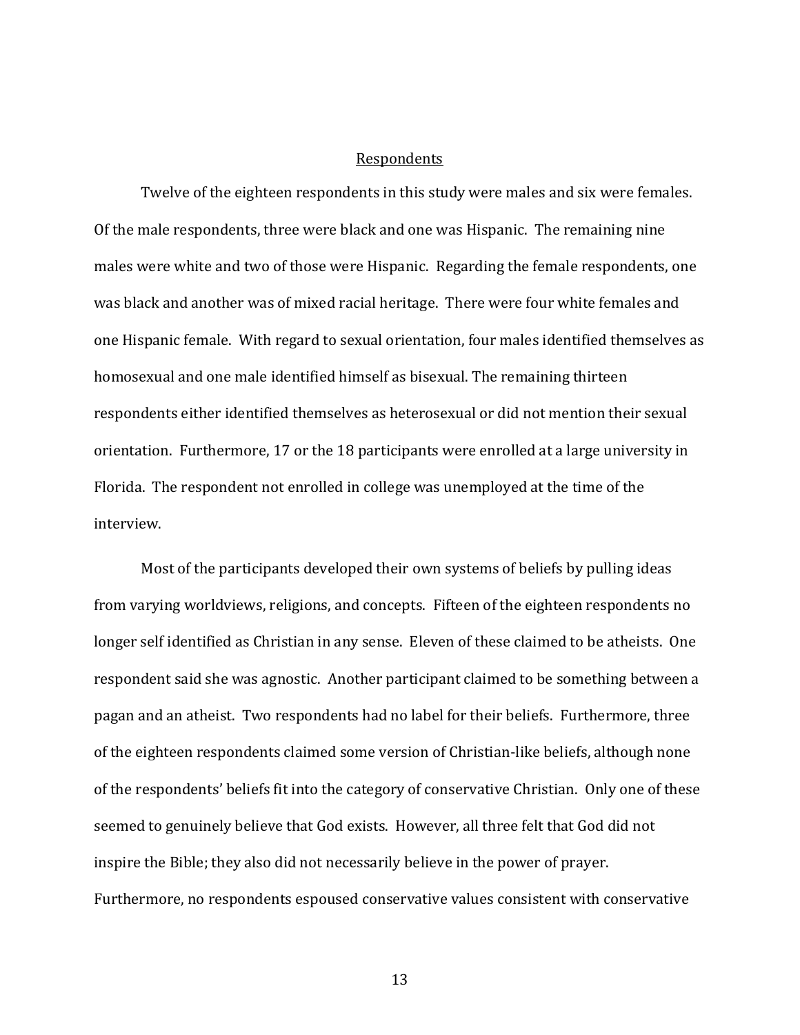## Respondents

Twelve of the eighteen respondents in this study were males and six were females. Of the male respondents, three were black and one was Hispanic. The remaining nine males were white and two of those were Hispanic. Regarding the female respondents, one was black and another was of mixed racial heritage. There were four white females and one Hispanic female. With regard to sexual orientation, four males identified themselves as homosexual and one male identified himself as bisexual. The remaining thirteen respondents either identified themselves as heterosexual or did not mention their sexual orientation. Furthermore, 17 or the 18 participants were enrolled at a large university in Florida. The respondent not enrolled in college was unemployed at the time of the interview.

Most of the participants developed their own systems of beliefs by pulling ideas from varying worldviews, religions, and concepts. Fifteen of the eighteen respondents no longer self identified as Christian in any sense. Eleven of these claimed to be atheists. One respondent said she was agnostic. Another participant claimed to be something between a pagan and an atheist. Two respondents had no label for their beliefs. Furthermore, three of the eighteen respondents claimed some version of Christian-like beliefs, although none of the respondents' beliefs fit into the category of conservative Christian. Only one of these seemed to genuinely believe that God exists. However, all three felt that God did not inspire the Bible; they also did not necessarily believe in the power of prayer. Furthermore, no respondents espoused conservative values consistent with conservative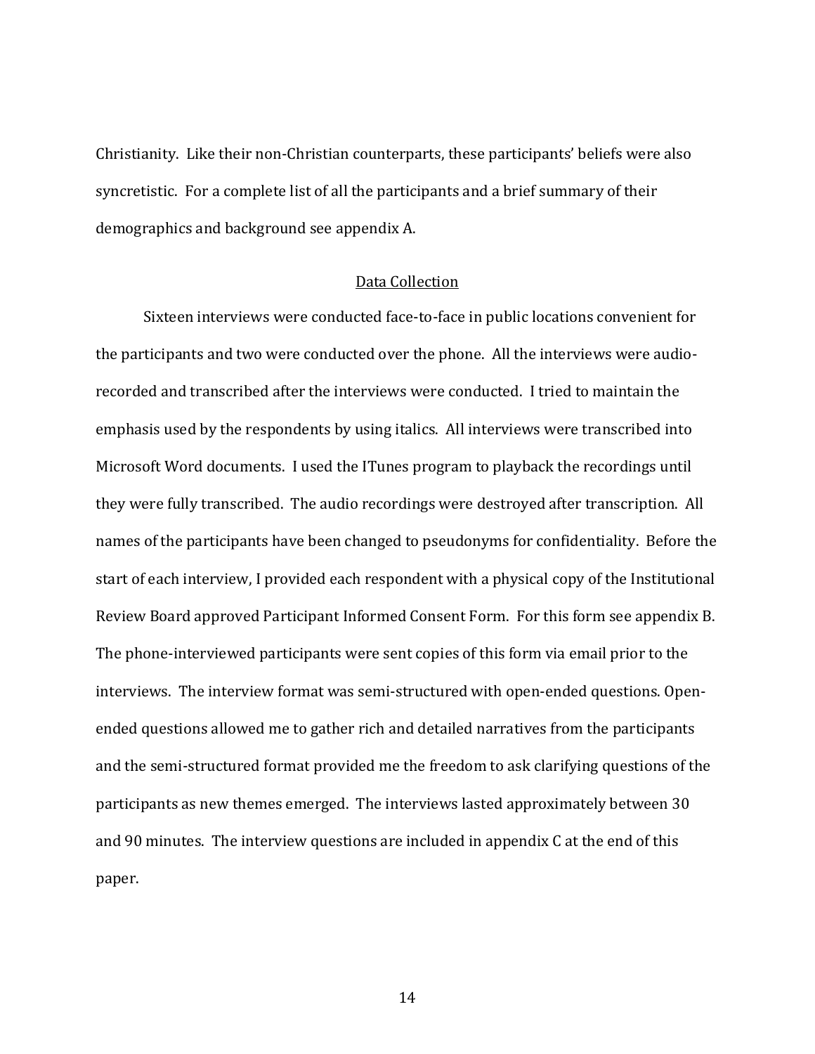Christianity. Like their non-Christian counterparts, these participants' beliefs were also syncretistic. For a complete list of all the participants and a brief summary of their demographics and background see appendix A.

## Data Collection

Sixteen interviews were conducted face-to-face in public locations convenient for the participants and two were conducted over the phone. All the interviews were audio-recorded and transcribed after the interviews were conducted. I tried to maintain the emphasis used by the respondents by using italics. All interviews were transcribed into Microsoft Word documents. I used the ITunes program to playback the recordings until they were fully transcribed. The audio recordings were destroyed after transcription. All names of the participants have been changed to pseudonyms for confidentiality. Before the start of each interview, I provided each respondent with a physical copy of the Institutional Review Board approved Participant Informed Consent Form. For this form see appendix B. The phone-interviewed participants were sent copies of this form via email prior to the interviews. The interview format was semi-structured with open-ended questions. Open-ended questions allowed me to gather rich and detailed narratives from the participants and the semi-structured format provided me the freedom to ask clarifying questions of the participants as new themes emerged. The interviews lasted approximately between 30 and 90 minutes. The interview questions are included in appendix C at the end of this paper.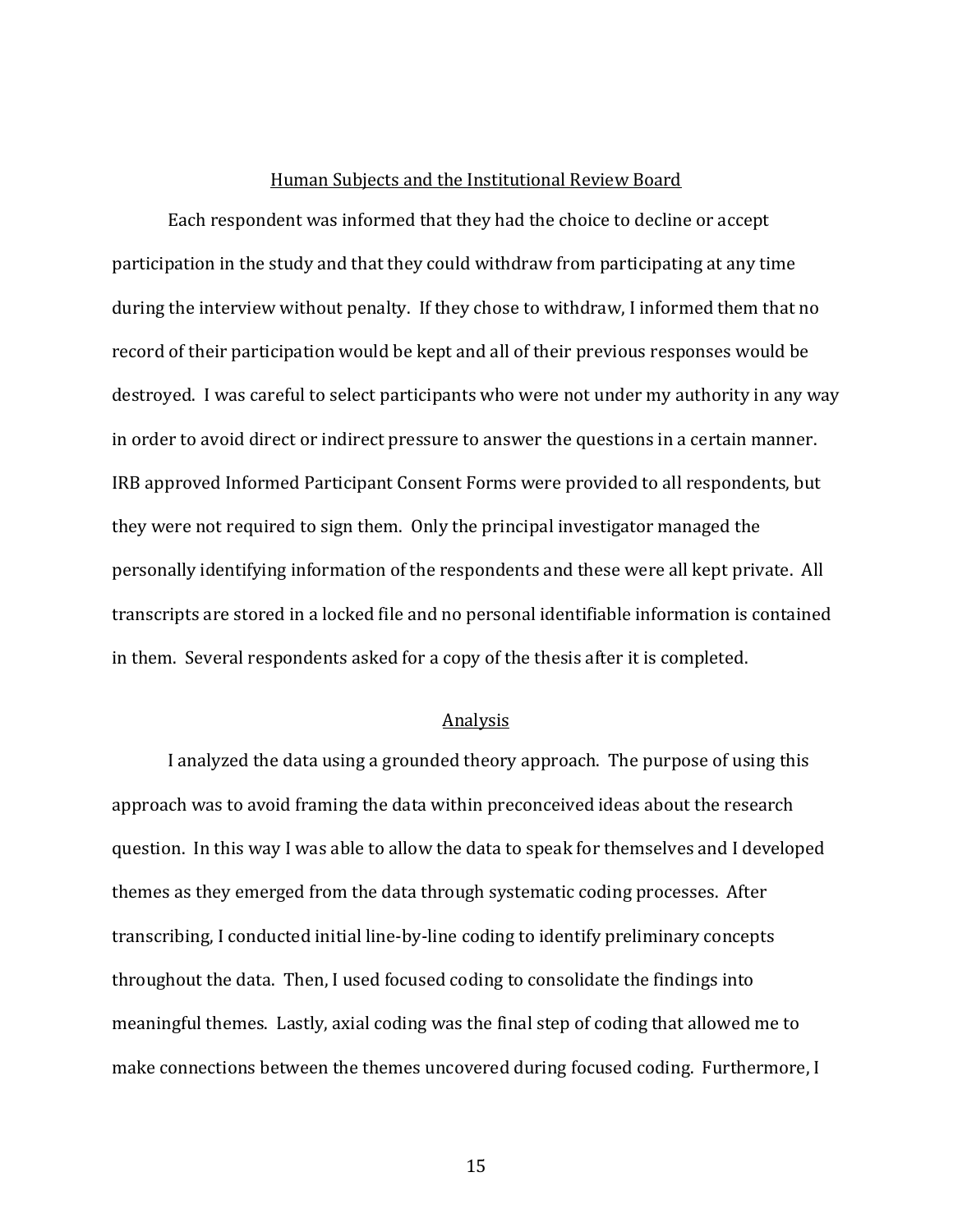## Human Subjects and the Institutional Review Board

Each respondent was informed that they had the choice to decline or accept participation in the study and that they could withdraw from participating at any time during the interview without penalty. If they chose to withdraw, I informed them that no record of their participation would be kept and all of their previous responses would be destroyed. I was careful to select participants who were not under my authority in any way in order to avoid direct or indirect pressure to answer the questions in a certain manner. IRB approved Informed Participant Consent Forms were provided to all respondents, but they were not required to sign them. Only the principal investigator managed the personally identifying information of the respondents and these were all kept private. All transcripts are stored in a locked file and no personal identifiable information is contained in them. Several respondents asked for a copy of the thesis after it is completed.

## Analysis

I analyzed the data using a grounded theory approach. The purpose of using this approach was to avoid framing the data within preconceived ideas about the research question. In this way I was able to allow the data to speak for themselves and I developed themes as they emerged from the data through systematic coding processes. After transcribing, I conducted initial line-by-line coding to identify preliminary concepts throughout the data. Then, I used focused coding to consolidate the findings into meaningful themes. Lastly, axial coding was the final step of coding that allowed me to make connections between the themes uncovered during focused coding. Furthermore, I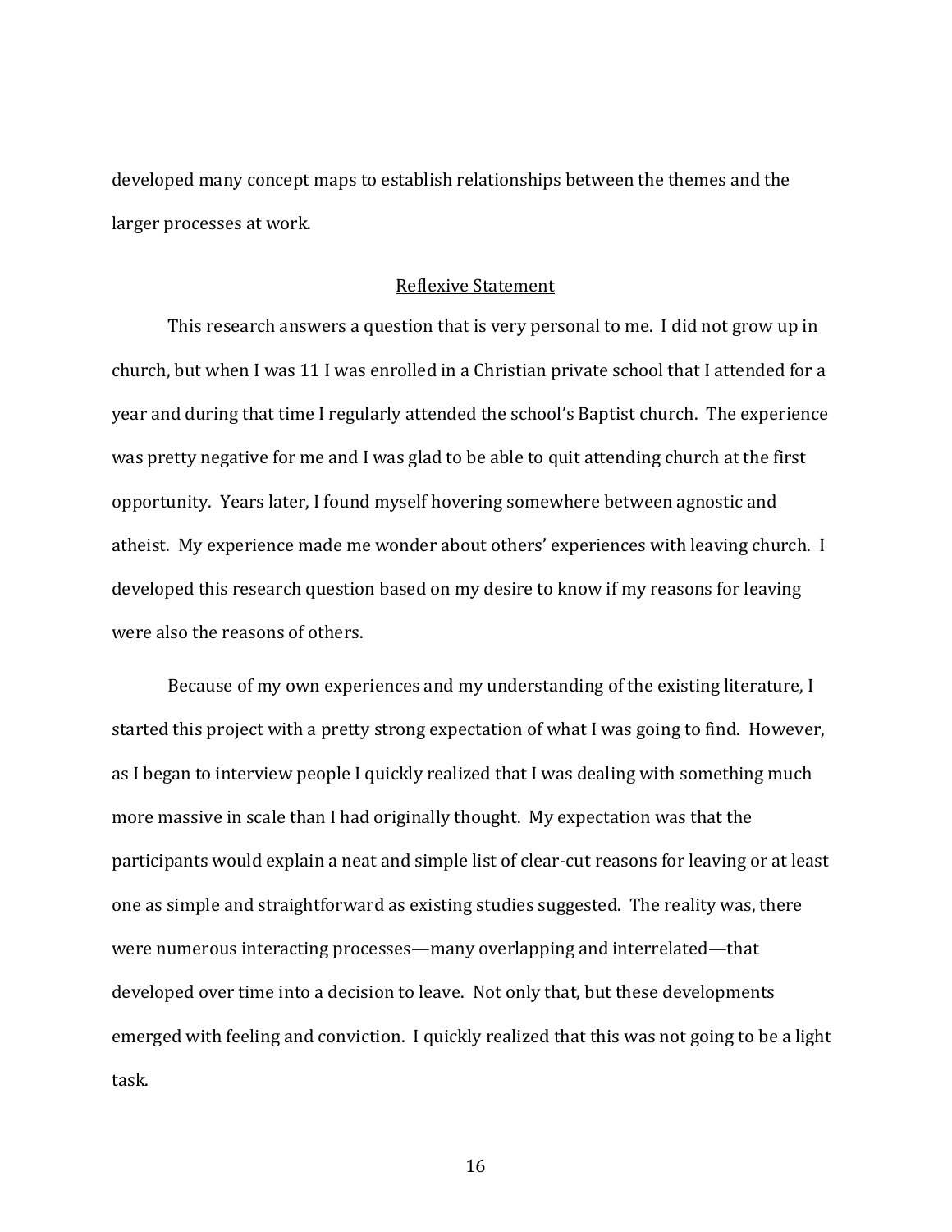developed many concept maps to establish relationships between the themes and the larger processes at work.

## Reflexive Statement

This research answers a question that is very personal to me. I did not grow up in church, but when I was 11 I was enrolled in a Christian private school that I attended for a year and during that time I regularly attended the school's Baptist church. The experience was pretty negative for me and I was glad to be able to quit attending church at the first opportunity. Years later, I found myself hovering somewhere between agnostic and atheist. My experience made me wonder about others' experiences with leaving church. I developed this research question based on my desire to know if my reasons for leaving were also the reasons of others.

Because of my own experiences and my understanding of the existing literature, I started this project with a pretty strong expectation of what I was going to find. However, as I began to interview people I quickly realized that I was dealing with something much more massive in scale than I had originally thought. My expectation was that the participants would explain a neat and simple list of clear-cut reasons for leaving or at least one as simple and straightforward as existing studies suggested. The reality was, there were numerous interacting processes—many overlapping and interrelated—that developed over time into a decision to leave. Not only that, but these developments emerged with feeling and conviction. I quickly realized that this was not going to be a light task.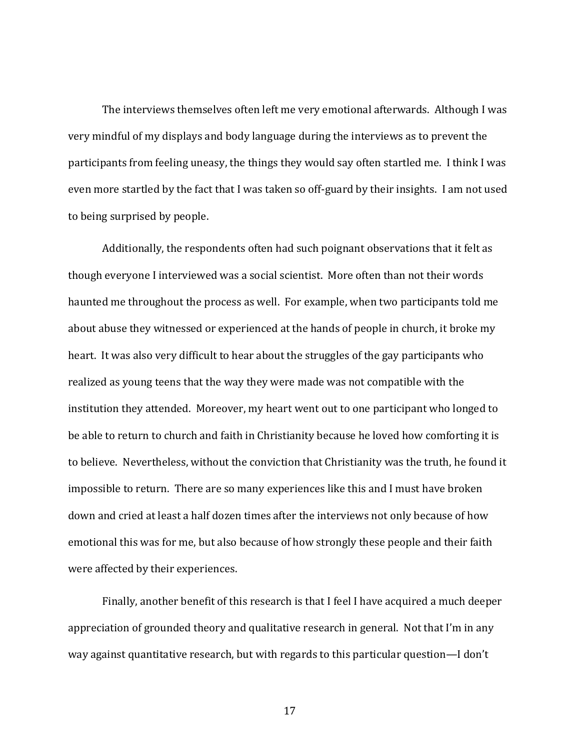The interviews themselves often left me very emotional afterwards. Although I was very mindful of my displays and body language during the interviews as to prevent the participants from feeling uneasy, the things they would say often startled me. I think I was even more startled by the fact that I was taken so off-guard by their insights. I am not used to being surprised by people.

Additionally, the respondents often had such poignant observations that it felt as though everyone I interviewed was a social scientist. More often than not their words haunted me throughout the process as well. For example, when two participants told me about abuse they witnessed or experienced at the hands of people in church, it broke my heart. It was also very difficult to hear about the struggles of the gay participants who realized as young teens that the way they were made was not compatible with the institution they attended. Moreover, my heart went out to one participant who longed to be able to return to church and faith in Christianity because he loved how comforting it is to believe. Nevertheless, without the conviction that Christianity was the truth, he found it impossible to return. There are so many experiences like this and I must have broken down and cried at least a half dozen times after the interviews not only because of how emotional this was for me, but also because of how strongly these people and their faith were affected by their experiences.

Finally, another benefit of this research is that I feel I have acquired a much deeper appreciation of grounded theory and qualitative research in general. Not that I'm in any way against quantitative research, but with regards to this particular question—I don't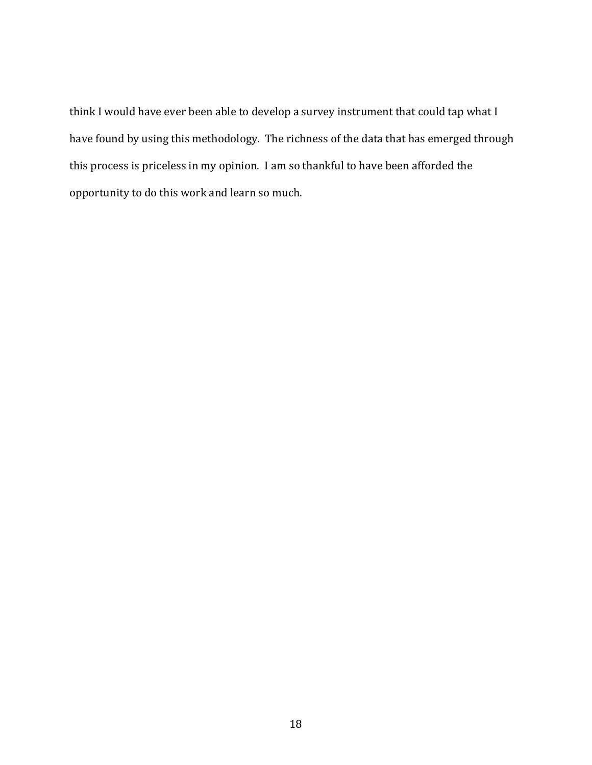think I would have ever been able to develop a survey instrument that could tap what I have found by using this methodology. The richness of the data that has emerged through this process is priceless in my opinion. I am so thankful to have been afforded the opportunity to do this work and learn so much.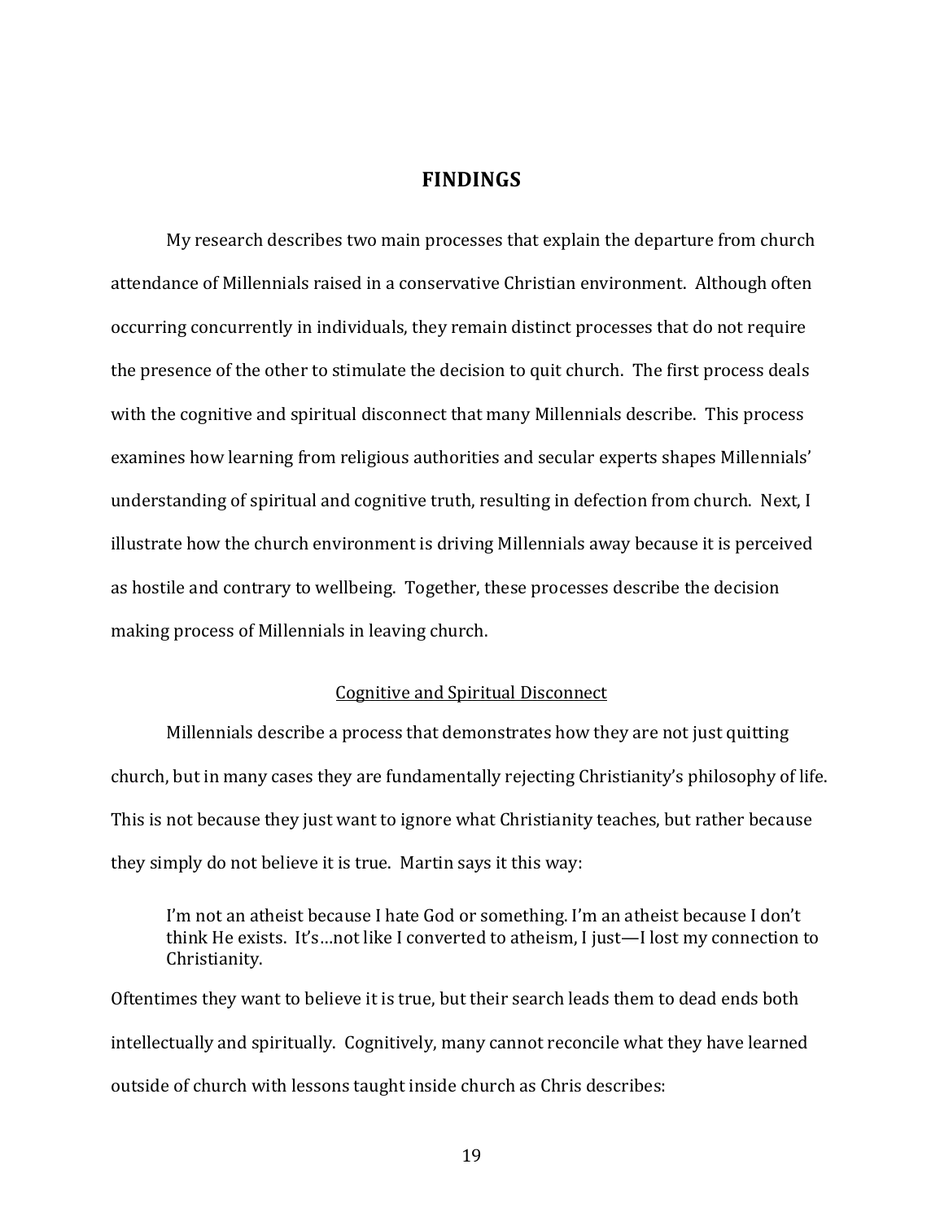# FINDINGS

My research describes two main processes that explain the departure from church attendance of Millennials raised in a conservative Christian environment. Although often occurring concurrently in individuals, they remain distinct processes that do not require the presence of the other to stimulate the decision to quit church. The first process deals with the cognitive and spiritual disconnect that many Millennials describe. This process examines how learning from religious authorities and secular experts shapes Millennials' understanding of spiritual and cognitive truth, resulting in defection from church. Next, I illustrate how the church environment is driving Millennials away because it is perceived as hostile and contrary to wellbeing. Together, these processes describe the decision making process of Millennials in leaving church.

## Cognitive and Spiritual Disconnect

Millennials describe a process that demonstrates how they are not just quitting church, but in many cases they are fundamentally rejecting Christianity's philosophy of life. This is not because they just want to ignore what Christianity teaches, but rather because they simply do not believe it is true. Martin says it this way:

> I'm not an atheist because I hate God or something. I'm an atheist because I don't think He exists. It's…not like I converted to atheism, I just—I lost my connection to Christianity.

Oftentimes they want to believe it is true, but their search leads them to dead ends both intellectually and spiritually. Cognitively, many cannot reconcile what they have learned outside of church with lessons taught inside church as Chris describes: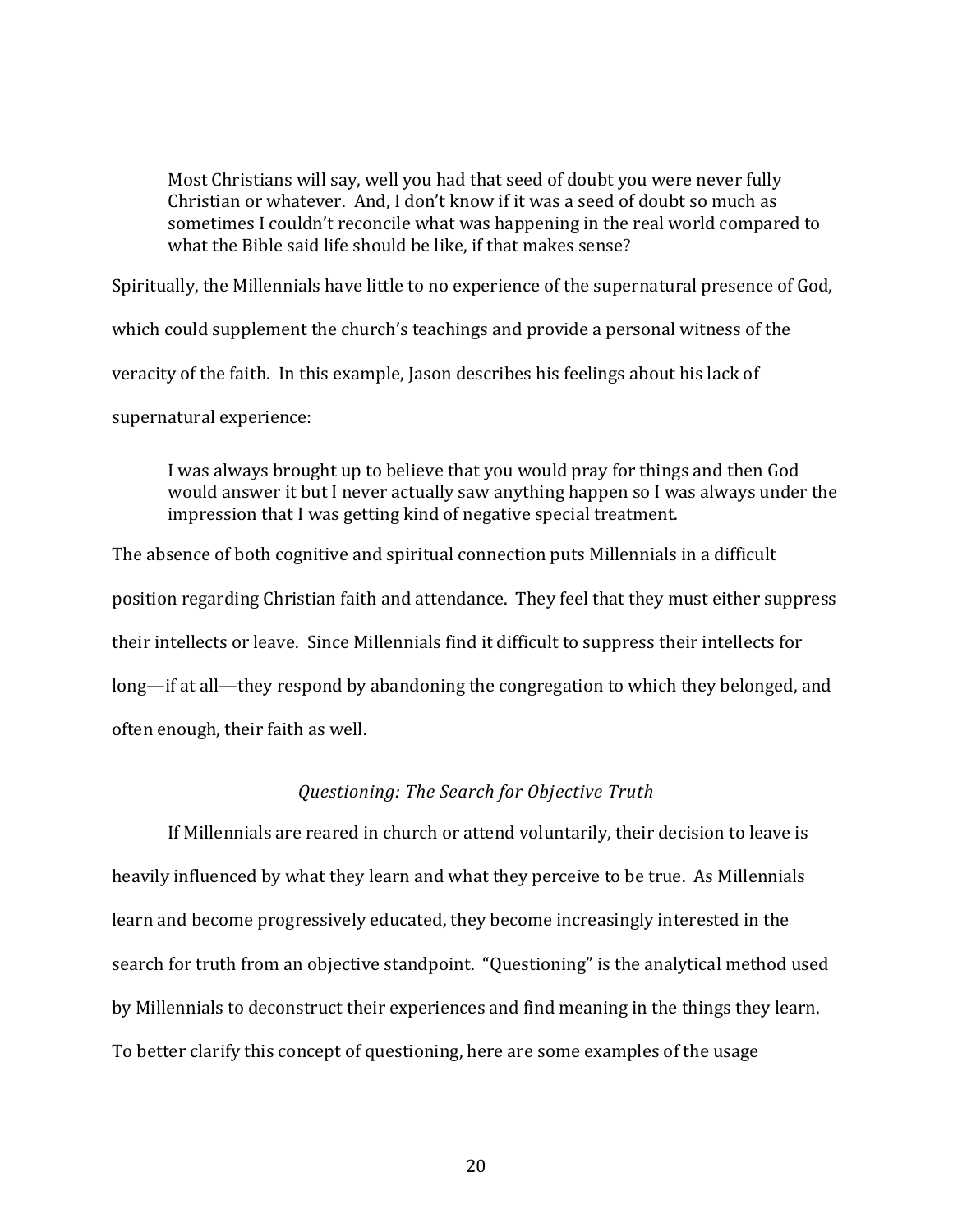> Most Christians will say, well you had that seed of doubt you were never fully Christian or whatever. And, I don't know if it was a seed of doubt so much as sometimes I couldn't reconcile what was happening in the real world compared to what the Bible said life should be like, if that makes sense?

Spiritually, the Millennials have little to no experience of the supernatural presence of God, which could supplement the church's teachings and provide a personal witness of the veracity of the faith. In this example, Jason describes his feelings about his lack of supernatural experience:

> I was always brought up to believe that you would pray for things and then God would answer it but I never actually saw anything happen so I was always under the impression that I was getting kind of negative special treatment.

The absence of both cognitive and spiritual connection puts Millennials in a difficult position regarding Christian faith and attendance. They feel that they must either suppress their intellects or leave. Since Millennials find it difficult to suppress their intellects for long—if at all—they respond by abandoning the congregation to which they belonged, and often enough, their faith as well.

*Questioning: The Search for Objective Truth*

If Millennials are reared in church or attend voluntarily, their decision to leave is heavily influenced by what they learn and what they perceive to be true. As Millennials learn and become progressively educated, they become increasingly interested in the search for truth from an objective standpoint. "Questioning" is the analytical method used by Millennials to deconstruct their experiences and find meaning in the things they learn. To better clarify this concept of questioning, here are some examples of the usage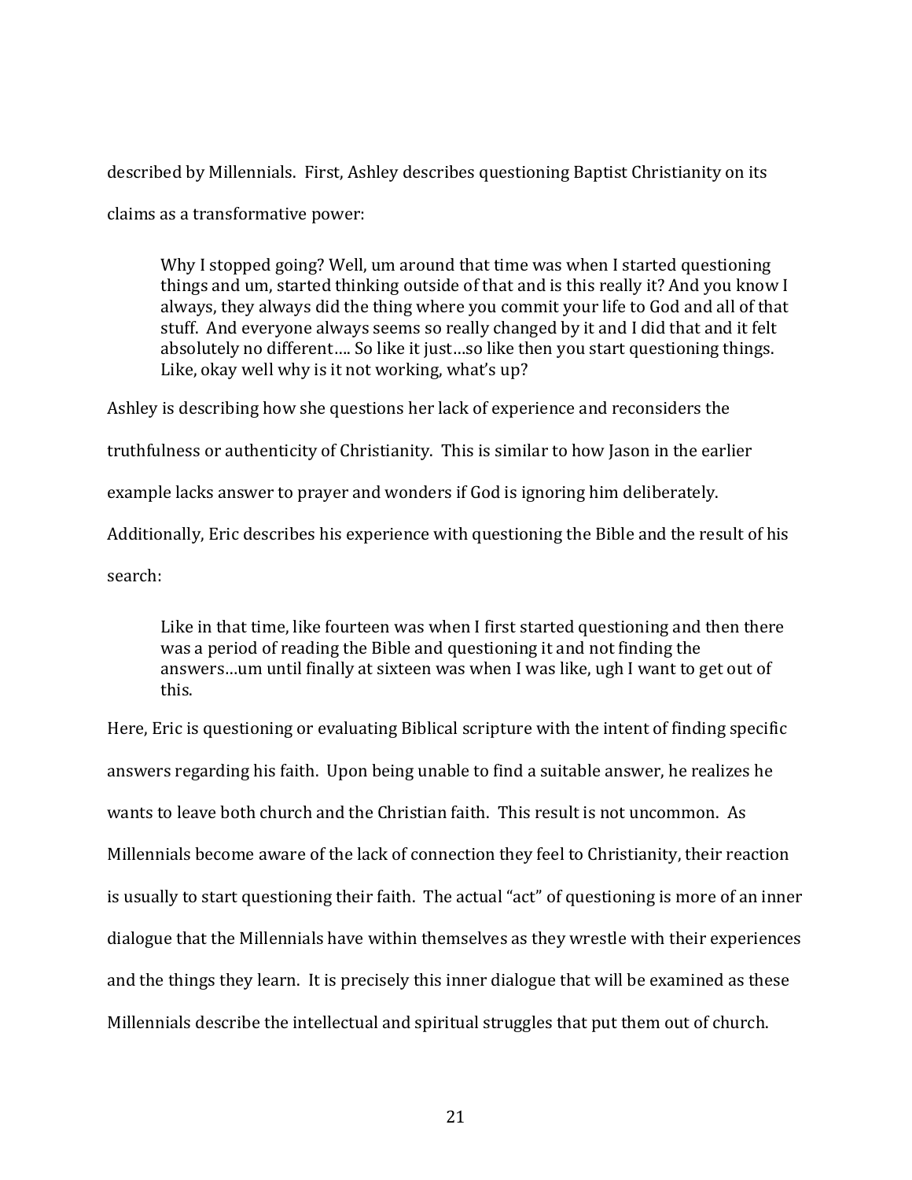described by Millennials. First, Ashley describes questioning Baptist Christianity on its claims as a transformative power:

> Why I stopped going? Well, um around that time was when I started questioning things and um, started thinking outside of that and is this really it? And you know I always, they always did the thing where you commit your life to God and all of that stuff. And everyone always seems so really changed by it and I did that and it felt absolutely no different…. So like it just…so like then you start questioning things. Like, okay well why is it not working, what's up?

Ashley is describing how she questions her lack of experience and reconsiders the truthfulness or authenticity of Christianity. This is similar to how Jason in the earlier example lacks answer to prayer and wonders if God is ignoring him deliberately. Additionally, Eric describes his experience with questioning the Bible and the result of his search:

> Like in that time, like fourteen was when I first started questioning and then there was a period of reading the Bible and questioning it and not finding the answers…um until finally at sixteen was when I was like, ugh I want to get out of this.

Here, Eric is questioning or evaluating Biblical scripture with the intent of finding specific answers regarding his faith. Upon being unable to find a suitable answer, he realizes he wants to leave both church and the Christian faith. This result is not uncommon. As Millennials become aware of the lack of connection they feel to Christianity, their reaction is usually to start questioning their faith. The actual "act" of questioning is more of an inner dialogue that the Millennials have within themselves as they wrestle with their experiences and the things they learn. It is precisely this inner dialogue that will be examined as these Millennials describe the intellectual and spiritual struggles that put them out of church.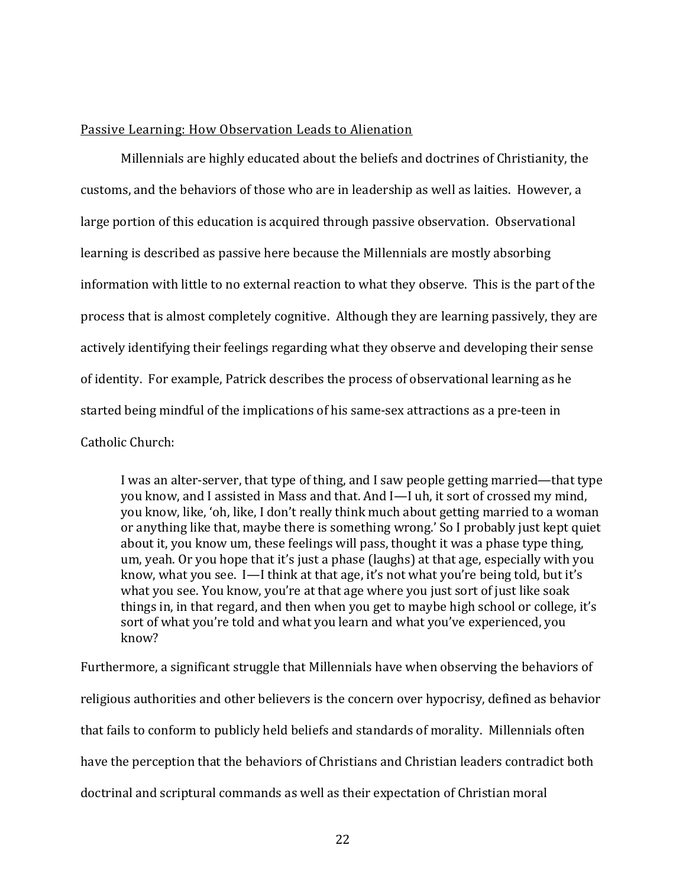Passive Learning: How Observation Leads to Alienation

Millennials are highly educated about the beliefs and doctrines of Christianity, the customs, and the behaviors of those who are in leadership as well as laities. However, a large portion of this education is acquired through passive observation. Observational learning is described as passive here because the Millennials are mostly absorbing information with little to no external reaction to what they observe. This is the part of the process that is almost completely cognitive. Although they are learning passively, they are actively identifying their feelings regarding what they observe and developing their sense of identity. For example, Patrick describes the process of observational learning as he started being mindful of the implications of his same-sex attractions as a pre-teen in Catholic Church:

> I was an alter-server, that type of thing, and I saw people getting married—that type you know, and I assisted in Mass and that. And I—I uh, it sort of crossed my mind, you know, like, 'oh, like, I don't really think much about getting married to a woman or anything like that, maybe there is something wrong.' So I probably just kept quiet about it, you know um, these feelings will pass, thought it was a phase type thing, um, yeah. Or you hope that it's just a phase (laughs) at that age, especially with you know, what you see. I—I think at that age, it's not what you're being told, but it's what you see. You know, you're at that age where you just sort of just like soak things in, in that regard, and then when you get to maybe high school or college, it's sort of what you're told and what you learn and what you've experienced, you know?

Furthermore, a significant struggle that Millennials have when observing the behaviors of religious authorities and other believers is the concern over hypocrisy, defined as behavior that fails to conform to publicly held beliefs and standards of morality. Millennials often have the perception that the behaviors of Christians and Christian leaders contradict both doctrinal and scriptural commands as well as their expectation of Christian moral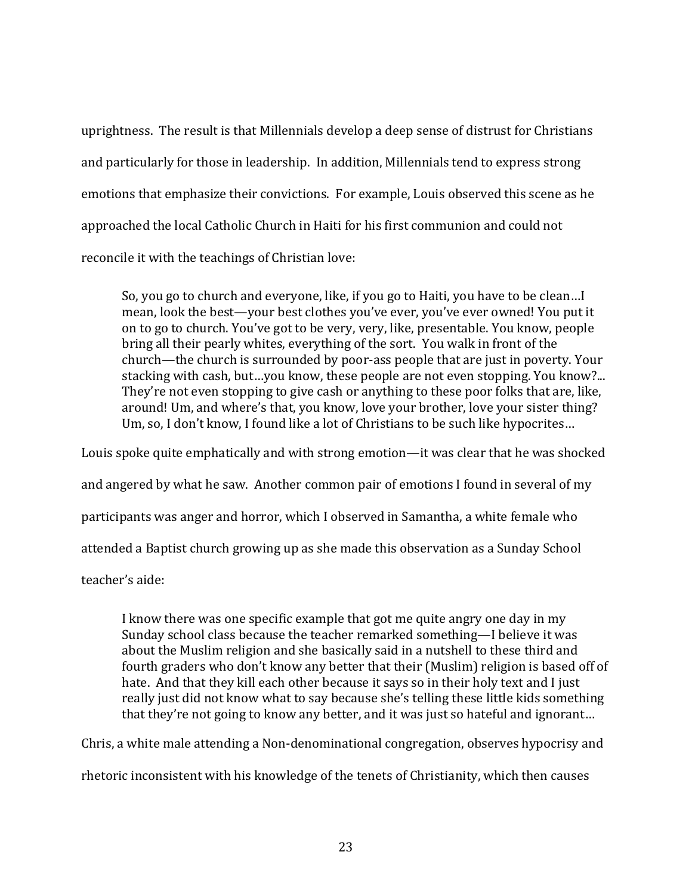uprightness. The result is that Millennials develop a deep sense of distrust for Christians and particularly for those in leadership. In addition, Millennials tend to express strong emotions that emphasize their convictions. For example, Louis observed this scene as he approached the local Catholic Church in Haiti for his first communion and could not reconcile it with the teachings of Christian love:

> So, you go to church and everyone, like, if you go to Haiti, you have to be clean…I mean, look the best—your best clothes you've ever, you've ever owned! You put it on to go to church. You've got to be very, very, like, presentable. You know, people bring all their pearly whites, everything of the sort. You walk in front of the church—the church is surrounded by poor-ass people that are just in poverty. Your stacking with cash, but…you know, these people are not even stopping. You know?... They're not even stopping to give cash or anything to these poor folks that are, like, around! Um, and where's that, you know, love your brother, love your sister thing? Um, so, I don't know, I found like a lot of Christians to be such like hypocrites…

Louis spoke quite emphatically and with strong emotion—it was clear that he was shocked and angered by what he saw. Another common pair of emotions I found in several of my participants was anger and horror, which I observed in Samantha, a white female who attended a Baptist church growing up as she made this observation as a Sunday School teacher's aide:

> I know there was one specific example that got me quite angry one day in my Sunday school class because the teacher remarked something—I believe it was about the Muslim religion and she basically said in a nutshell to these third and fourth graders who don't know any better that their (Muslim) religion is based off of hate. And that they kill each other because it says so in their holy text and I just really just did not know what to say because she's telling these little kids something that they're not going to know any better, and it was just so hateful and ignorant…

Chris, a white male attending a Non-denominational congregation, observes hypocrisy and rhetoric inconsistent with his knowledge of the tenets of Christianity, which then causes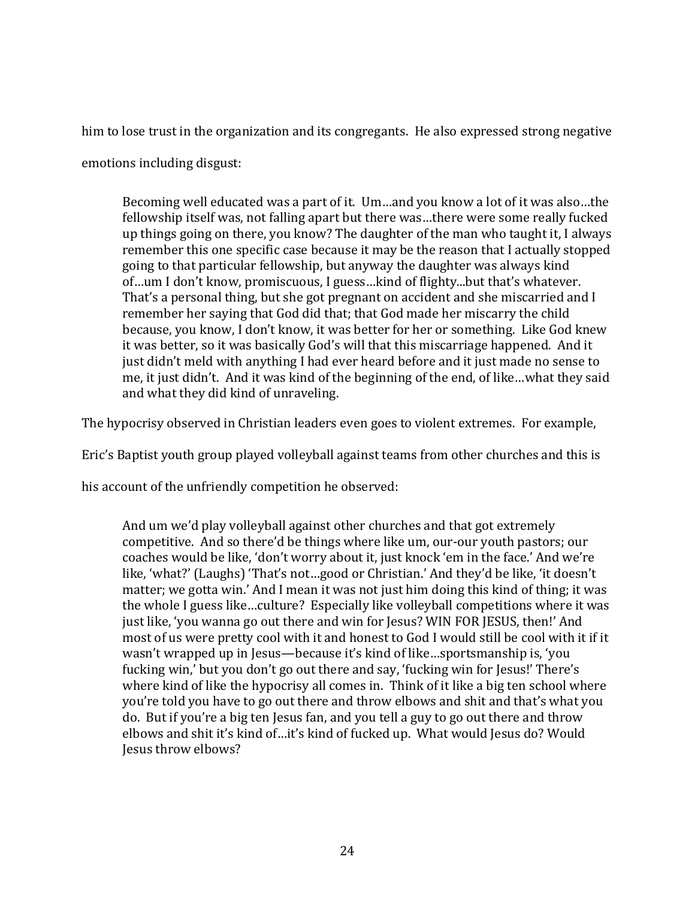him to lose trust in the organization and its congregants. He also expressed strong negative emotions including disgust:

> Becoming well educated was a part of it. Um…and you know a lot of it was also…the fellowship itself was, not falling apart but there was…there were some really fucked up things going on there, you know? The daughter of the man who taught it, I always remember this one specific case because it may be the reason that I actually stopped going to that particular fellowship, but anyway the daughter was always kind of…um I don't know, promiscuous, I guess…kind of flighty...but that's whatever. That's a personal thing, but she got pregnant on accident and she miscarried and I remember her saying that God did that; that God made her miscarry the child because, you know, I don't know, it was better for her or something. Like God knew it was better, so it was basically God's will that this miscarriage happened. And it just didn't meld with anything I had ever heard before and it just made no sense to me, it just didn't. And it was kind of the beginning of the end, of like…what they said and what they did kind of unraveling.

The hypocrisy observed in Christian leaders even goes to violent extremes. For example, Eric's Baptist youth group played volleyball against teams from other churches and this is his account of the unfriendly competition he observed:

> And um we'd play volleyball against other churches and that got extremely competitive. And so there'd be things where like um, our-our youth pastors; our coaches would be like, 'don't worry about it, just knock 'em in the face.' And we're like, 'what?' (Laughs) 'That's not…good or Christian.' And they'd be like, 'it doesn't matter; we gotta win.' And I mean it was not just him doing this kind of thing; it was the whole I guess like…culture? Especially like volleyball competitions where it was just like, 'you wanna go out there and win for Jesus? WIN FOR JESUS, then!' And most of us were pretty cool with it and honest to God I would still be cool with it if it wasn't wrapped up in Jesus—because it's kind of like…sportsmanship is, 'you fucking win,' but you don't go out there and say, 'fucking win for Jesus!' There's where kind of like the hypocrisy all comes in. Think of it like a big ten school where you're told you have to go out there and throw elbows and shit and that's what you do. But if you're a big ten Jesus fan, and you tell a guy to go out there and throw elbows and shit it's kind of…it's kind of fucked up. What would Jesus do? Would Jesus throw elbows?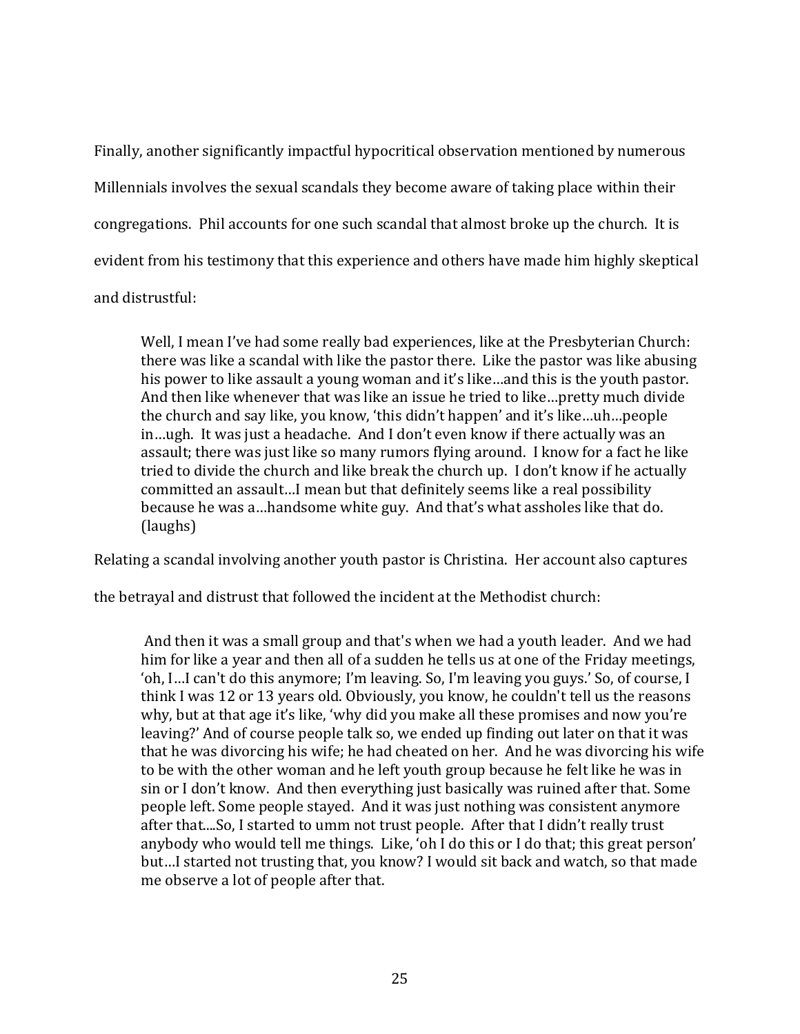Finally, another significantly impactful hypocritical observation mentioned by numerous Millennials involves the sexual scandals they become aware of taking place within their congregations. Phil accounts for one such scandal that almost broke up the church. It is evident from his testimony that this experience and others have made him highly skeptical and distrustful:

> Well, I mean I've had some really bad experiences, like at the Presbyterian Church: there was like a scandal with like the pastor there. Like the pastor was like abusing his power to like assault a young woman and it's like…and this is the youth pastor. And then like whenever that was like an issue he tried to like…pretty much divide the church and say like, you know, 'this didn't happen' and it's like…uh…people in…ugh. It was just a headache. And I don't even know if there actually was an assault; there was just like so many rumors flying around. I know for a fact he like tried to divide the church and like break the church up. I don't know if he actually committed an assault…I mean but that definitely seems like a real possibility because he was a…handsome white guy. And that's what assholes like that do. (laughs)

Relating a scandal involving another youth pastor is Christina. Her account also captures the betrayal and distrust that followed the incident at the Methodist church:

> And then it was a small group and that's when we had a youth leader. And we had him for like a year and then all of a sudden he tells us at one of the Friday meetings, 'oh, I…I can't do this anymore; I'm leaving. So, I'm leaving you guys.' So, of course, I think I was 12 or 13 years old. Obviously, you know, he couldn't tell us the reasons why, but at that age it's like, 'why did you make all these promises and now you're leaving?' And of course people talk so, we ended up finding out later on that it was that he was divorcing his wife; he had cheated on her. And he was divorcing his wife to be with the other woman and he left youth group because he felt like he was in sin or I don't know. And then everything just basically was ruined after that. Some people left. Some people stayed. And it was just nothing was consistent anymore after that....So, I started to umm not trust people. After that I didn't really trust anybody who would tell me things. Like, 'oh I do this or I do that; this great person' but…I started not trusting that, you know? I would sit back and watch, so that made me observe a lot of people after that.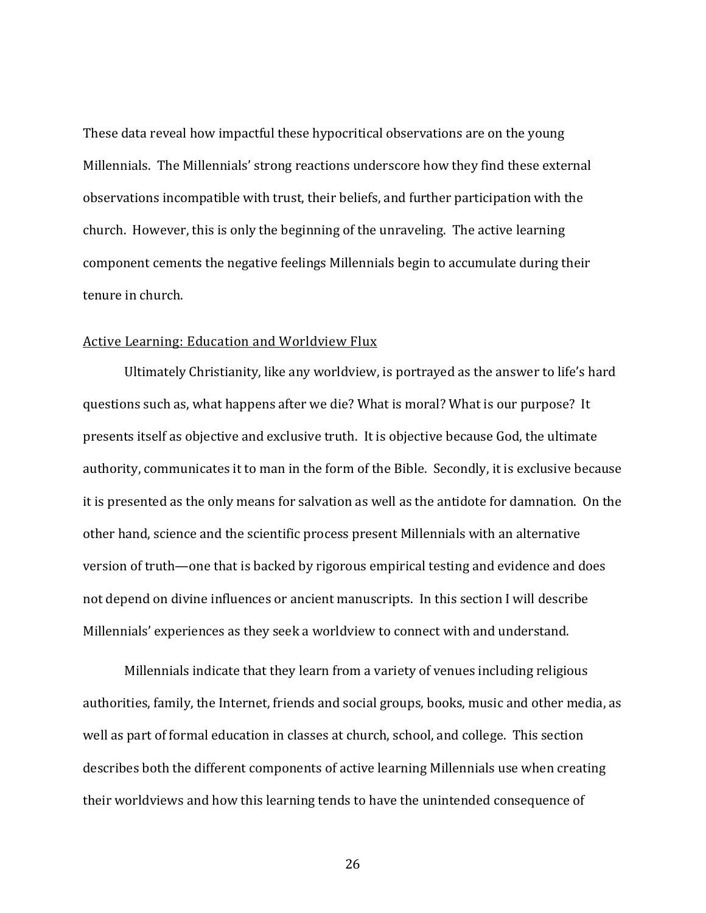These data reveal how impactful these hypocritical observations are on the young Millennials. The Millennials' strong reactions underscore how they find these external observations incompatible with trust, their beliefs, and further participation with the church. However, this is only the beginning of the unraveling. The active learning component cements the negative feelings Millennials begin to accumulate during their tenure in church.

<u>Active Learning: Education and Worldview Flux</u>

Ultimately Christianity, like any worldview, is portrayed as the answer to life's hard questions such as, what happens after we die? What is moral? What is our purpose? It presents itself as objective and exclusive truth. It is objective because God, the ultimate authority, communicates it to man in the form of the Bible. Secondly, it is exclusive because it is presented as the only means for salvation as well as the antidote for damnation. On the other hand, science and the scientific process present Millennials with an alternative version of truth—one that is backed by rigorous empirical testing and evidence and does not depend on divine influences or ancient manuscripts. In this section I will describe Millennials' experiences as they seek a worldview to connect with and understand.

Millennials indicate that they learn from a variety of venues including religious authorities, family, the Internet, friends and social groups, books, music and other media, as well as part of formal education in classes at church, school, and college. This section describes both the different components of active learning Millennials use when creating their worldviews and how this learning tends to have the unintended consequence of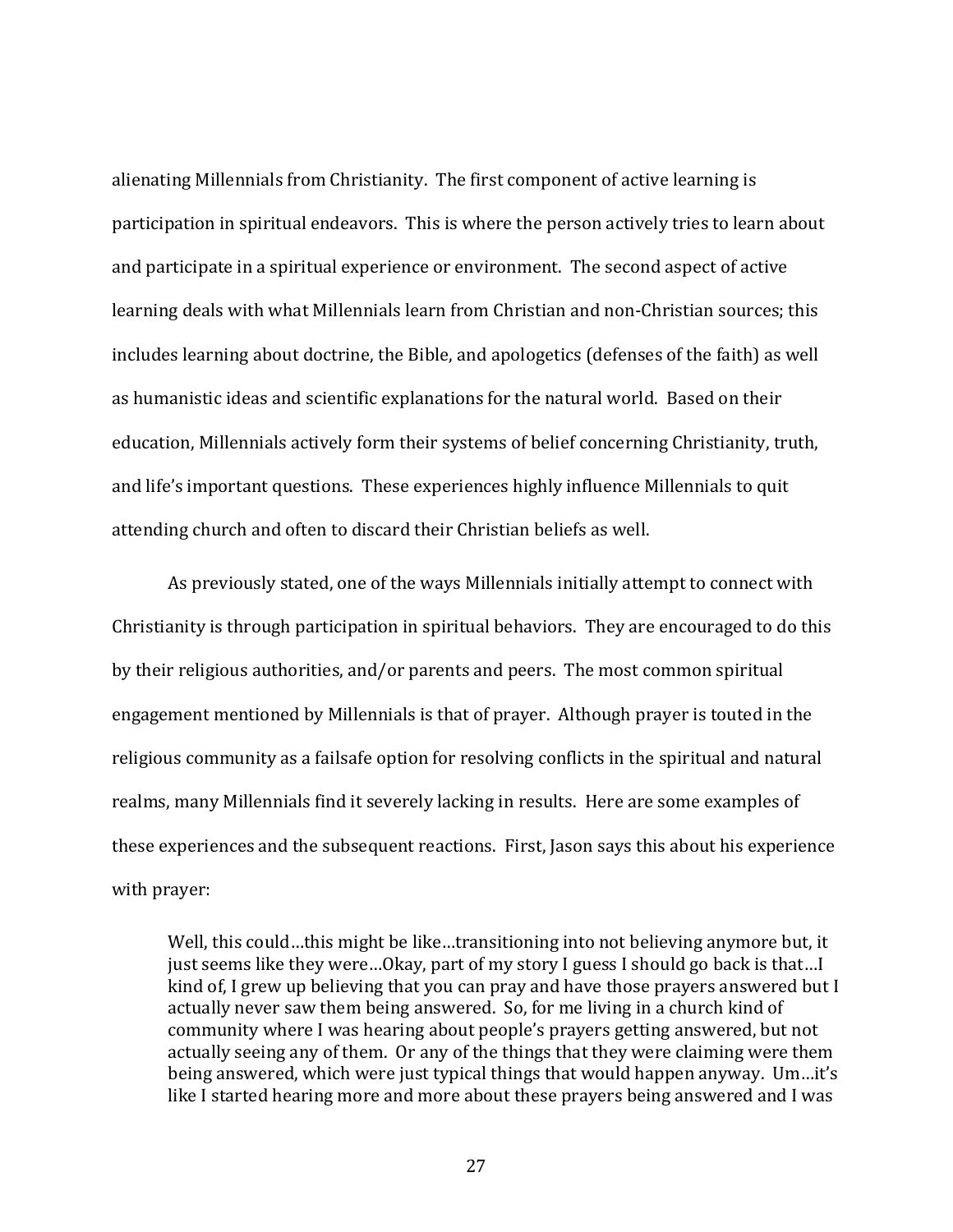alienating Millennials from Christianity. The first component of active learning is participation in spiritual endeavors. This is where the person actively tries to learn about and participate in a spiritual experience or environment. The second aspect of active learning deals with what Millennials learn from Christian and non-Christian sources; this includes learning about doctrine, the Bible, and apologetics (defenses of the faith) as well as humanistic ideas and scientific explanations for the natural world. Based on their education, Millennials actively form their systems of belief concerning Christianity, truth, and life's important questions. These experiences highly influence Millennials to quit attending church and often to discard their Christian beliefs as well.

As previously stated, one of the ways Millennials initially attempt to connect with Christianity is through participation in spiritual behaviors. They are encouraged to do this by their religious authorities, and/or parents and peers. The most common spiritual engagement mentioned by Millennials is that of prayer. Although prayer is touted in the religious community as a failsafe option for resolving conflicts in the spiritual and natural realms, many Millennials find it severely lacking in results. Here are some examples of these experiences and the subsequent reactions. First, Jason says this about his experience with prayer:

> Well, this could…this might be like…transitioning into not believing anymore but, it just seems like they were…Okay, part of my story I guess I should go back is that…I kind of, I grew up believing that you can pray and have those prayers answered but I actually never saw them being answered. So, for me living in a church kind of community where I was hearing about people's prayers getting answered, but not actually seeing any of them. Or any of the things that they were claiming were them being answered, which were just typical things that would happen anyway. Um…it's like I started hearing more and more about these prayers being answered and I was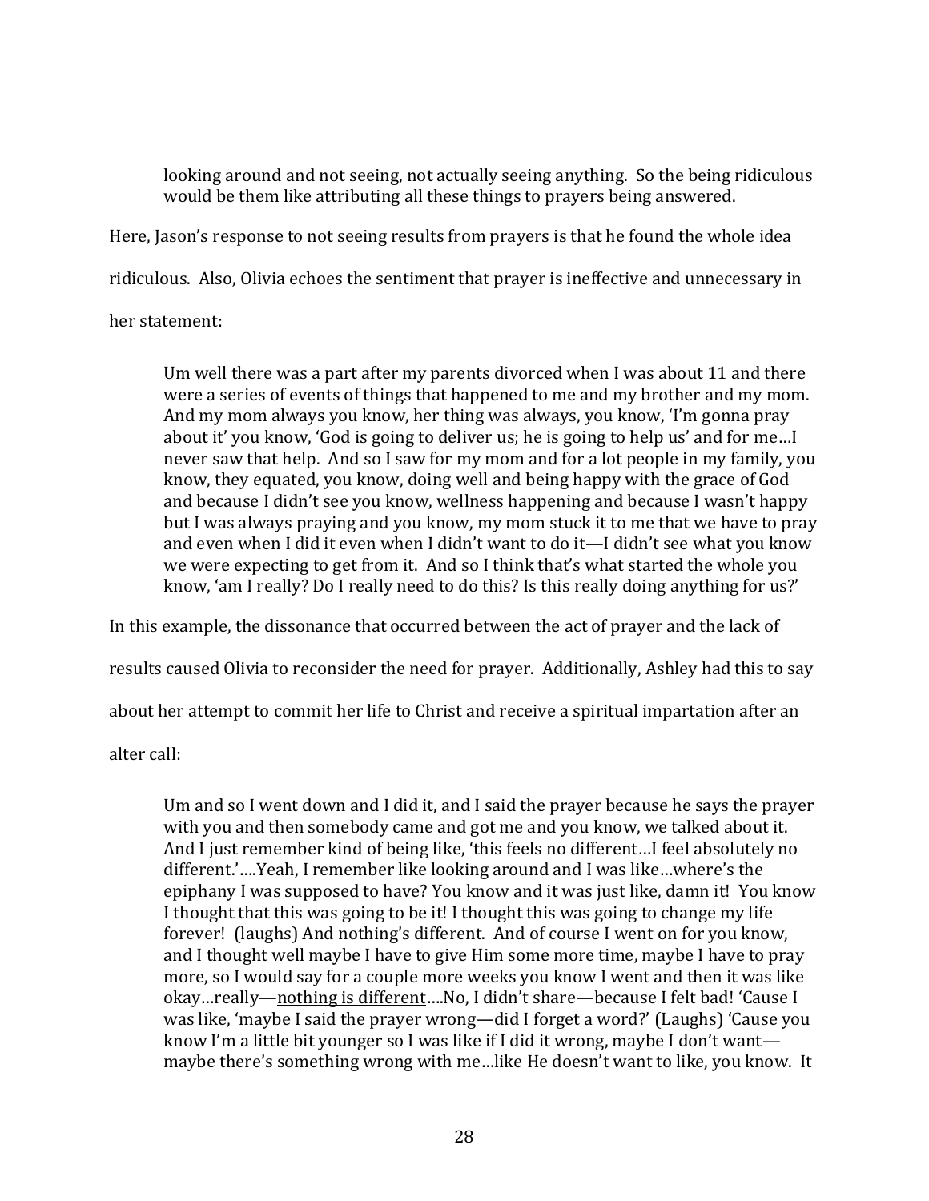> looking around and not seeing, not actually seeing anything. So the being ridiculous would be them like attributing all these things to prayers being answered.

Here, Jason's response to not seeing results from prayers is that he found the whole idea ridiculous. Also, Olivia echoes the sentiment that prayer is ineffective and unnecessary in her statement:

> Um well there was a part after my parents divorced when I was about 11 and there were a series of events of things that happened to me and my brother and my mom. And my mom always you know, her thing was always, you know, 'I'm gonna pray about it' you know, 'God is going to deliver us; he is going to help us' and for me…I never saw that help. And so I saw for my mom and for a lot people in my family, you know, they equated, you know, doing well and being happy with the grace of God and because I didn't see you know, wellness happening and because I wasn't happy but I was always praying and you know, my mom stuck it to me that we have to pray and even when I did it even when I didn't want to do it—I didn't see what you know we were expecting to get from it. And so I think that's what started the whole you know, 'am I really? Do I really need to do this? Is this really doing anything for us?'

In this example, the dissonance that occurred between the act of prayer and the lack of results caused Olivia to reconsider the need for prayer. Additionally, Ashley had this to say about her attempt to commit her life to Christ and receive a spiritual impartation after an alter call:

> Um and so I went down and I did it, and I said the prayer because he says the prayer with you and then somebody came and got me and you know, we talked about it. And I just remember kind of being like, 'this feels no different…I feel absolutely no different.'….Yeah, I remember like looking around and I was like…where's the epiphany I was supposed to have? You know and it was just like, damn it! You know I thought that this was going to be it! I thought this was going to change my life forever! (laughs) And nothing's different. And of course I went on for you know, and I thought well maybe I have to give Him some more time, maybe I have to pray more, so I would say for a couple more weeks you know I went and then it was like okay…really—<u>nothing is different</u>….No, I didn't share—because I felt bad! 'Cause I was like, 'maybe I said the prayer wrong—did I forget a word?' (Laughs) 'Cause you know I'm a little bit younger so I was like if I did it wrong, maybe I don't want—maybe there's something wrong with me…like He doesn't want to like, you know. It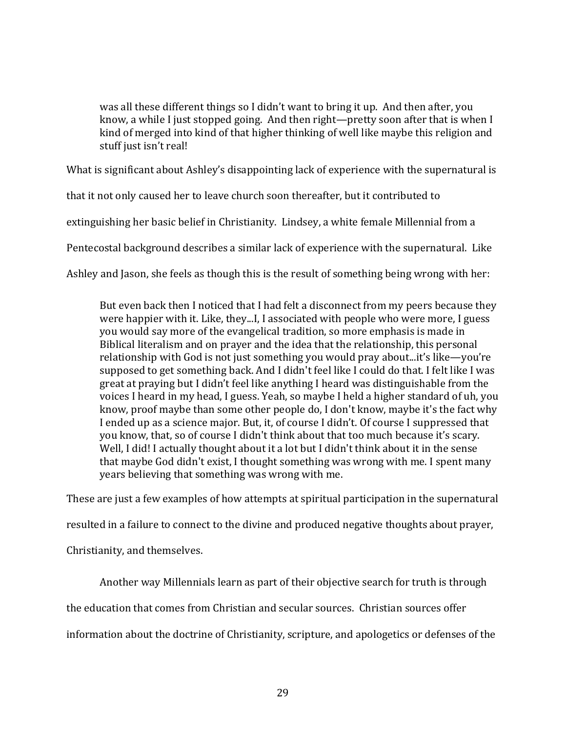> was all these different things so I didn't want to bring it up. And then after, you know, a while I just stopped going. And then right—pretty soon after that is when I kind of merged into kind of that higher thinking of well like maybe this religion and stuff just isn't real!

What is significant about Ashley's disappointing lack of experience with the supernatural is that it not only caused her to leave church soon thereafter, but it contributed to extinguishing her basic belief in Christianity. Lindsey, a white female Millennial from a Pentecostal background describes a similar lack of experience with the supernatural. Like Ashley and Jason, she feels as though this is the result of something being wrong with her:

> But even back then I noticed that I had felt a disconnect from my peers because they were happier with it. Like, they...I, I associated with people who were more, I guess you would say more of the evangelical tradition, so more emphasis is made in Biblical literalism and on prayer and the idea that the relationship, this personal relationship with God is not just something you would pray about...it's like—you're supposed to get something back. And I didn't feel like I could do that. I felt like I was great at praying but I didn't feel like anything I heard was distinguishable from the voices I heard in my head, I guess. Yeah, so maybe I held a higher standard of uh, you know, proof maybe than some other people do, I don't know, maybe it's the fact why I ended up as a science major. But, it, of course I didn't. Of course I suppressed that you know, that, so of course I didn't think about that too much because it's scary. Well, I did! I actually thought about it a lot but I didn't think about it in the sense that maybe God didn't exist, I thought something was wrong with me. I spent many years believing that something was wrong with me.

These are just a few examples of how attempts at spiritual participation in the supernatural resulted in a failure to connect to the divine and produced negative thoughts about prayer, Christianity, and themselves.

Another way Millennials learn as part of their objective search for truth is through the education that comes from Christian and secular sources. Christian sources offer information about the doctrine of Christianity, scripture, and apologetics or defenses of the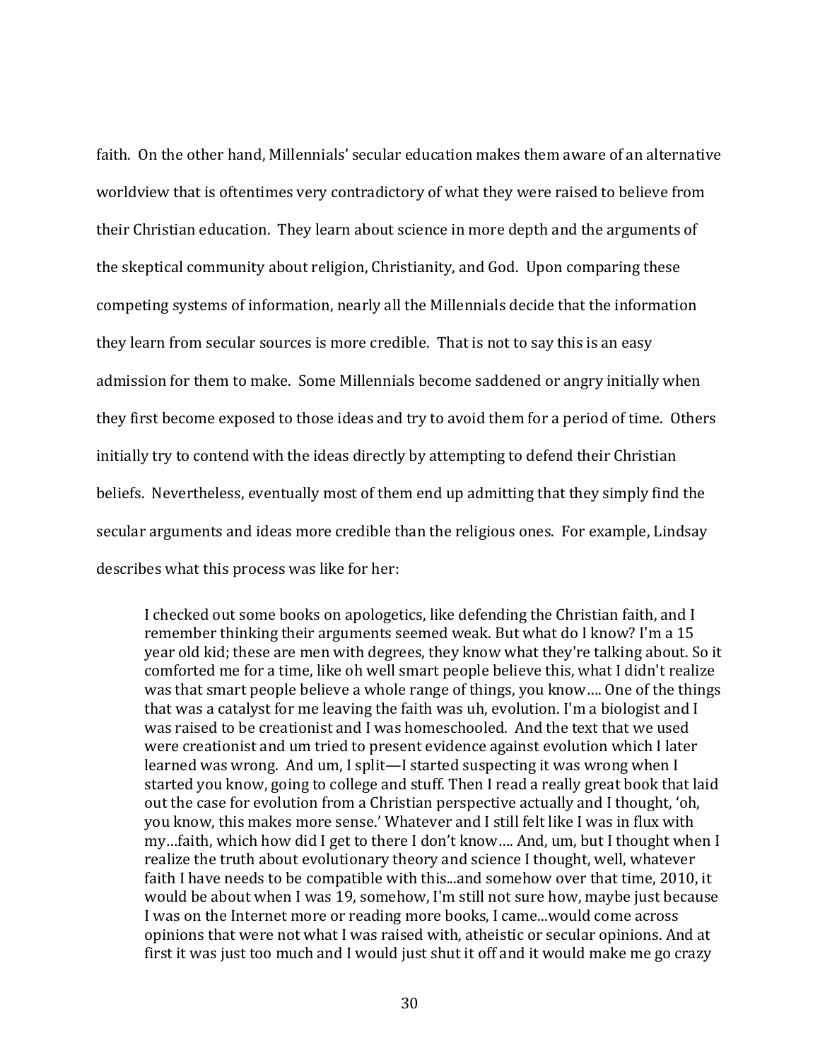faith. On the other hand, Millennials' secular education makes them aware of an alternative worldview that is oftentimes very contradictory of what they were raised to believe from their Christian education. They learn about science in more depth and the arguments of the skeptical community about religion, Christianity, and God. Upon comparing these competing systems of information, nearly all the Millennials decide that the information they learn from secular sources is more credible. That is not to say this is an easy admission for them to make. Some Millennials become saddened or angry initially when they first become exposed to those ideas and try to avoid them for a period of time. Others initially try to contend with the ideas directly by attempting to defend their Christian beliefs. Nevertheless, eventually most of them end up admitting that they simply find the secular arguments and ideas more credible than the religious ones. For example, Lindsay describes what this process was like for her:

> I checked out some books on apologetics, like defending the Christian faith, and I remember thinking their arguments seemed weak. But what do I know? I'm a 15 year old kid; these are men with degrees, they know what they're talking about. So it comforted me for a time, like oh well smart people believe this, what I didn't realize was that smart people believe a whole range of things, you know…. One of the things that was a catalyst for me leaving the faith was uh, evolution. I'm a biologist and I was raised to be creationist and I was homeschooled. And the text that we used were creationist and um tried to present evidence against evolution which I later learned was wrong. And um, I split—I started suspecting it was wrong when I started you know, going to college and stuff. Then I read a really great book that laid out the case for evolution from a Christian perspective actually and I thought, 'oh, you know, this makes more sense.' Whatever and I still felt like I was in flux with my…faith, which how did I get to there I don't know…. And, um, but I thought when I realize the truth about evolutionary theory and science I thought, well, whatever faith I have needs to be compatible with this...and somehow over that time, 2010, it would be about when I was 19, somehow, I'm still not sure how, maybe just because I was on the Internet more or reading more books, I came...would come across opinions that were not what I was raised with, atheistic or secular opinions. And at first it was just too much and I would just shut it off and it would make me go crazy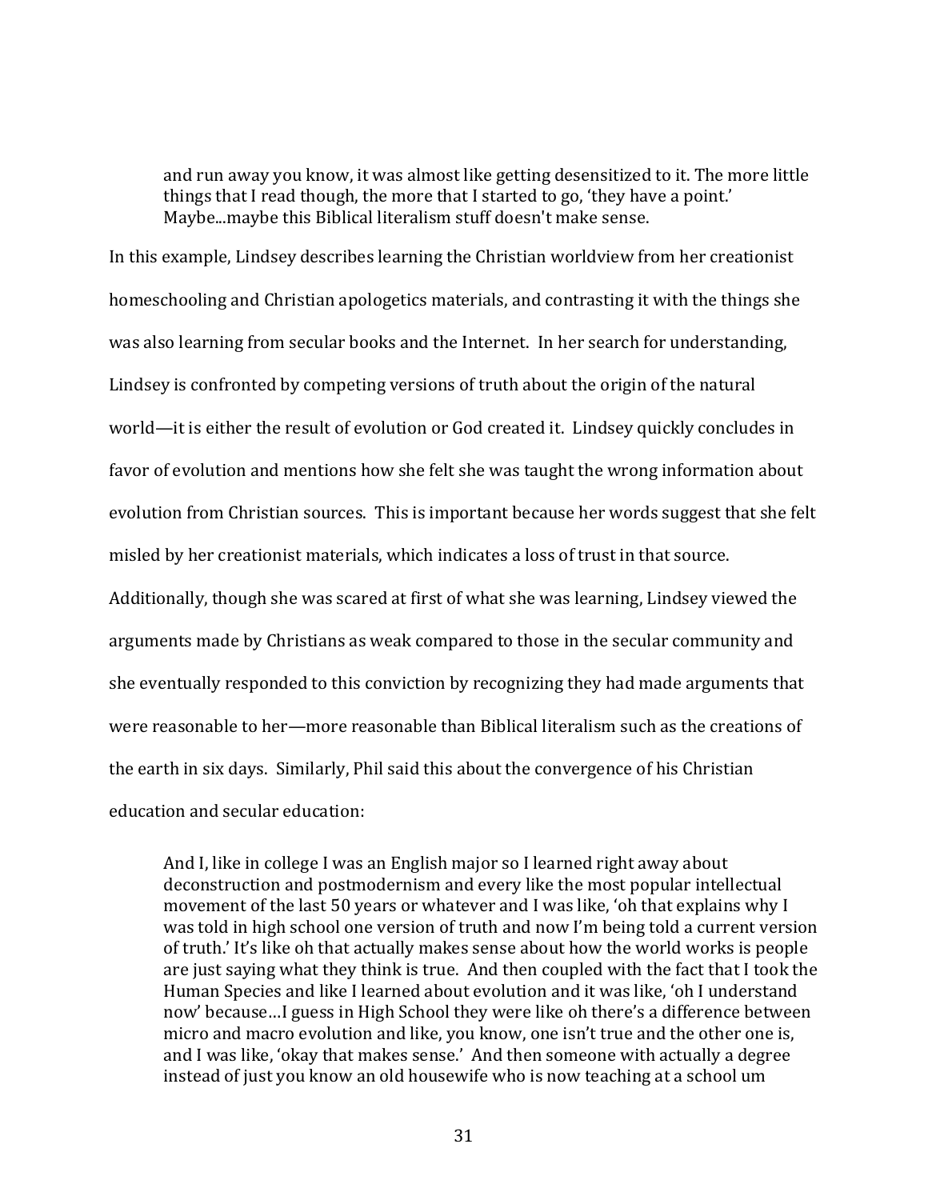> and run away you know, it was almost like getting desensitized to it. The more little things that I read though, the more that I started to go, 'they have a point.' Maybe...maybe this Biblical literalism stuff doesn't make sense.

In this example, Lindsey describes learning the Christian worldview from her creationist homeschooling and Christian apologetics materials, and contrasting it with the things she was also learning from secular books and the Internet. In her search for understanding, Lindsey is confronted by competing versions of truth about the origin of the natural world—it is either the result of evolution or God created it. Lindsey quickly concludes in favor of evolution and mentions how she felt she was taught the wrong information about evolution from Christian sources. This is important because her words suggest that she felt misled by her creationist materials, which indicates a loss of trust in that source. Additionally, though she was scared at first of what she was learning, Lindsey viewed the arguments made by Christians as weak compared to those in the secular community and she eventually responded to this conviction by recognizing they had made arguments that were reasonable to her—more reasonable than Biblical literalism such as the creations of the earth in six days. Similarly, Phil said this about the convergence of his Christian education and secular education:

> And I, like in college I was an English major so I learned right away about deconstruction and postmodernism and every like the most popular intellectual movement of the last 50 years or whatever and I was like, 'oh that explains why I was told in high school one version of truth and now I'm being told a current version of truth.' It's like oh that actually makes sense about how the world works is people are just saying what they think is true. And then coupled with the fact that I took the Human Species and like I learned about evolution and it was like, 'oh I understand now' because…I guess in High School they were like oh there's a difference between micro and macro evolution and like, you know, one isn't true and the other one is, and I was like, 'okay that makes sense.' And then someone with actually a degree instead of just you know an old housewife who is now teaching at a school um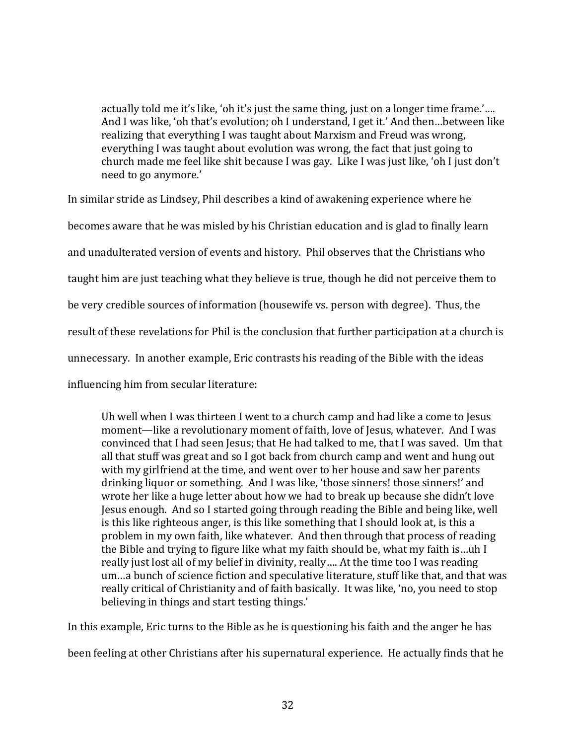> actually told me it's like, 'oh it's just the same thing, just on a longer time frame.'…. And I was like, 'oh that's evolution; oh I understand, I get it.' And then…between like realizing that everything I was taught about Marxism and Freud was wrong, everything I was taught about evolution was wrong, the fact that just going to church made me feel like shit because I was gay. Like I was just like, 'oh I just don't need to go anymore.'

In similar stride as Lindsey, Phil describes a kind of awakening experience where he becomes aware that he was misled by his Christian education and is glad to finally learn and unadulterated version of events and history. Phil observes that the Christians who taught him are just teaching what they believe is true, though he did not perceive them to be very credible sources of information (housewife vs. person with degree). Thus, the result of these revelations for Phil is the conclusion that further participation at a church is unnecessary. In another example, Eric contrasts his reading of the Bible with the ideas influencing him from secular literature:

> Uh well when I was thirteen I went to a church camp and had like a come to Jesus moment—like a revolutionary moment of faith, love of Jesus, whatever. And I was convinced that I had seen Jesus; that He had talked to me, that I was saved. Um that all that stuff was great and so I got back from church camp and went and hung out with my girlfriend at the time, and went over to her house and saw her parents drinking liquor or something. And I was like, 'those sinners! those sinners!' and wrote her like a huge letter about how we had to break up because she didn't love Jesus enough. And so I started going through reading the Bible and being like, well is this like righteous anger, is this like something that I should look at, is this a problem in my own faith, like whatever. And then through that process of reading the Bible and trying to figure like what my faith should be, what my faith is…uh I really just lost all of my belief in divinity, really…. At the time too I was reading um…a bunch of science fiction and speculative literature, stuff like that, and that was really critical of Christianity and of faith basically. It was like, 'no, you need to stop believing in things and start testing things.'

In this example, Eric turns to the Bible as he is questioning his faith and the anger he has been feeling at other Christians after his supernatural experience. He actually finds that he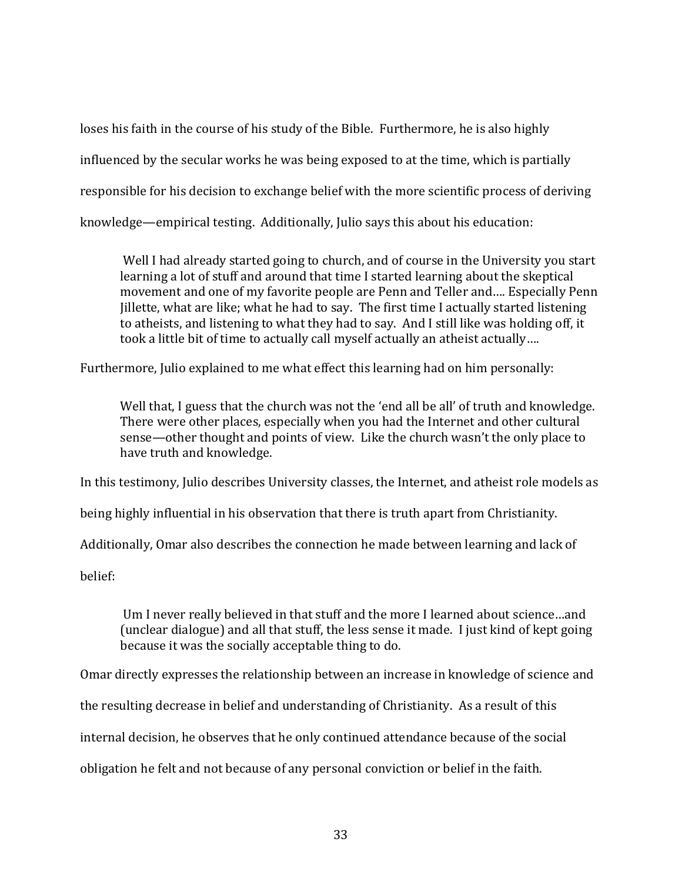loses his faith in the course of his study of the Bible. Furthermore, he is also highly influenced by the secular works he was being exposed to at the time, which is partially responsible for his decision to exchange belief with the more scientific process of deriving knowledge—empirical testing. Additionally, Julio says this about his education:

> Well I had already started going to church, and of course in the University you start learning a lot of stuff and around that time I started learning about the skeptical movement and one of my favorite people are Penn and Teller and.... Especially Penn Jillette, what are like; what he had to say. The first time I actually started listening to atheists, and listening to what they had to say. And I still like was holding off, it took a little bit of time to actually call myself actually an atheist actually....

Furthermore, Julio explained to me what effect this learning had on him personally:

> Well that, I guess that the church was not the 'end all be all' of truth and knowledge. There were other places, especially when you had the Internet and other cultural sense—other thought and points of view. Like the church wasn't the only place to have truth and knowledge.

In this testimony, Julio describes University classes, the Internet, and atheist role models as being highly influential in his observation that there is truth apart from Christianity. Additionally, Omar also describes the connection he made between learning and lack of belief:

> Um I never really believed in that stuff and the more I learned about science...and (unclear dialogue) and all that stuff, the less sense it made. I just kind of kept going because it was the socially acceptable thing to do.

Omar directly expresses the relationship between an increase in knowledge of science and the resulting decrease in belief and understanding of Christianity. As a result of this internal decision, he observes that he only continued attendance because of the social obligation he felt and not because of any personal conviction or belief in the faith.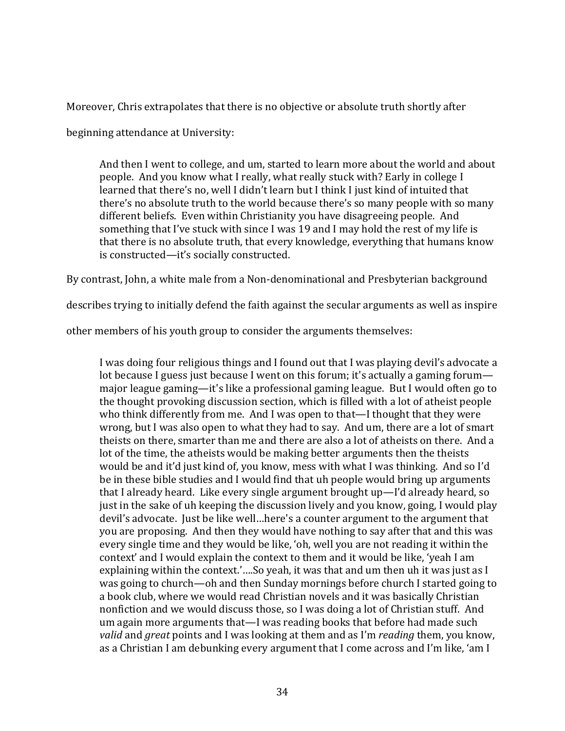Moreover, Chris extrapolates that there is no objective or absolute truth shortly after beginning attendance at University:

> And then I went to college, and um, started to learn more about the world and about people. And you know what I really, what really stuck with? Early in college I learned that there's no, well I didn't learn but I think I just kind of intuited that there's no absolute truth to the world because there's so many people with so many different beliefs. Even within Christianity you have disagreeing people. And something that I've stuck with since I was 19 and I may hold the rest of my life is that there is no absolute truth, that every knowledge, everything that humans know is constructed—it's socially constructed.

By contrast, John, a white male from a Non-denominational and Presbyterian background describes trying to initially defend the faith against the secular arguments as well as inspire other members of his youth group to consider the arguments themselves:

> I was doing four religious things and I found out that I was playing devil's advocate a lot because I guess just because I went on this forum; it's actually a gaming forum—major league gaming—it's like a professional gaming league. But I would often go to the thought provoking discussion section, which is filled with a lot of atheist people who think differently from me. And I was open to that—I thought that they were wrong, but I was also open to what they had to say. And um, there are a lot of smart theists on there, smarter than me and there are also a lot of atheists on there. And a lot of the time, the atheists would be making better arguments then the theists would be and it'd just kind of, you know, mess with what I was thinking. And so I'd be in these bible studies and I would find that uh people would bring up arguments that I already heard. Like every single argument brought up—I'd already heard, so just in the sake of uh keeping the discussion lively and you know, going, I would play devil's advocate. Just be like well…here's a counter argument to the argument that you are proposing. And then they would have nothing to say after that and this was every single time and they would be like, 'oh, well you are not reading it within the context' and I would explain the context to them and it would be like, 'yeah I am explaining within the context.'….So yeah, it was that and um then uh it was just as I was going to church—oh and then Sunday mornings before church I started going to a book club, where we would read Christian novels and it was basically Christian nonfiction and we would discuss those, so I was doing a lot of Christian stuff. And um again more arguments that—I was reading books that before had made such *valid* and *great* points and I was looking at them and as I'm *reading* them, you know, as a Christian I am debunking every argument that I come across and I'm like, 'am I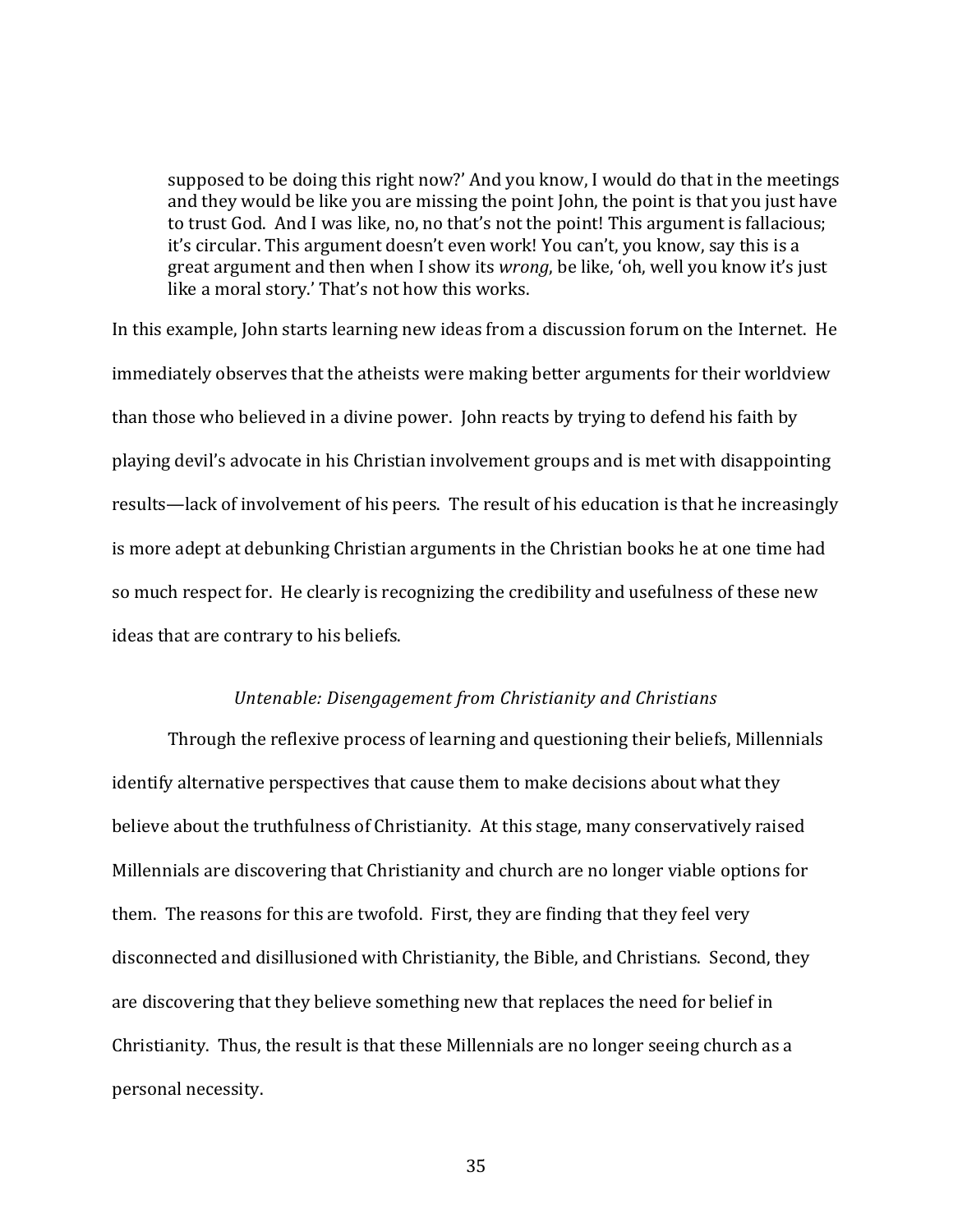> supposed to be doing this right now?' And you know, I would do that in the meetings and they would be like you are missing the point John, the point is that you just have to trust God. And I was like, no, no that's not the point! This argument is fallacious; it's circular. This argument doesn't even work! You can't, you know, say this is a great argument and then when I show its *wrong*, be like, 'oh, well you know it's just like a moral story.' That's not how this works.

In this example, John starts learning new ideas from a discussion forum on the Internet. He immediately observes that the atheists were making better arguments for their worldview than those who believed in a divine power. John reacts by trying to defend his faith by playing devil's advocate in his Christian involvement groups and is met with disappointing results—lack of involvement of his peers. The result of his education is that he increasingly is more adept at debunking Christian arguments in the Christian books he at one time had so much respect for. He clearly is recognizing the credibility and usefulness of these new ideas that are contrary to his beliefs.

*Untenable: Disengagement from Christianity and Christians*

Through the reflexive process of learning and questioning their beliefs, Millennials identify alternative perspectives that cause them to make decisions about what they believe about the truthfulness of Christianity. At this stage, many conservatively raised Millennials are discovering that Christianity and church are no longer viable options for them. The reasons for this are twofold. First, they are finding that they feel very disconnected and disillusioned with Christianity, the Bible, and Christians. Second, they are discovering that they believe something new that replaces the need for belief in Christianity. Thus, the result is that these Millennials are no longer seeing church as a personal necessity.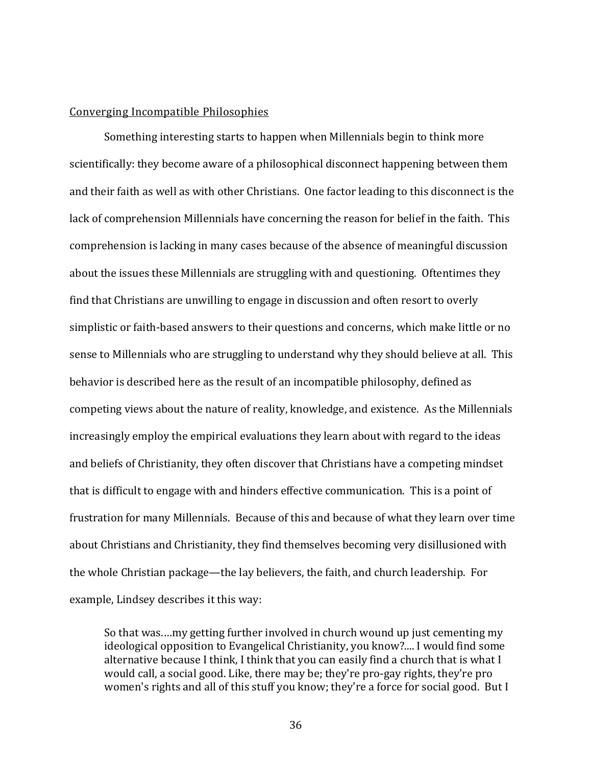<u>Converging Incompatible Philosophies</u>

Something interesting starts to happen when Millennials begin to think more scientifically: they become aware of a philosophical disconnect happening between them and their faith as well as with other Christians. One factor leading to this disconnect is the lack of comprehension Millennials have concerning the reason for belief in the faith. This comprehension is lacking in many cases because of the absence of meaningful discussion about the issues these Millennials are struggling with and questioning. Oftentimes they find that Christians are unwilling to engage in discussion and often resort to overly simplistic or faith-based answers to their questions and concerns, which make little or no sense to Millennials who are struggling to understand why they should believe at all. This behavior is described here as the result of an incompatible philosophy, defined as competing views about the nature of reality, knowledge, and existence. As the Millennials increasingly employ the empirical evaluations they learn about with regard to the ideas and beliefs of Christianity, they often discover that Christians have a competing mindset that is difficult to engage with and hinders effective communication. This is a point of frustration for many Millennials. Because of this and because of what they learn over time about Christians and Christianity, they find themselves becoming very disillusioned with the whole Christian package—the lay believers, the faith, and church leadership. For example, Lindsey describes it this way:

> So that was….my getting further involved in church wound up just cementing my ideological opposition to Evangelical Christianity, you know?.... I would find some alternative because I think, I think that you can easily find a church that is what I would call, a social good. Like, there may be; they're pro-gay rights, they're pro women's rights and all of this stuff you know; they're a force for social good. But I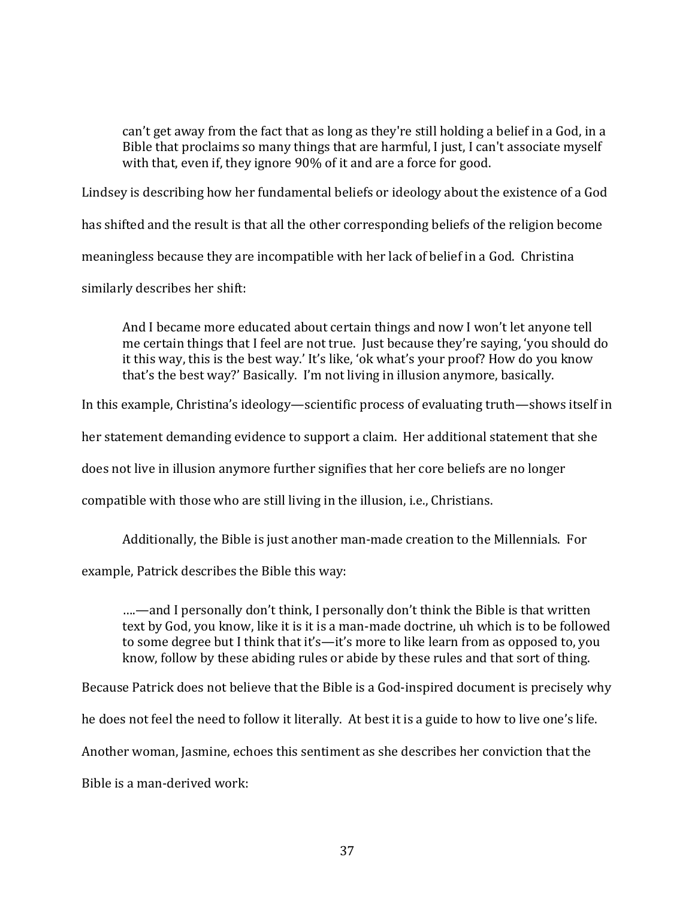> can't get away from the fact that as long as they're still holding a belief in a God, in a Bible that proclaims so many things that are harmful, I just, I can't associate myself with that, even if, they ignore 90% of it and are a force for good.

Lindsey is describing how her fundamental beliefs or ideology about the existence of a God has shifted and the result is that all the other corresponding beliefs of the religion become meaningless because they are incompatible with her lack of belief in a God. Christina similarly describes her shift:

> And I became more educated about certain things and now I won't let anyone tell me certain things that I feel are not true. Just because they're saying, 'you should do it this way, this is the best way.' It's like, 'ok what's your proof? How do you know that's the best way?' Basically. I'm not living in illusion anymore, basically.

In this example, Christina's ideology—scientific process of evaluating truth—shows itself in her statement demanding evidence to support a claim. Her additional statement that she does not live in illusion anymore further signifies that her core beliefs are no longer compatible with those who are still living in the illusion, i.e., Christians.

Additionally, the Bible is just another man-made creation to the Millennials. For example, Patrick describes the Bible this way:

> ….—and I personally don't think, I personally don't think the Bible is that written text by God, you know, like it is it is a man-made doctrine, uh which is to be followed to some degree but I think that it's—it's more to like learn from as opposed to, you know, follow by these abiding rules or abide by these rules and that sort of thing.

Because Patrick does not believe that the Bible is a God-inspired document is precisely why he does not feel the need to follow it literally. At best it is a guide to how to live one's life. Another woman, Jasmine, echoes this sentiment as she describes her conviction that the Bible is a man-derived work: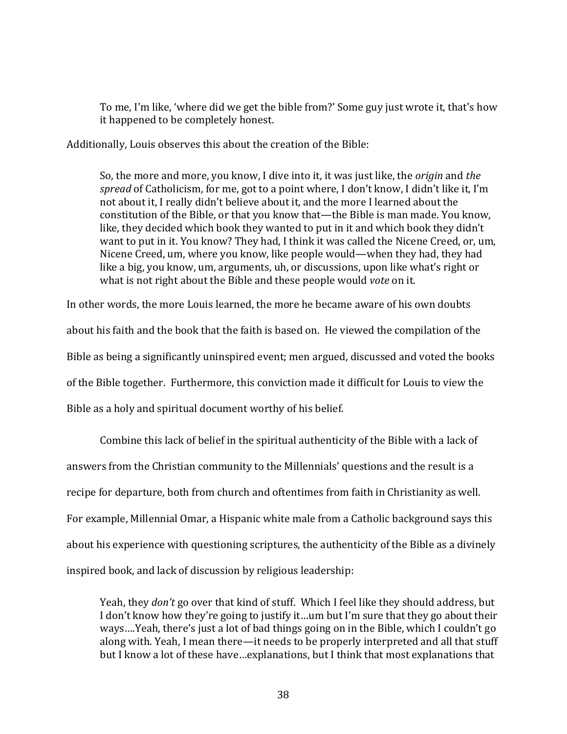> To me, I'm like, 'where did we get the bible from?' Some guy just wrote it, that's how it happened to be completely honest.

Additionally, Louis observes this about the creation of the Bible:

> So, the more and more, you know, I dive into it, it was just like, the *origin* and *the spread* of Catholicism, for me, got to a point where, I don't know, I didn't like it, I'm not about it, I really didn't believe about it, and the more I learned about the constitution of the Bible, or that you know that—the Bible is man made. You know, like, they decided which book they wanted to put in it and which book they didn't want to put in it. You know? They had, I think it was called the Nicene Creed, or, um, Nicene Creed, um, where you know, like people would—when they had, they had like a big, you know, um, arguments, uh, or discussions, upon like what's right or what is not right about the Bible and these people would *vote* on it.

In other words, the more Louis learned, the more he became aware of his own doubts about his faith and the book that the faith is based on. He viewed the compilation of the Bible as being a significantly uninspired event; men argued, discussed and voted the books of the Bible together. Furthermore, this conviction made it difficult for Louis to view the Bible as a holy and spiritual document worthy of his belief.

Combine this lack of belief in the spiritual authenticity of the Bible with a lack of answers from the Christian community to the Millennials' questions and the result is a recipe for departure, both from church and oftentimes from faith in Christianity as well. For example, Millennial Omar, a Hispanic white male from a Catholic background says this about his experience with questioning scriptures, the authenticity of the Bible as a divinely inspired book, and lack of discussion by religious leadership:

> Yeah, they *don't* go over that kind of stuff. Which I feel like they should address, but I don't know how they're going to justify it…um but I'm sure that they go about their ways….Yeah, there's just a lot of bad things going on in the Bible, which I couldn't go along with. Yeah, I mean there—it needs to be properly interpreted and all that stuff but I know a lot of these have…explanations, but I think that most explanations that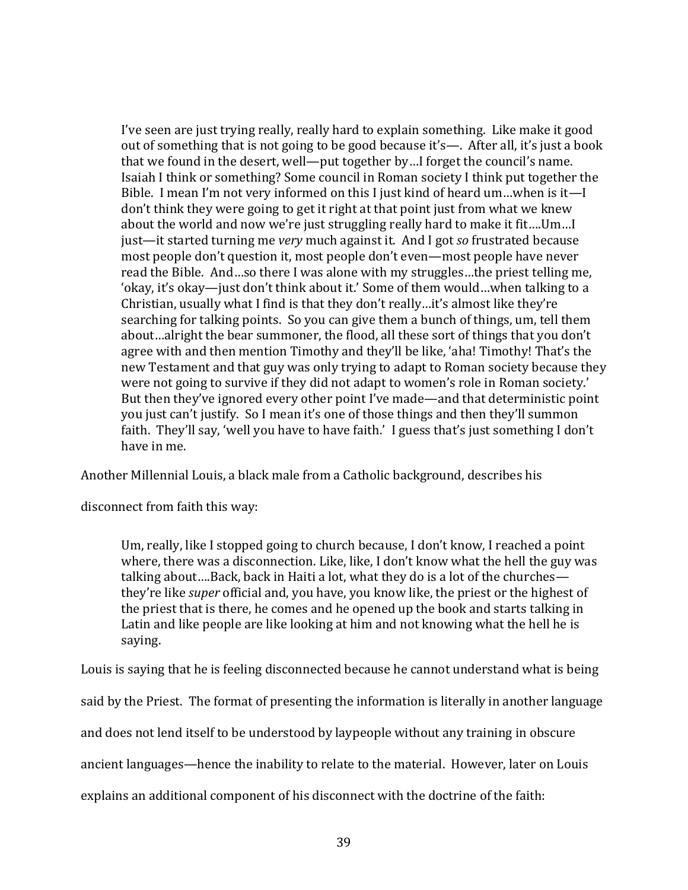> I've seen are just trying really, really hard to explain something. Like make it good out of something that is not going to be good because it's—. After all, it's just a book that we found in the desert, well—put together by…I forget the council's name. Isaiah I think or something? Some council in Roman society I think put together the Bible. I mean I'm not very informed on this I just kind of heard um…when is it—I don't think they were going to get it right at that point just from what we knew about the world and now we're just struggling really hard to make it fit….Um…I just—it started turning me *very* much against it. And I got *so* frustrated because most people don't question it, most people don't even—most people have never read the Bible. And…so there I was alone with my struggles…the priest telling me, 'okay, it's okay—just don't think about it.' Some of them would…when talking to a Christian, usually what I find is that they don't really…it's almost like they're searching for talking points. So you can give them a bunch of things, um, tell them about…alright the bear summoner, the flood, all these sort of things that you don't agree with and then mention Timothy and they'll be like, 'aha! Timothy! That's the new Testament and that guy was only trying to adapt to Roman society because they were not going to survive if they did not adapt to women's role in Roman society.' But then they've ignored every other point I've made—and that deterministic point you just can't justify. So I mean it's one of those things and then they'll summon faith. They'll say, 'well you have to have faith.' I guess that's just something I don't have in me.

Another Millennial Louis, a black male from a Catholic background, describes his disconnect from faith this way:

> Um, really, like I stopped going to church because, I don't know, I reached a point where, there was a disconnection. Like, like, I don't know what the hell the guy was talking about….Back, back in Haiti a lot, what they do is a lot of the churches—they're like *super* official and, you have, you know like, the priest or the highest of the priest that is there, he comes and he opened up the book and starts talking in Latin and like people are like looking at him and not knowing what the hell he is saying.

Louis is saying that he is feeling disconnected because he cannot understand what is being said by the Priest. The format of presenting the information is literally in another language and does not lend itself to be understood by laypeople without any training in obscure ancient languages—hence the inability to relate to the material. However, later on Louis explains an additional component of his disconnect with the doctrine of the faith: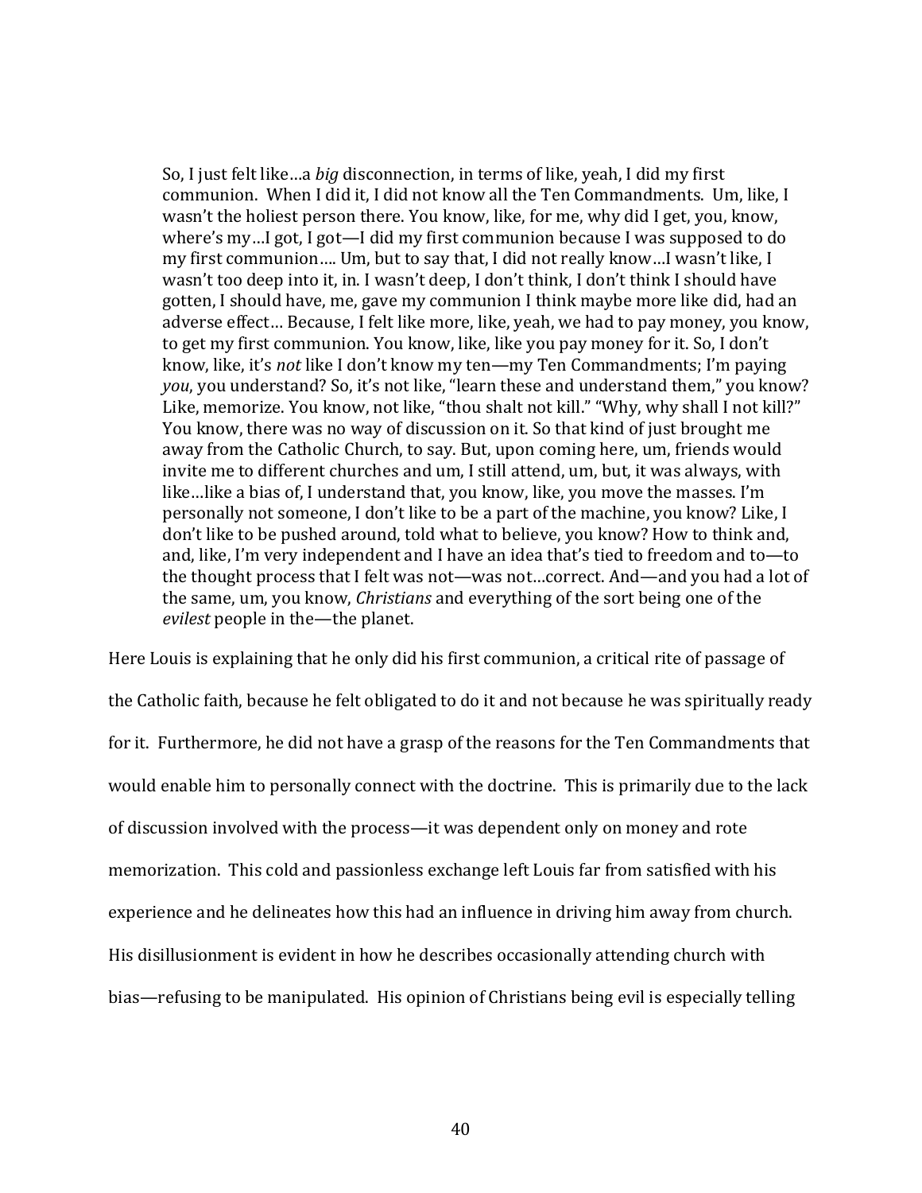> So, I just felt like…a *big* disconnection, in terms of like, yeah, I did my first communion. When I did it, I did not know all the Ten Commandments. Um, like, I wasn't the holiest person there. You know, like, for me, why did I get, you, know, where's my…I got, I got—I did my first communion because I was supposed to do my first communion…. Um, but to say that, I did not really know…I wasn't like, I wasn't too deep into it, in. I wasn't deep, I don't think, I don't think I should have gotten, I should have, me, gave my communion I think maybe more like did, had an adverse effect… Because, I felt like more, like, yeah, we had to pay money, you know, to get my first communion. You know, like, like you pay money for it. So, I don't know, like, it's *not* like I don't know my ten—my Ten Commandments; I'm paying *you*, you understand? So, it's not like, "learn these and understand them," you know? Like, memorize. You know, not like, "thou shalt not kill." "Why, why shall I not kill?" You know, there was no way of discussion on it. So that kind of just brought me away from the Catholic Church, to say. But, upon coming here, um, friends would invite me to different churches and um, I still attend, um, but, it was always, with like…like a bias of, I understand that, you know, like, you move the masses. I'm personally not someone, I don't like to be a part of the machine, you know? Like, I don't like to be pushed around, told what to believe, you know? How to think and, and, like, I'm very independent and I have an idea that's tied to freedom and to—to the thought process that I felt was not—was not…correct. And—and you had a lot of the same, um, you know, *Christians* and everything of the sort being one of the *evilest* people in the—the planet.

Here Louis is explaining that he only did his first communion, a critical rite of passage of the Catholic faith, because he felt obligated to do it and not because he was spiritually ready for it. Furthermore, he did not have a grasp of the reasons for the Ten Commandments that would enable him to personally connect with the doctrine. This is primarily due to the lack of discussion involved with the process—it was dependent only on money and rote memorization. This cold and passionless exchange left Louis far from satisfied with his experience and he delineates how this had an influence in driving him away from church. His disillusionment is evident in how he describes occasionally attending church with bias—refusing to be manipulated. His opinion of Christians being evil is especially telling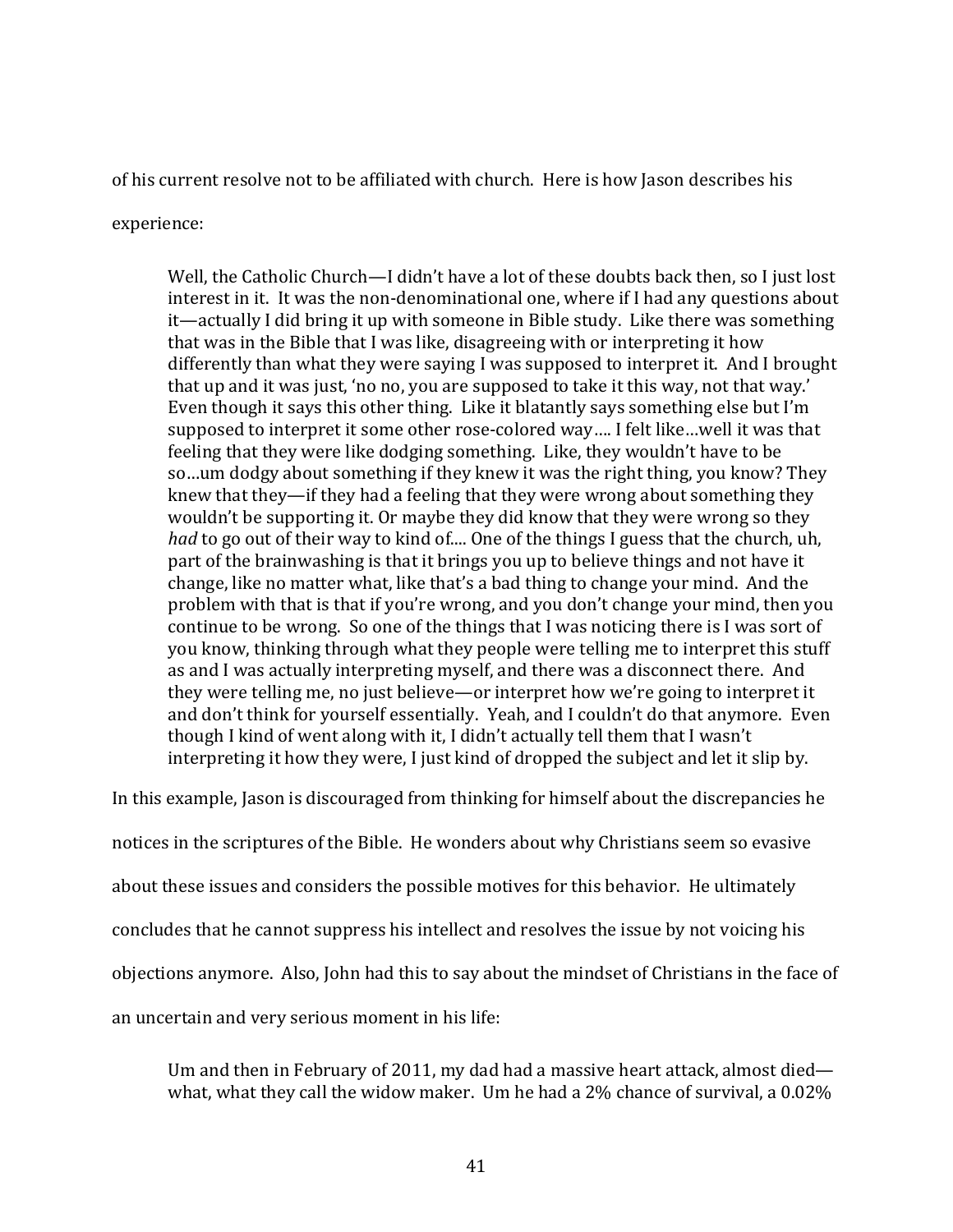of his current resolve not to be affiliated with church. Here is how Jason describes his experience:

> Well, the Catholic Church—I didn't have a lot of these doubts back then, so I just lost interest in it. It was the non-denominational one, where if I had any questions about it—actually I did bring it up with someone in Bible study. Like there was something that was in the Bible that I was like, disagreeing with or interpreting it how differently than what they were saying I was supposed to interpret it. And I brought that up and it was just, 'no no, you are supposed to take it this way, not that way.' Even though it says this other thing. Like it blatantly says something else but I'm supposed to interpret it some other rose-colored way…. I felt like…well it was that feeling that they were like dodging something. Like, they wouldn't have to be so…um dodgy about something if they knew it was the right thing, you know? They knew that they—if they had a feeling that they were wrong about something they wouldn't be supporting it. Or maybe they did know that they were wrong so they *had* to go out of their way to kind of.... One of the things I guess that the church, uh, part of the brainwashing is that it brings you up to believe things and not have it change, like no matter what, like that's a bad thing to change your mind. And the problem with that is that if you're wrong, and you don't change your mind, then you continue to be wrong. So one of the things that I was noticing there is I was sort of you know, thinking through what they people were telling me to interpret this stuff as and I was actually interpreting myself, and there was a disconnect there. And they were telling me, no just believe—or interpret how we're going to interpret it and don't think for yourself essentially. Yeah, and I couldn't do that anymore. Even though I kind of went along with it, I didn't actually tell them that I wasn't interpreting it how they were, I just kind of dropped the subject and let it slip by.

In this example, Jason is discouraged from thinking for himself about the discrepancies he notices in the scriptures of the Bible. He wonders about why Christians seem so evasive about these issues and considers the possible motives for this behavior. He ultimately concludes that he cannot suppress his intellect and resolves the issue by not voicing his objections anymore. Also, John had this to say about the mindset of Christians in the face of an uncertain and very serious moment in his life:

> Um and then in February of 2011, my dad had a massive heart attack, almost died—what, what they call the widow maker. Um he had a 2% chance of survival, a 0.02%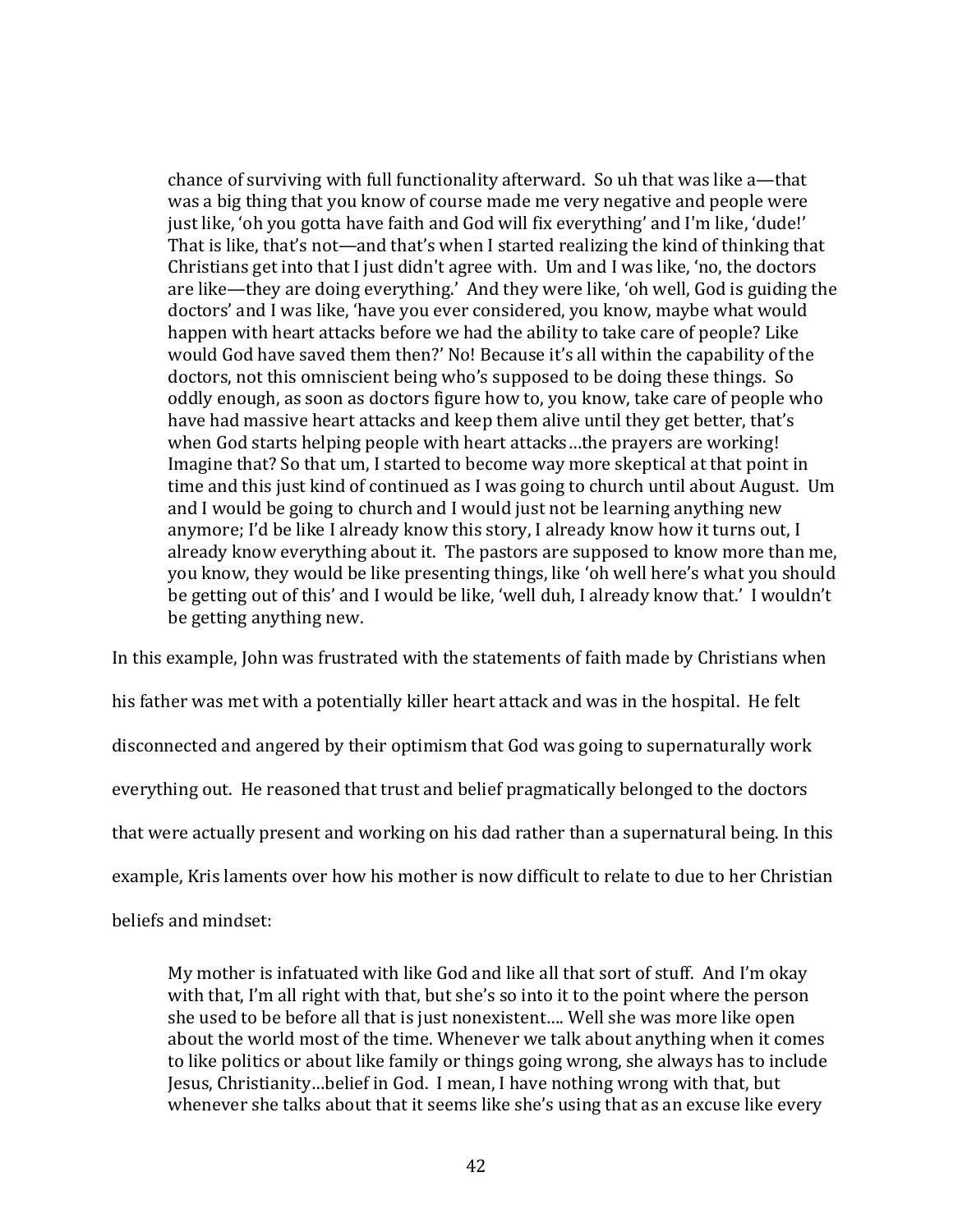> chance of surviving with full functionality afterward. So uh that was like a—that was a big thing that you know of course made me very negative and people were just like, 'oh you gotta have faith and God will fix everything' and I'm like, 'dude!' That is like, that's not—and that's when I started realizing the kind of thinking that Christians get into that I just didn't agree with. Um and I was like, 'no, the doctors are like—they are doing everything.' And they were like, 'oh well, God is guiding the doctors' and I was like, 'have you ever considered, you know, maybe what would happen with heart attacks before we had the ability to take care of people? Like would God have saved them then?' No! Because it's all within the capability of the doctors, not this omniscient being who's supposed to be doing these things. So oddly enough, as soon as doctors figure how to, you know, take care of people who have had massive heart attacks and keep them alive until they get better, that's when God starts helping people with heart attacks…the prayers are working! Imagine that? So that um, I started to become way more skeptical at that point in time and this just kind of continued as I was going to church until about August. Um and I would be going to church and I would just not be learning anything new anymore; I'd be like I already know this story, I already know how it turns out, I already know everything about it. The pastors are supposed to know more than me, you know, they would be like presenting things, like 'oh well here's what you should be getting out of this' and I would be like, 'well duh, I already know that.' I wouldn't be getting anything new.

In this example, John was frustrated with the statements of faith made by Christians when his father was met with a potentially killer heart attack and was in the hospital. He felt disconnected and angered by their optimism that God was going to supernaturally work everything out. He reasoned that trust and belief pragmatically belonged to the doctors that were actually present and working on his dad rather than a supernatural being. In this example, Kris laments over how his mother is now difficult to relate to due to her Christian beliefs and mindset:

> My mother is infatuated with like God and like all that sort of stuff. And I'm okay with that, I'm all right with that, but she's so into it to the point where the person she used to be before all that is just nonexistent…. Well she was more like open about the world most of the time. Whenever we talk about anything when it comes to like politics or about like family or things going wrong, she always has to include Jesus, Christianity…belief in God. I mean, I have nothing wrong with that, but whenever she talks about that it seems like she's using that as an excuse like every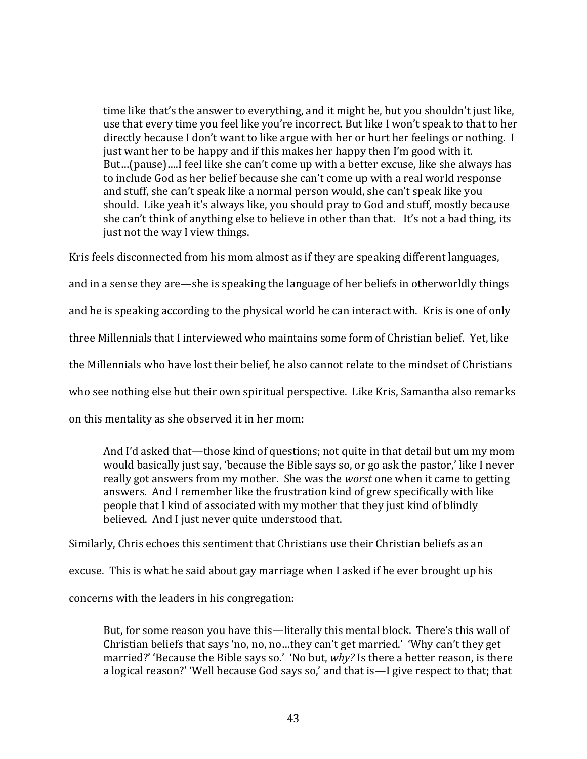> time like that's the answer to everything, and it might be, but you shouldn't just like, use that every time you feel like you're incorrect. But like I won't speak to that to her directly because I don't want to like argue with her or hurt her feelings or nothing. I just want her to be happy and if this makes her happy then I'm good with it. But…(pause)….I feel like she can't come up with a better excuse, like she always has to include God as her belief because she can't come up with a real world response and stuff, she can't speak like a normal person would, she can't speak like you should. Like yeah it's always like, you should pray to God and stuff, mostly because she can't think of anything else to believe in other than that. It's not a bad thing, its just not the way I view things.

Kris feels disconnected from his mom almost as if they are speaking different languages, and in a sense they are—she is speaking the language of her beliefs in otherworldly things and he is speaking according to the physical world he can interact with. Kris is one of only three Millennials that I interviewed who maintains some form of Christian belief. Yet, like the Millennials who have lost their belief, he also cannot relate to the mindset of Christians who see nothing else but their own spiritual perspective. Like Kris, Samantha also remarks on this mentality as she observed it in her mom:

> And I'd asked that—those kind of questions; not quite in that detail but um my mom would basically just say, 'because the Bible says so, or go ask the pastor,' like I never really got answers from my mother. She was the *worst* one when it came to getting answers. And I remember like the frustration kind of grew specifically with like people that I kind of associated with my mother that they just kind of blindly believed. And I just never quite understood that.

Similarly, Chris echoes this sentiment that Christians use their Christian beliefs as an excuse. This is what he said about gay marriage when I asked if he ever brought up his concerns with the leaders in his congregation:

> But, for some reason you have this—literally this mental block. There's this wall of Christian beliefs that says 'no, no, no…they can't get married.' 'Why can't they get married?' 'Because the Bible says so.' 'No but, *why?* Is there a better reason, is there a logical reason?' 'Well because God says so,' and that is—I give respect to that; that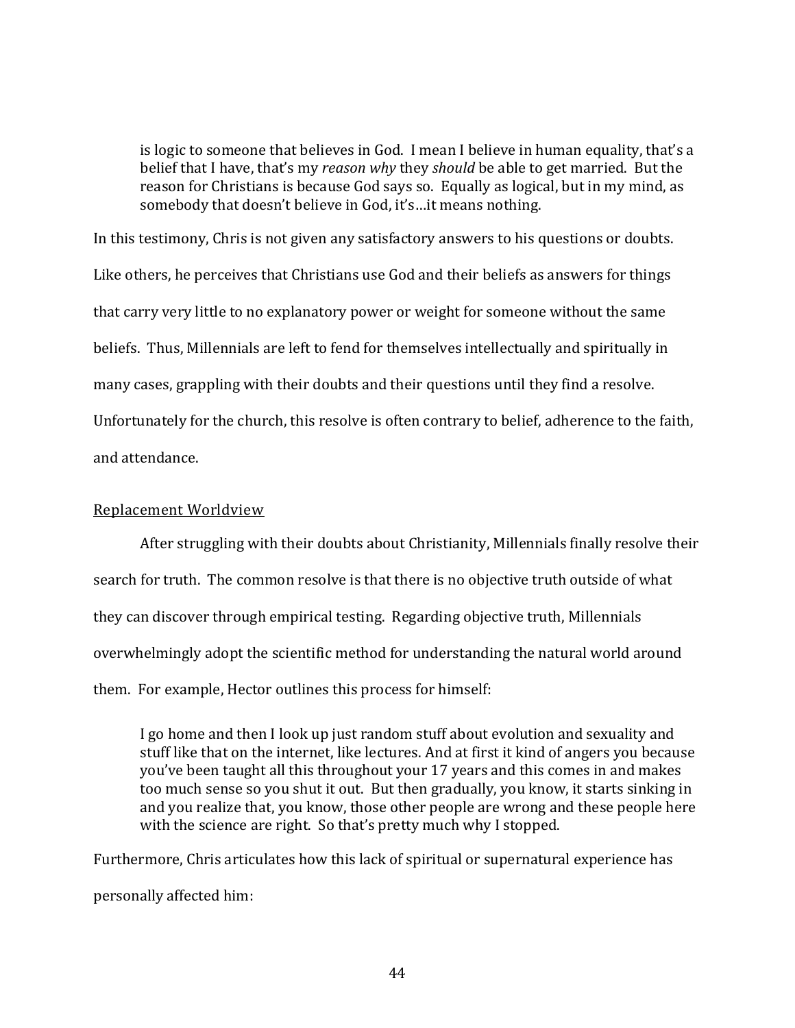> is logic to someone that believes in God. I mean I believe in human equality, that's a belief that I have, that's my *reason why* they *should* be able to get married. But the reason for Christians is because God says so. Equally as logical, but in my mind, as somebody that doesn't believe in God, it's…it means nothing.

In this testimony, Chris is not given any satisfactory answers to his questions or doubts. Like others, he perceives that Christians use God and their beliefs as answers for things that carry very little to no explanatory power or weight for someone without the same beliefs. Thus, Millennials are left to fend for themselves intellectually and spiritually in many cases, grappling with their doubts and their questions until they find a resolve. Unfortunately for the church, this resolve is often contrary to belief, adherence to the faith, and attendance.

<u>Replacement Worldview</u>

After struggling with their doubts about Christianity, Millennials finally resolve their search for truth. The common resolve is that there is no objective truth outside of what they can discover through empirical testing. Regarding objective truth, Millennials overwhelmingly adopt the scientific method for understanding the natural world around them. For example, Hector outlines this process for himself:

> I go home and then I look up just random stuff about evolution and sexuality and stuff like that on the internet, like lectures. And at first it kind of angers you because you've been taught all this throughout your 17 years and this comes in and makes too much sense so you shut it out. But then gradually, you know, it starts sinking in and you realize that, you know, those other people are wrong and these people here with the science are right. So that's pretty much why I stopped.

Furthermore, Chris articulates how this lack of spiritual or supernatural experience has personally affected him: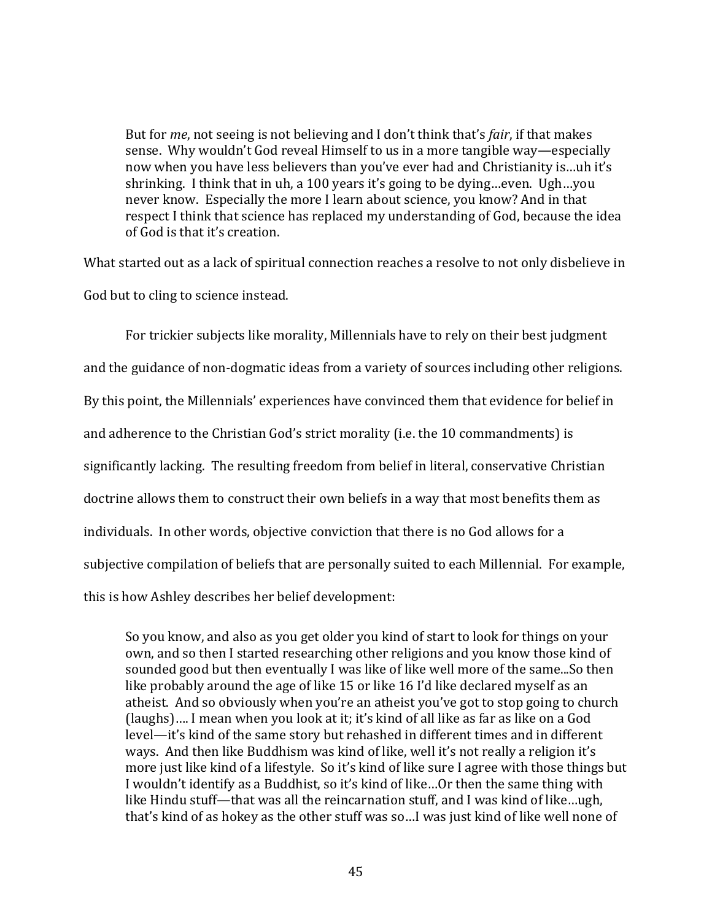> But for *me*, not seeing is not believing and I don't think that's *fair*, if that makes sense. Why wouldn't God reveal Himself to us in a more tangible way—especially now when you have less believers than you've ever had and Christianity is…uh it's shrinking. I think that in uh, a 100 years it's going to be dying…even. Ugh…you never know. Especially the more I learn about science, you know? And in that respect I think that science has replaced my understanding of God, because the idea of God is that it's creation.

What started out as a lack of spiritual connection reaches a resolve to not only disbelieve in God but to cling to science instead.

For trickier subjects like morality, Millennials have to rely on their best judgment and the guidance of non-dogmatic ideas from a variety of sources including other religions. By this point, the Millennials' experiences have convinced them that evidence for belief in and adherence to the Christian God's strict morality (i.e. the 10 commandments) is significantly lacking. The resulting freedom from belief in literal, conservative Christian doctrine allows them to construct their own beliefs in a way that most benefits them as individuals. In other words, objective conviction that there is no God allows for a subjective compilation of beliefs that are personally suited to each Millennial. For example, this is how Ashley describes her belief development:

> So you know, and also as you get older you kind of start to look for things on your own, and so then I started researching other religions and you know those kind of sounded good but then eventually I was like of like well more of the same...So then like probably around the age of like 15 or like 16 I'd like declared myself as an atheist. And so obviously when you're an atheist you've got to stop going to church (laughs)…. I mean when you look at it; it's kind of all like as far as like on a God level—it's kind of the same story but rehashed in different times and in different ways. And then like Buddhism was kind of like, well it's not really a religion it's more just like kind of a lifestyle. So it's kind of like sure I agree with those things but I wouldn't identify as a Buddhist, so it's kind of like…Or then the same thing with like Hindu stuff—that was all the reincarnation stuff, and I was kind of like…ugh, that's kind of as hokey as the other stuff was so…I was just kind of like well none of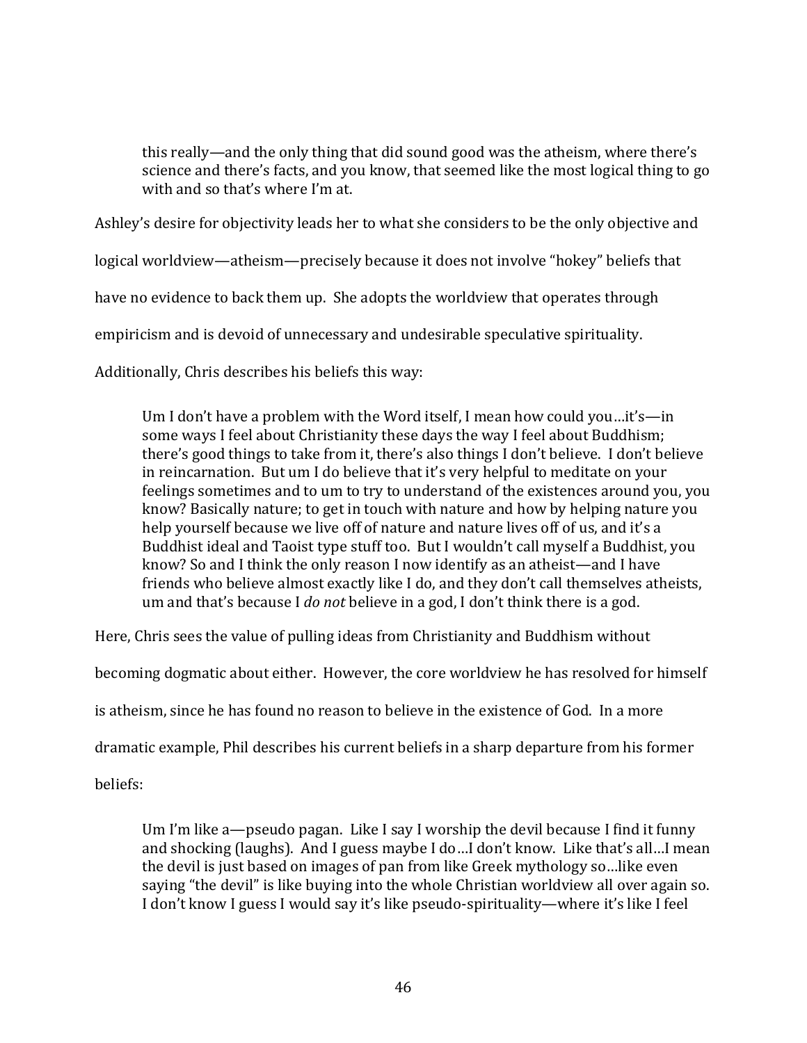> this really—and the only thing that did sound good was the atheism, where there's science and there's facts, and you know, that seemed like the most logical thing to go with and so that's where I'm at.

Ashley's desire for objectivity leads her to what she considers to be the only objective and logical worldview—atheism—precisely because it does not involve "hokey" beliefs that have no evidence to back them up. She adopts the worldview that operates through empiricism and is devoid of unnecessary and undesirable speculative spirituality.

Additionally, Chris describes his beliefs this way:

> Um I don't have a problem with the Word itself, I mean how could you…it's—in some ways I feel about Christianity these days the way I feel about Buddhism; there's good things to take from it, there's also things I don't believe. I don't believe in reincarnation. But um I do believe that it's very helpful to meditate on your feelings sometimes and to um to try to understand of the existences around you, you know? Basically nature; to get in touch with nature and how by helping nature you help yourself because we live off of nature and nature lives off of us, and it's a Buddhist ideal and Taoist type stuff too. But I wouldn't call myself a Buddhist, you know? So and I think the only reason I now identify as an atheist—and I have friends who believe almost exactly like I do, and they don't call themselves atheists, um and that's because I *do not* believe in a god, I don't think there is a god.

Here, Chris sees the value of pulling ideas from Christianity and Buddhism without becoming dogmatic about either. However, the core worldview he has resolved for himself is atheism, since he has found no reason to believe in the existence of God. In a more dramatic example, Phil describes his current beliefs in a sharp departure from his former beliefs:

> Um I'm like a—pseudo pagan. Like I say I worship the devil because I find it funny and shocking (laughs). And I guess maybe I do…I don't know. Like that's all…I mean the devil is just based on images of pan from like Greek mythology so…like even saying "the devil" is like buying into the whole Christian worldview all over again so. I don't know I guess I would say it's like pseudo-spirituality—where it's like I feel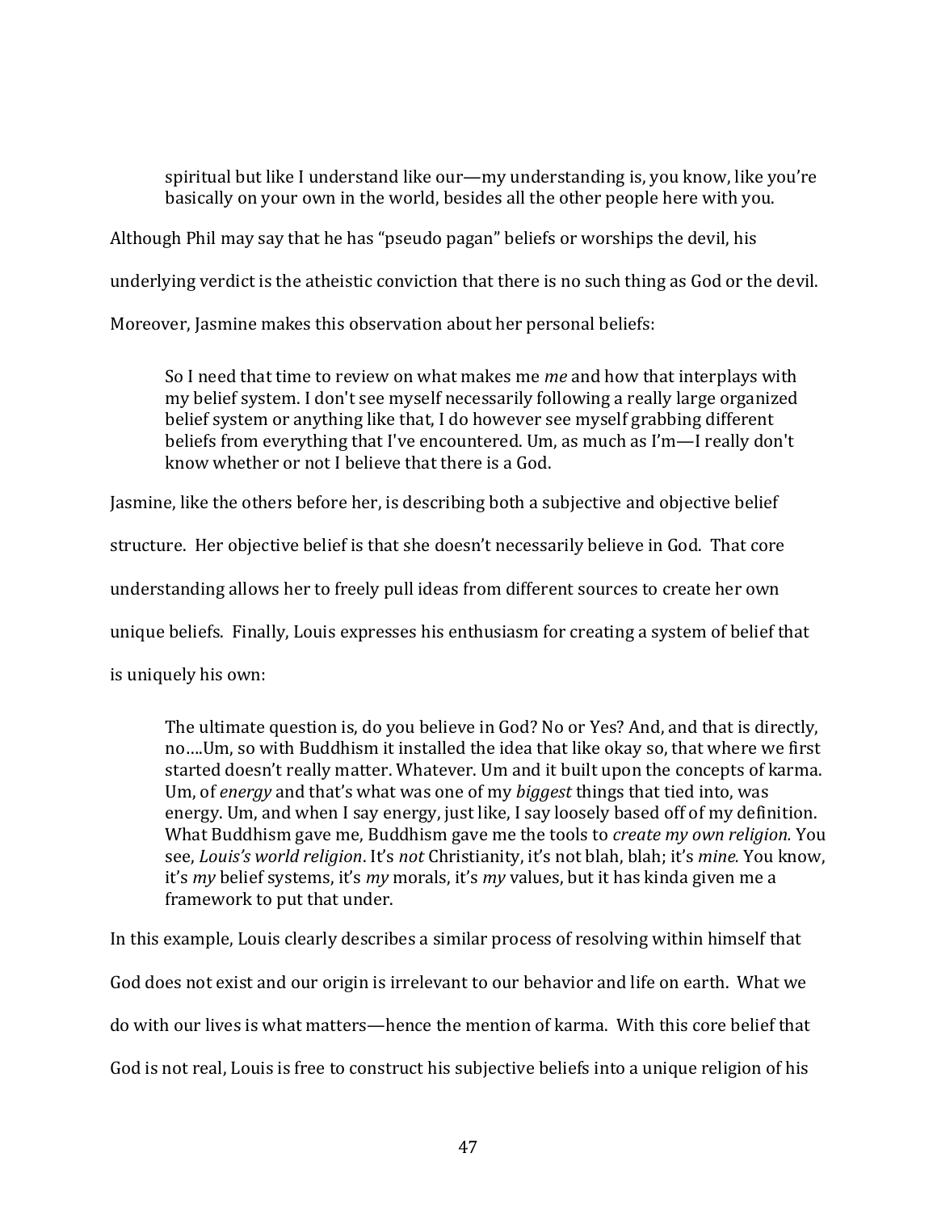> spiritual but like I understand like our—my understanding is, you know, like you're basically on your own in the world, besides all the other people here with you.

Although Phil may say that he has "pseudo pagan" beliefs or worships the devil, his underlying verdict is the atheistic conviction that there is no such thing as God or the devil. Moreover, Jasmine makes this observation about her personal beliefs:

> So I need that time to review on what makes me *me* and how that interplays with my belief system. I don't see myself necessarily following a really large organized belief system or anything like that, I do however see myself grabbing different beliefs from everything that I've encountered. Um, as much as I'm—I really don't know whether or not I believe that there is a God.

Jasmine, like the others before her, is describing both a subjective and objective belief structure. Her objective belief is that she doesn't necessarily believe in God. That core understanding allows her to freely pull ideas from different sources to create her own unique beliefs. Finally, Louis expresses his enthusiasm for creating a system of belief that is uniquely his own:

> The ultimate question is, do you believe in God? No or Yes? And, and that is directly, no....Um, so with Buddhism it installed the idea that like okay so, that where we first started doesn't really matter. Whatever. Um and it built upon the concepts of karma. Um, of *energy* and that's what was one of my *biggest* things that tied into, was energy. Um, and when I say energy, just like, I say loosely based off of my definition. What Buddhism gave me, Buddhism gave me the tools to *create my own religion.* You see, *Louis's world religion*. It's *not* Christianity, it's not blah, blah; it's *mine.* You know, it's *my* belief systems, it's *my* morals, it's *my* values, but it has kinda given me a framework to put that under.

In this example, Louis clearly describes a similar process of resolving within himself that God does not exist and our origin is irrelevant to our behavior and life on earth. What we do with our lives is what matters—hence the mention of karma. With this core belief that God is not real, Louis is free to construct his subjective beliefs into a unique religion of his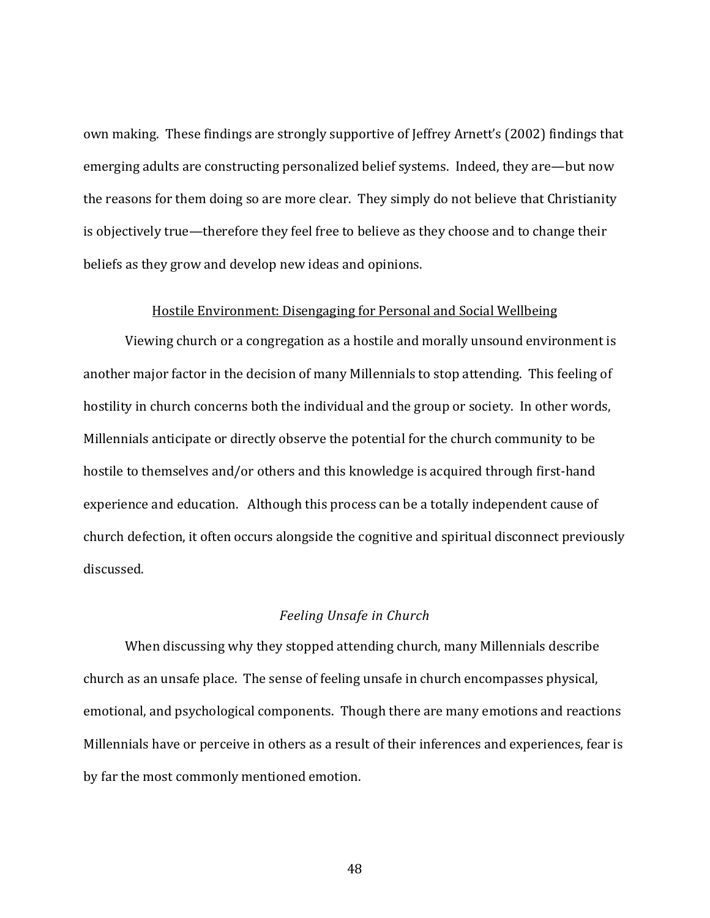own making. These findings are strongly supportive of Jeffrey Arnett's (2002) findings that emerging adults are constructing personalized belief systems. Indeed, they are—but now the reasons for them doing so are more clear. They simply do not believe that Christianity is objectively true—therefore they feel free to believe as they choose and to change their beliefs as they grow and develop new ideas and opinions.

## Hostile Environment: Disengaging for Personal and Social Wellbeing

Viewing church or a congregation as a hostile and morally unsound environment is another major factor in the decision of many Millennials to stop attending. This feeling of hostility in church concerns both the individual and the group or society. In other words, Millennials anticipate or directly observe the potential for the church community to be hostile to themselves and/or others and this knowledge is acquired through first-hand experience and education. Although this process can be a totally independent cause of church defection, it often occurs alongside the cognitive and spiritual disconnect previously discussed.

### *Feeling Unsafe in Church*

When discussing why they stopped attending church, many Millennials describe church as an unsafe place. The sense of feeling unsafe in church encompasses physical, emotional, and psychological components. Though there are many emotions and reactions Millennials have or perceive in others as a result of their inferences and experiences, fear is by far the most commonly mentioned emotion.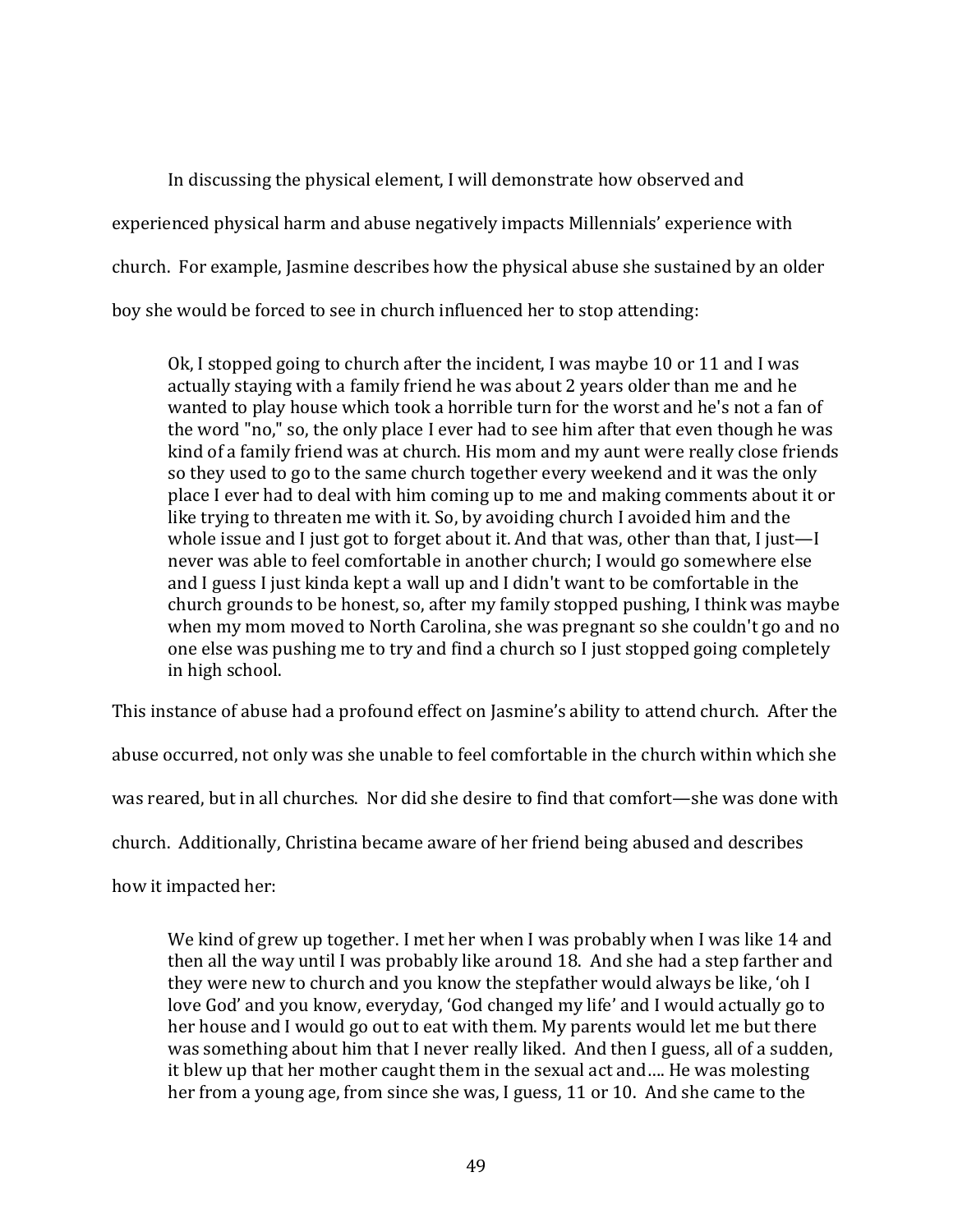In discussing the physical element, I will demonstrate how observed and experienced physical harm and abuse negatively impacts Millennials' experience with church. For example, Jasmine describes how the physical abuse she sustained by an older boy she would be forced to see in church influenced her to stop attending:

> Ok, I stopped going to church after the incident, I was maybe 10 or 11 and I was actually staying with a family friend he was about 2 years older than me and he wanted to play house which took a horrible turn for the worst and he's not a fan of the word "no," so, the only place I ever had to see him after that even though he was kind of a family friend was at church. His mom and my aunt were really close friends so they used to go to the same church together every weekend and it was the only place I ever had to deal with him coming up to me and making comments about it or like trying to threaten me with it. So, by avoiding church I avoided him and the whole issue and I just got to forget about it. And that was, other than that, I just—I never was able to feel comfortable in another church; I would go somewhere else and I guess I just kinda kept a wall up and I didn't want to be comfortable in the church grounds to be honest, so, after my family stopped pushing, I think was maybe when my mom moved to North Carolina, she was pregnant so she couldn't go and no one else was pushing me to try and find a church so I just stopped going completely in high school.

This instance of abuse had a profound effect on Jasmine's ability to attend church. After the abuse occurred, not only was she unable to feel comfortable in the church within which she was reared, but in all churches. Nor did she desire to find that comfort—she was done with church. Additionally, Christina became aware of her friend being abused and describes how it impacted her:

> We kind of grew up together. I met her when I was probably when I was like 14 and then all the way until I was probably like around 18. And she had a step farther and they were new to church and you know the stepfather would always be like, 'oh I love God' and you know, everyday, 'God changed my life' and I would actually go to her house and I would go out to eat with them. My parents would let me but there was something about him that I never really liked. And then I guess, all of a sudden, it blew up that her mother caught them in the sexual act and…. He was molesting her from a young age, from since she was, I guess, 11 or 10. And she came to the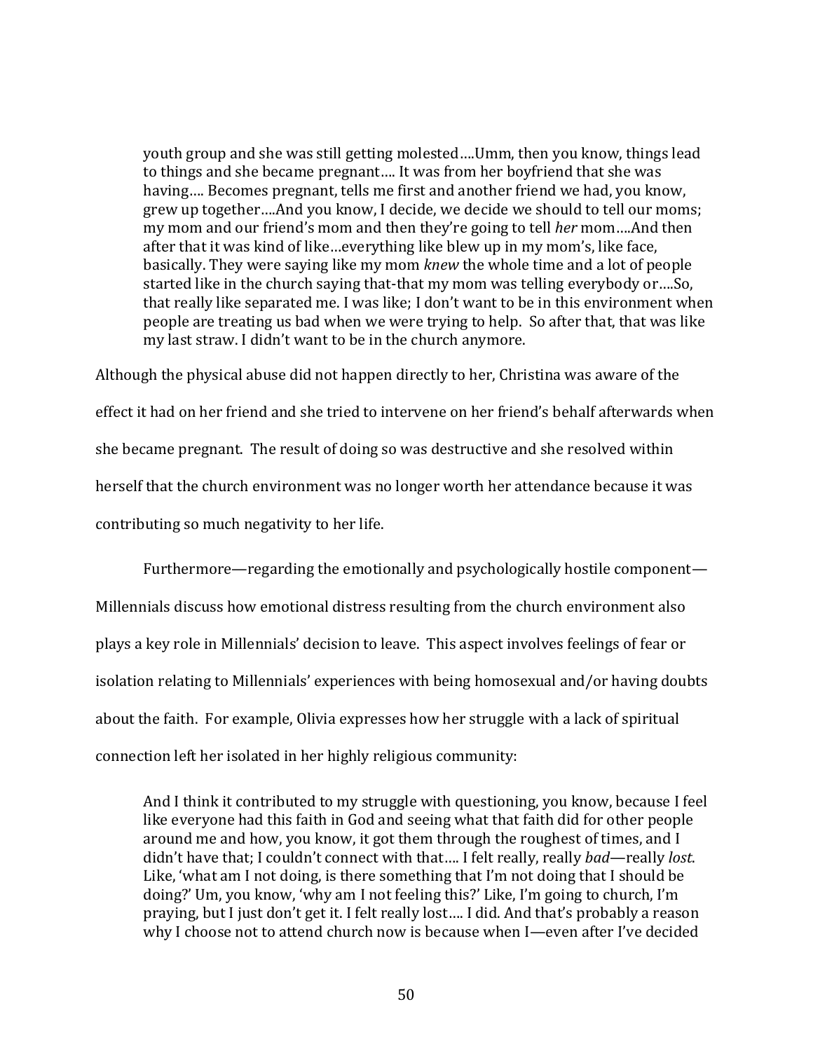> youth group and she was still getting molested….Umm, then you know, things lead to things and she became pregnant…. It was from her boyfriend that she was having…. Becomes pregnant, tells me first and another friend we had, you know, grew up together….And you know, I decide, we decide we should to tell our moms; my mom and our friend's mom and then they're going to tell *her* mom….And then after that it was kind of like…everything like blew up in my mom's, like face, basically. They were saying like my mom *knew* the whole time and a lot of people started like in the church saying that-that my mom was telling everybody or….So, that really like separated me. I was like; I don't want to be in this environment when people are treating us bad when we were trying to help. So after that, that was like my last straw. I didn't want to be in the church anymore.

Although the physical abuse did not happen directly to her, Christina was aware of the effect it had on her friend and she tried to intervene on her friend's behalf afterwards when she became pregnant. The result of doing so was destructive and she resolved within herself that the church environment was no longer worth her attendance because it was contributing so much negativity to her life.

Furthermore—regarding the emotionally and psychologically hostile component—Millennials discuss how emotional distress resulting from the church environment also plays a key role in Millennials' decision to leave. This aspect involves feelings of fear or isolation relating to Millennials' experiences with being homosexual and/or having doubts about the faith. For example, Olivia expresses how her struggle with a lack of spiritual connection left her isolated in her highly religious community:

> And I think it contributed to my struggle with questioning, you know, because I feel like everyone had this faith in God and seeing what that faith did for other people around me and how, you know, it got them through the roughest of times, and I didn't have that; I couldn't connect with that…. I felt really, really *bad*—really *lost*. Like, 'what am I not doing, is there something that I'm not doing that I should be doing?' Um, you know, 'why am I not feeling this?' Like, I'm going to church, I'm praying, but I just don't get it. I felt really lost…. I did. And that's probably a reason why I choose not to attend church now is because when I—even after I've decided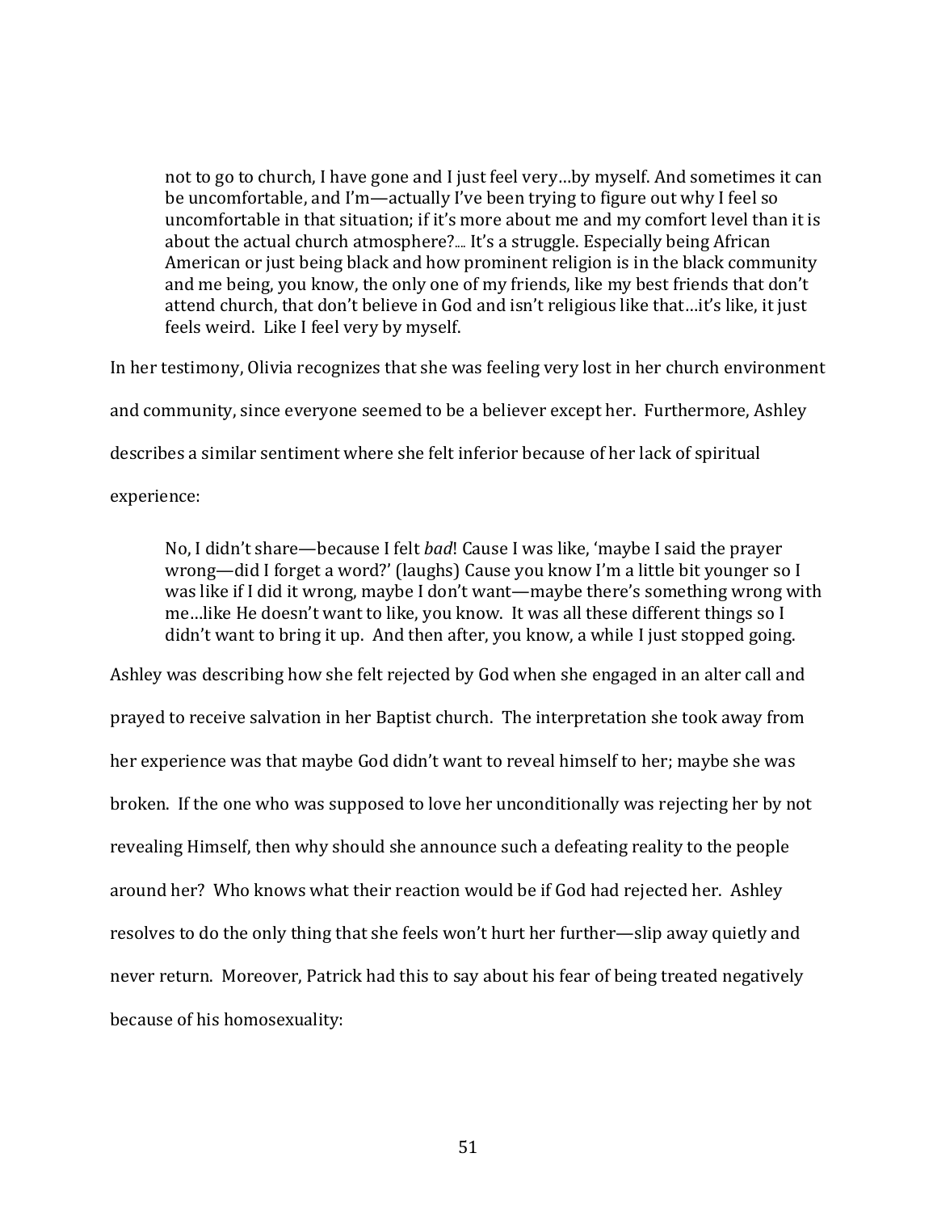> not to go to church, I have gone and I just feel very…by myself. And sometimes it can be uncomfortable, and I'm—actually I've been trying to figure out why I feel so uncomfortable in that situation; if it's more about me and my comfort level than it is about the actual church atmosphere?... It's a struggle. Especially being African American or just being black and how prominent religion is in the black community and me being, you know, the only one of my friends, like my best friends that don't attend church, that don't believe in God and isn't religious like that…it's like, it just feels weird. Like I feel very by myself.

In her testimony, Olivia recognizes that she was feeling very lost in her church environment and community, since everyone seemed to be a believer except her. Furthermore, Ashley describes a similar sentiment where she felt inferior because of her lack of spiritual experience:

> No, I didn't share—because I felt *bad*! Cause I was like, 'maybe I said the prayer wrong—did I forget a word?' (laughs) Cause you know I'm a little bit younger so I was like if I did it wrong, maybe I don't want—maybe there's something wrong with me…like He doesn't want to like, you know. It was all these different things so I didn't want to bring it up. And then after, you know, a while I just stopped going.

Ashley was describing how she felt rejected by God when she engaged in an alter call and prayed to receive salvation in her Baptist church. The interpretation she took away from her experience was that maybe God didn't want to reveal himself to her; maybe she was broken. If the one who was supposed to love her unconditionally was rejecting her by not revealing Himself, then why should she announce such a defeating reality to the people around her? Who knows what their reaction would be if God had rejected her. Ashley resolves to do the only thing that she feels won't hurt her further—slip away quietly and never return. Moreover, Patrick had this to say about his fear of being treated negatively because of his homosexuality: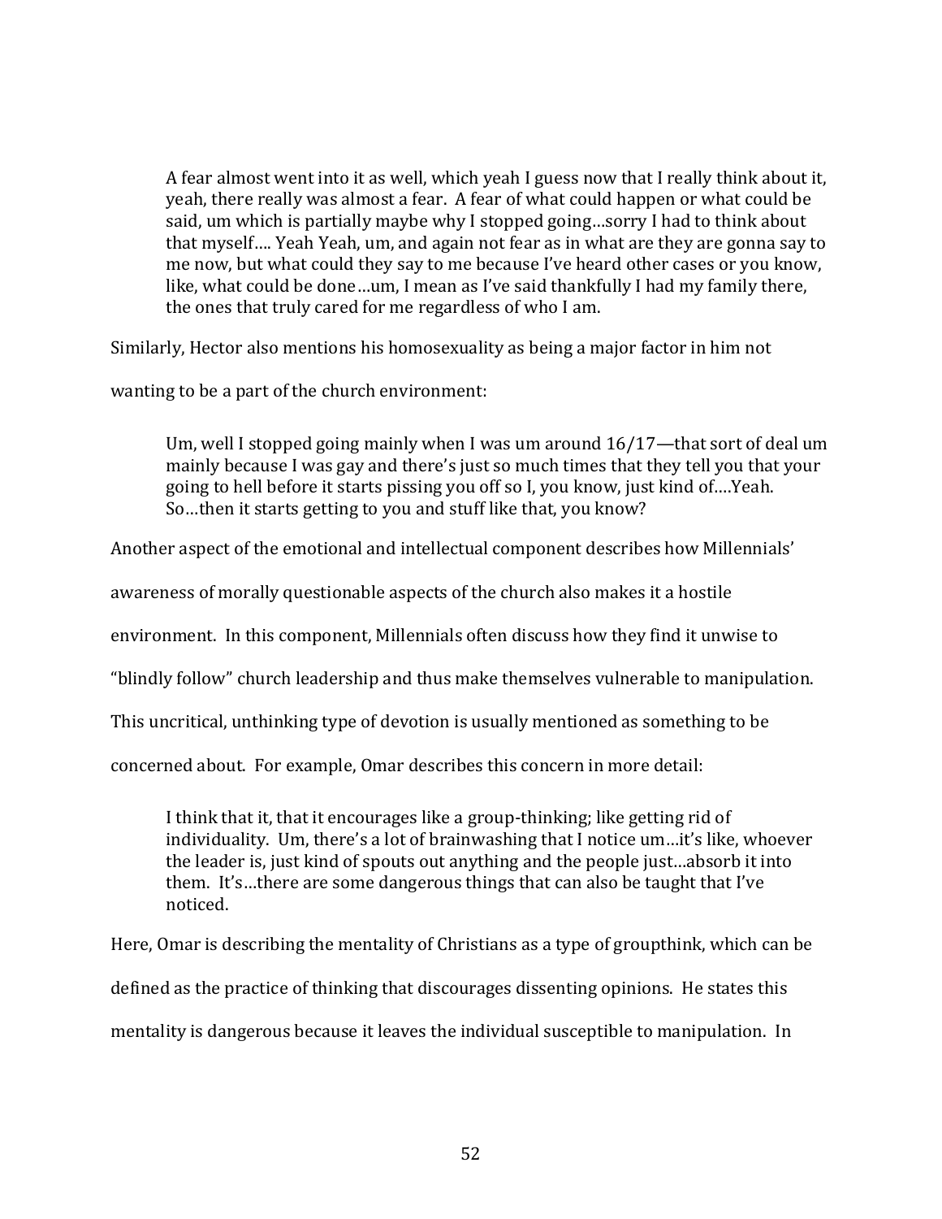> A fear almost went into it as well, which yeah I guess now that I really think about it, yeah, there really was almost a fear. A fear of what could happen or what could be said, um which is partially maybe why I stopped going…sorry I had to think about that myself…. Yeah Yeah, um, and again not fear as in what are they are gonna say to me now, but what could they say to me because I've heard other cases or you know, like, what could be done…um, I mean as I've said thankfully I had my family there, the ones that truly cared for me regardless of who I am.

Similarly, Hector also mentions his homosexuality as being a major factor in him not wanting to be a part of the church environment:

> Um, well I stopped going mainly when I was um around 16/17—that sort of deal um mainly because I was gay and there's just so much times that they tell you that your going to hell before it starts pissing you off so I, you know, just kind of….Yeah. So…then it starts getting to you and stuff like that, you know?

Another aspect of the emotional and intellectual component describes how Millennials' awareness of morally questionable aspects of the church also makes it a hostile environment. In this component, Millennials often discuss how they find it unwise to "blindly follow" church leadership and thus make themselves vulnerable to manipulation. This uncritical, unthinking type of devotion is usually mentioned as something to be concerned about. For example, Omar describes this concern in more detail:

> I think that it, that it encourages like a group-thinking; like getting rid of individuality. Um, there's a lot of brainwashing that I notice um…it's like, whoever the leader is, just kind of spouts out anything and the people just…absorb it into them. It's…there are some dangerous things that can also be taught that I've noticed.

Here, Omar is describing the mentality of Christians as a type of groupthink, which can be defined as the practice of thinking that discourages dissenting opinions. He states this mentality is dangerous because it leaves the individual susceptible to manipulation. In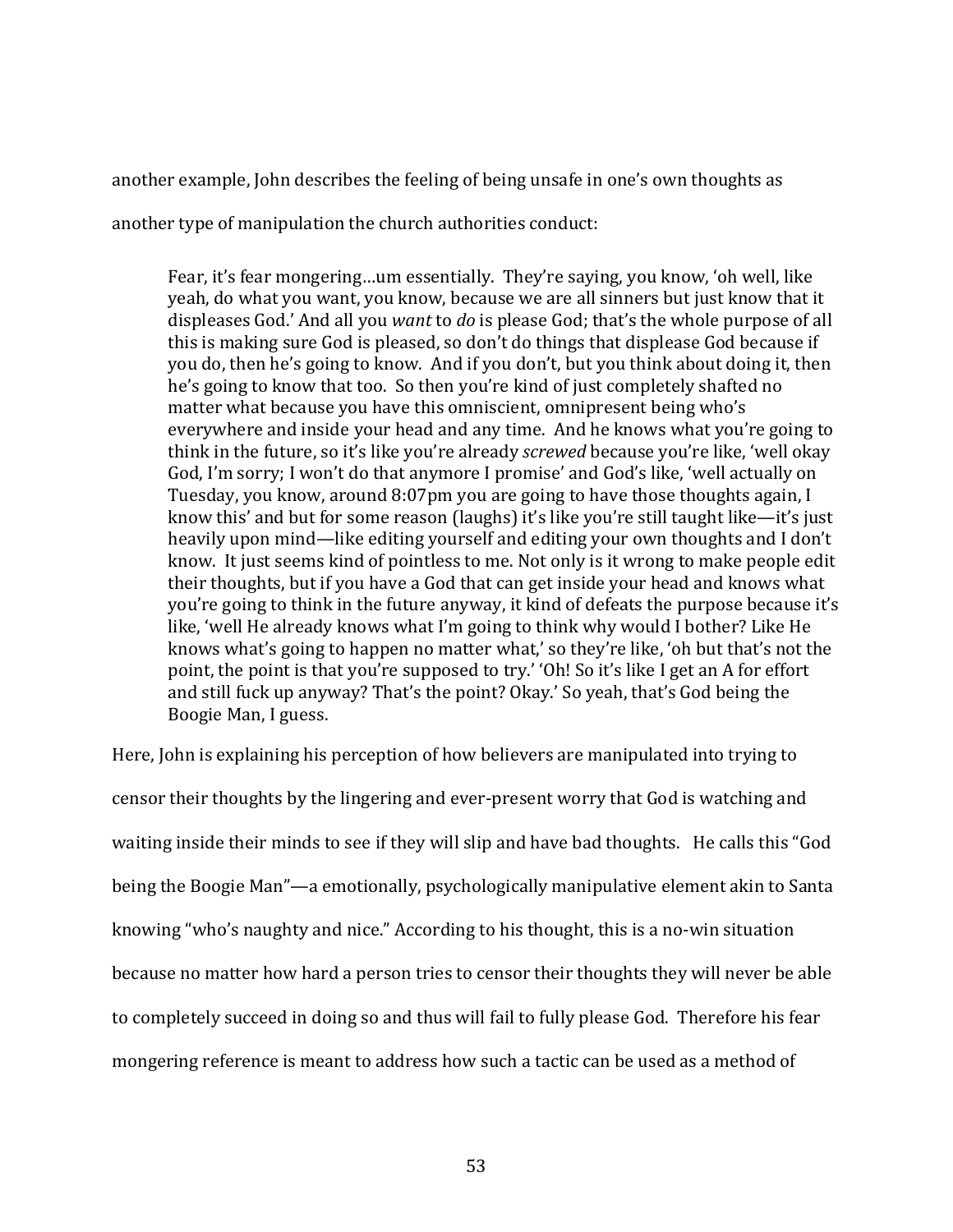another example, John describes the feeling of being unsafe in one's own thoughts as another type of manipulation the church authorities conduct:

> Fear, it's fear mongering…um essentially. They're saying, you know, 'oh well, like yeah, do what you want, you know, because we are all sinners but just know that it displeases God.' And all you *want* to *do* is please God; that's the whole purpose of all this is making sure God is pleased, so don't do things that displease God because if you do, then he's going to know. And if you don't, but you think about doing it, then he's going to know that too. So then you're kind of just completely shafted no matter what because you have this omniscient, omnipresent being who's everywhere and inside your head and any time. And he knows what you're going to think in the future, so it's like you're already *screwed* because you're like, 'well okay God, I'm sorry; I won't do that anymore I promise' and God's like, 'well actually on Tuesday, you know, around 8:07pm you are going to have those thoughts again, I know this' and but for some reason (laughs) it's like you're still taught like—it's just heavily upon mind—like editing yourself and editing your own thoughts and I don't know. It just seems kind of pointless to me. Not only is it wrong to make people edit their thoughts, but if you have a God that can get inside your head and knows what you're going to think in the future anyway, it kind of defeats the purpose because it's like, 'well He already knows what I'm going to think why would I bother? Like He knows what's going to happen no matter what,' so they're like, 'oh but that's not the point, the point is that you're supposed to try.' 'Oh! So it's like I get an A for effort and still fuck up anyway? That's the point? Okay.' So yeah, that's God being the Boogie Man, I guess.

Here, John is explaining his perception of how believers are manipulated into trying to censor their thoughts by the lingering and ever-present worry that God is watching and waiting inside their minds to see if they will slip and have bad thoughts. He calls this "God being the Boogie Man"—a emotionally, psychologically manipulative element akin to Santa knowing "who's naughty and nice." According to his thought, this is a no-win situation because no matter how hard a person tries to censor their thoughts they will never be able to completely succeed in doing so and thus will fail to fully please God. Therefore his fear mongering reference is meant to address how such a tactic can be used as a method of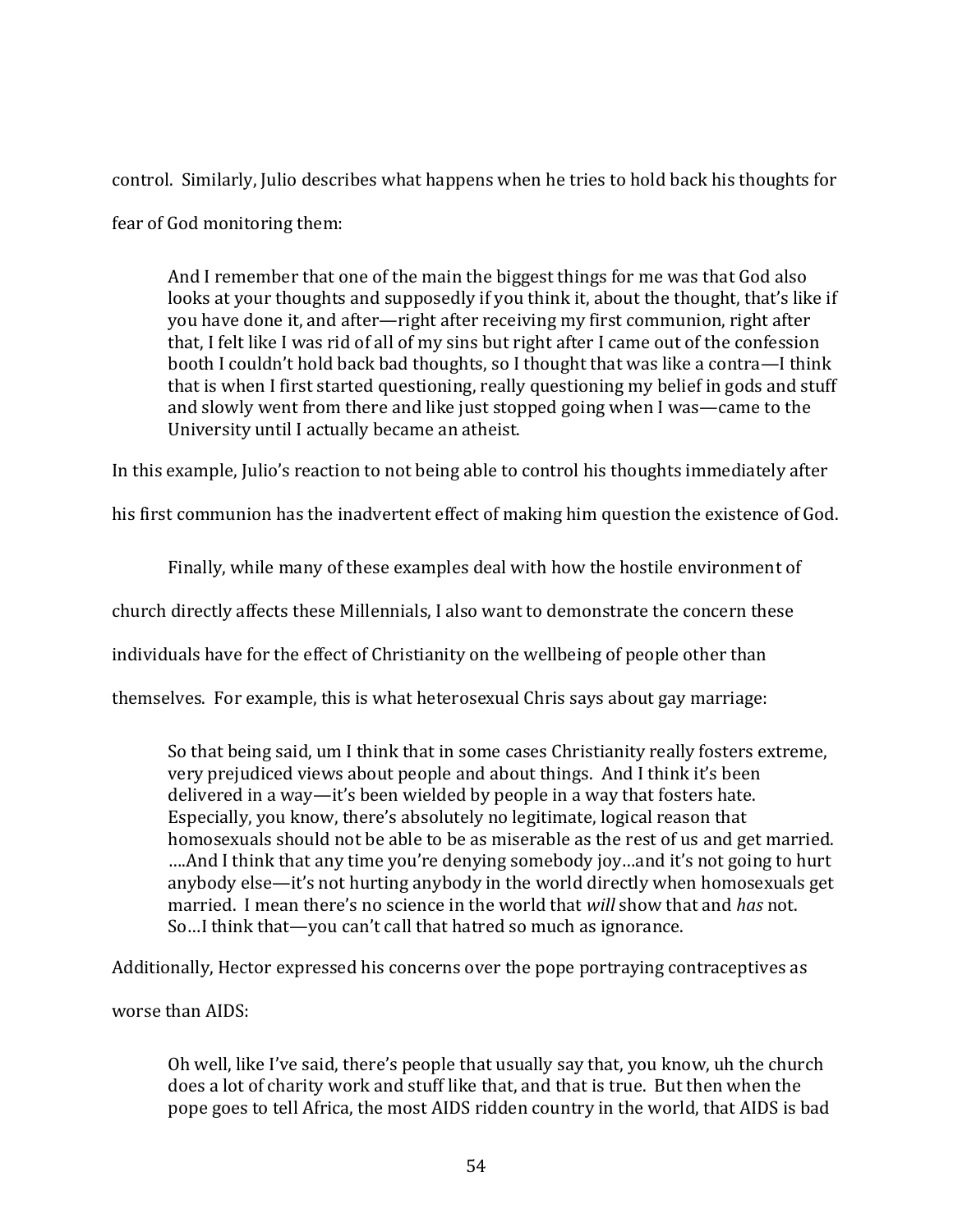control. Similarly, Julio describes what happens when he tries to hold back his thoughts for fear of God monitoring them:

> And I remember that one of the main the biggest things for me was that God also looks at your thoughts and supposedly if you think it, about the thought, that's like if you have done it, and after—right after receiving my first communion, right after that, I felt like I was rid of all of my sins but right after I came out of the confession booth I couldn't hold back bad thoughts, so I thought that was like a contra—I think that is when I first started questioning, really questioning my belief in gods and stuff and slowly went from there and like just stopped going when I was—came to the University until I actually became an atheist.

In this example, Julio's reaction to not being able to control his thoughts immediately after his first communion has the inadvertent effect of making him question the existence of God.

Finally, while many of these examples deal with how the hostile environment of church directly affects these Millennials, I also want to demonstrate the concern these individuals have for the effect of Christianity on the wellbeing of people other than themselves. For example, this is what heterosexual Chris says about gay marriage:

> So that being said, um I think that in some cases Christianity really fosters extreme, very prejudiced views about people and about things. And I think it's been delivered in a way—it's been wielded by people in a way that fosters hate. Especially, you know, there's absolutely no legitimate, logical reason that homosexuals should not be able to be as miserable as the rest of us and get married. ….And I think that any time you're denying somebody joy…and it's not going to hurt anybody else—it's not hurting anybody in the world directly when homosexuals get married. I mean there's no science in the world that *will* show that and *has* not. So…I think that—you can't call that hatred so much as ignorance.

Additionally, Hector expressed his concerns over the pope portraying contraceptives as worse than AIDS:

> Oh well, like I've said, there's people that usually say that, you know, uh the church does a lot of charity work and stuff like that, and that is true. But then when the pope goes to tell Africa, the most AIDS ridden country in the world, that AIDS is bad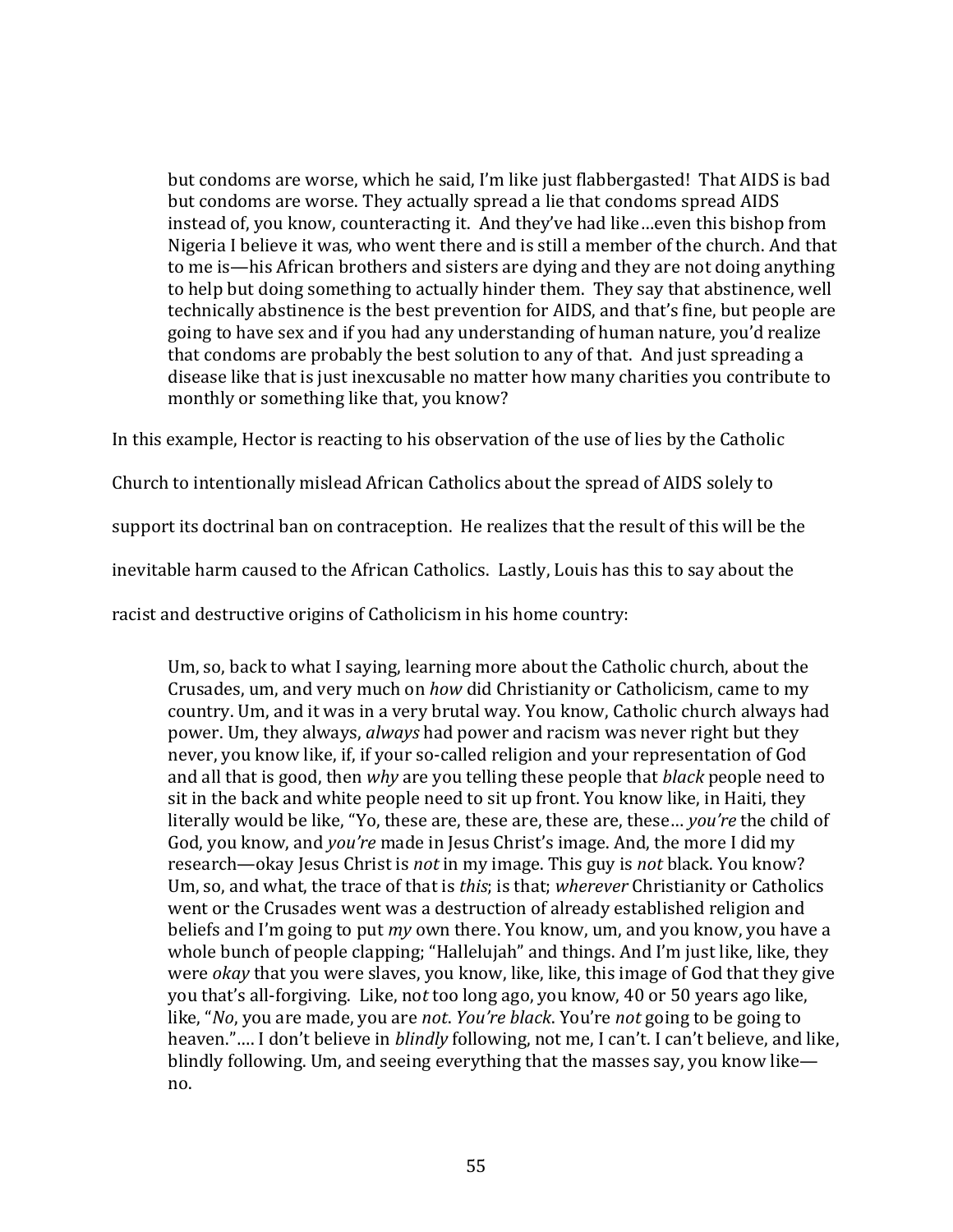> but condoms are worse, which he said, I'm like just flabbergasted! That AIDS is bad but condoms are worse. They actually spread a lie that condoms spread AIDS instead of, you know, counteracting it. And they've had like…even this bishop from Nigeria I believe it was, who went there and is still a member of the church. And that to me is—his African brothers and sisters are dying and they are not doing anything to help but doing something to actually hinder them. They say that abstinence, well technically abstinence is the best prevention for AIDS, and that's fine, but people are going to have sex and if you had any understanding of human nature, you'd realize that condoms are probably the best solution to any of that. And just spreading a disease like that is just inexcusable no matter how many charities you contribute to monthly or something like that, you know?

In this example, Hector is reacting to his observation of the use of lies by the Catholic Church to intentionally mislead African Catholics about the spread of AIDS solely to support its doctrinal ban on contraception. He realizes that the result of this will be the inevitable harm caused to the African Catholics. Lastly, Louis has this to say about the racist and destructive origins of Catholicism in his home country:

> Um, so, back to what I saying, learning more about the Catholic church, about the Crusades, um, and very much on *how* did Christianity or Catholicism, came to my country. Um, and it was in a very brutal way. You know, Catholic church always had power. Um, they always, *always* had power and racism was never right but they never, you know like, if, if your so-called religion and your representation of God and all that is good, then *why* are you telling these people that *black* people need to sit in the back and white people need to sit up front. You know like, in Haiti, they literally would be like, "Yo, these are, these are, these are, these… *you're* the child of God, you know, and *you're* made in Jesus Christ's image. And, the more I did my research—okay Jesus Christ is *not* in my image. This guy is *not* black. You know? Um, so, and what, the trace of that is *this*; is that; *wherever* Christianity or Catholics went or the Crusades went was a destruction of already established religion and beliefs and I'm going to put *my* own there. You know, um, and you know, you have a whole bunch of people clapping; "Hallelujah" and things. And I'm just like, like, they were *okay* that you were slaves, you know, like, like, this image of God that they give you that's all-forgiving. Like, no*t* too long ago, you know, 40 or 50 years ago like, like, "*No*, you are made, you are *not*. *You're black*. You're *not* going to be going to heaven."…. I don't believe in *blindly* following, not me, I can't. I can't believe, and like, blindly following. Um, and seeing everything that the masses say, you know like—no.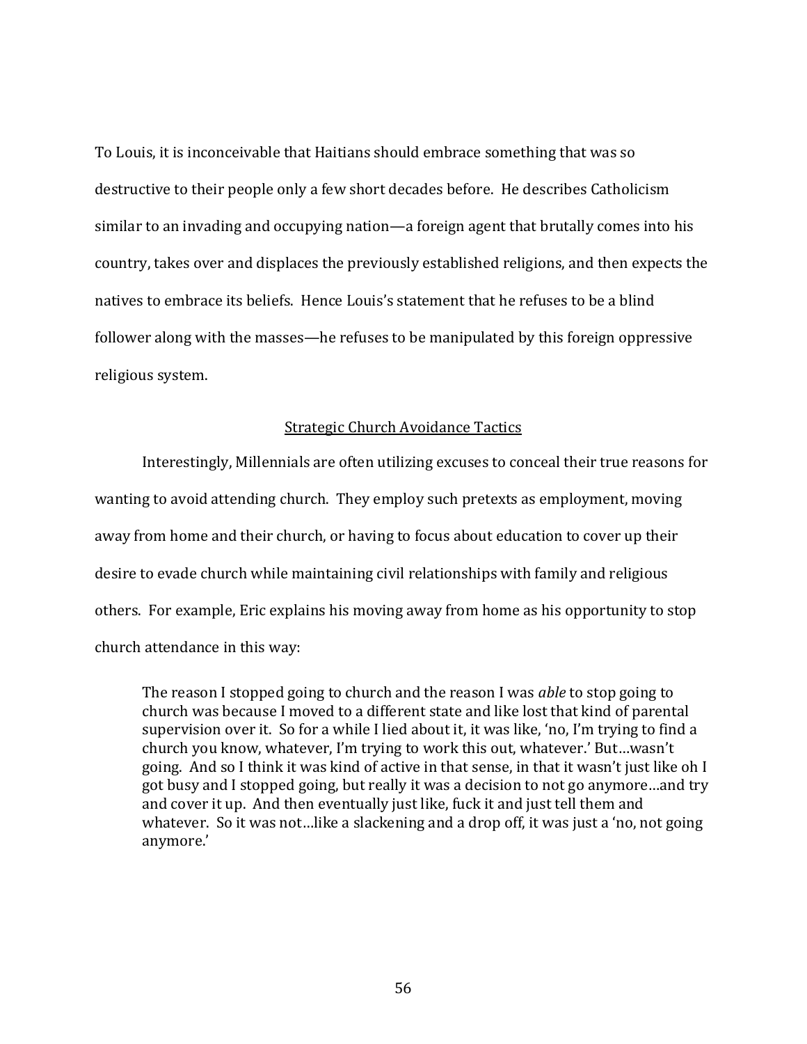To Louis, it is inconceivable that Haitians should embrace something that was so destructive to their people only a few short decades before. He describes Catholicism similar to an invading and occupying nation—a foreign agent that brutally comes into his country, takes over and displaces the previously established religions, and then expects the natives to embrace its beliefs. Hence Louis's statement that he refuses to be a blind follower along with the masses—he refuses to be manipulated by this foreign oppressive religious system.

## Strategic Church Avoidance Tactics

Interestingly, Millennials are often utilizing excuses to conceal their true reasons for wanting to avoid attending church. They employ such pretexts as employment, moving away from home and their church, or having to focus about education to cover up their desire to evade church while maintaining civil relationships with family and religious others. For example, Eric explains his moving away from home as his opportunity to stop church attendance in this way:

> The reason I stopped going to church and the reason I was *able* to stop going to church was because I moved to a different state and like lost that kind of parental supervision over it. So for a while I lied about it, it was like, 'no, I'm trying to find a church you know, whatever, I'm trying to work this out, whatever.' But…wasn't going. And so I think it was kind of active in that sense, in that it wasn't just like oh I got busy and I stopped going, but really it was a decision to not go anymore…and try and cover it up. And then eventually just like, fuck it and just tell them and whatever. So it was not…like a slackening and a drop off, it was just a 'no, not going anymore.'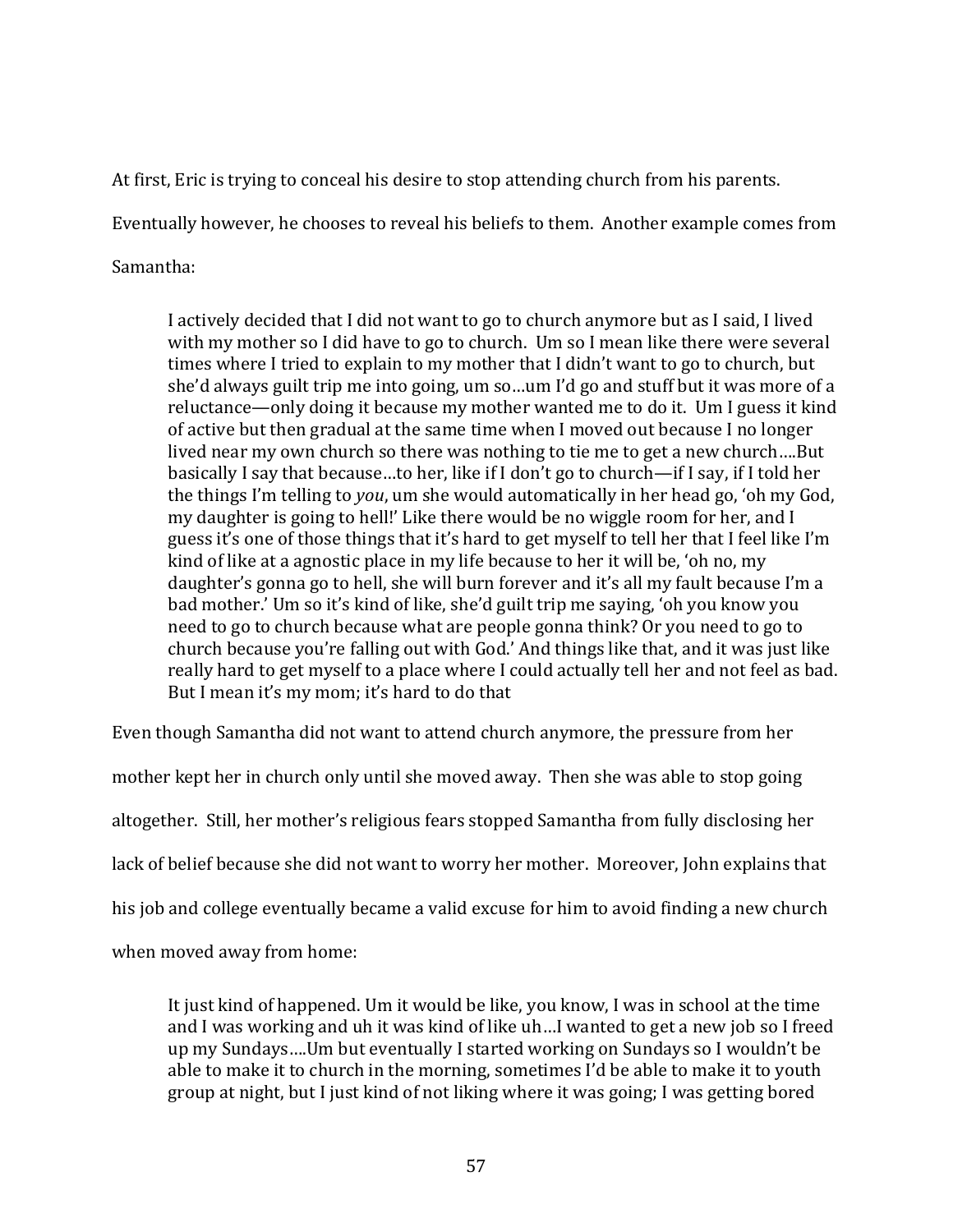At first, Eric is trying to conceal his desire to stop attending church from his parents. Eventually however, he chooses to reveal his beliefs to them. Another example comes from Samantha:

> I actively decided that I did not want to go to church anymore but as I said, I lived with my mother so I did have to go to church. Um so I mean like there were several times where I tried to explain to my mother that I didn't want to go to church, but she'd always guilt trip me into going, um so…um I'd go and stuff but it was more of a reluctance—only doing it because my mother wanted me to do it. Um I guess it kind of active but then gradual at the same time when I moved out because I no longer lived near my own church so there was nothing to tie me to get a new church….But basically I say that because…to her, like if I don't go to church—if I say, if I told her the things I'm telling to *you*, um she would automatically in her head go, 'oh my God, my daughter is going to hell!' Like there would be no wiggle room for her, and I guess it's one of those things that it's hard to get myself to tell her that I feel like I'm kind of like at a agnostic place in my life because to her it will be, 'oh no, my daughter's gonna go to hell, she will burn forever and it's all my fault because I'm a bad mother.' Um so it's kind of like, she'd guilt trip me saying, 'oh you know you need to go to church because what are people gonna think? Or you need to go to church because you're falling out with God.' And things like that, and it was just like really hard to get myself to a place where I could actually tell her and not feel as bad. But I mean it's my mom; it's hard to do that

Even though Samantha did not want to attend church anymore, the pressure from her mother kept her in church only until she moved away. Then she was able to stop going altogether. Still, her mother's religious fears stopped Samantha from fully disclosing her lack of belief because she did not want to worry her mother. Moreover, John explains that his job and college eventually became a valid excuse for him to avoid finding a new church when moved away from home:

> It just kind of happened. Um it would be like, you know, I was in school at the time and I was working and uh it was kind of like uh…I wanted to get a new job so I freed up my Sundays….Um but eventually I started working on Sundays so I wouldn't be able to make it to church in the morning, sometimes I'd be able to make it to youth group at night, but I just kind of not liking where it was going; I was getting bored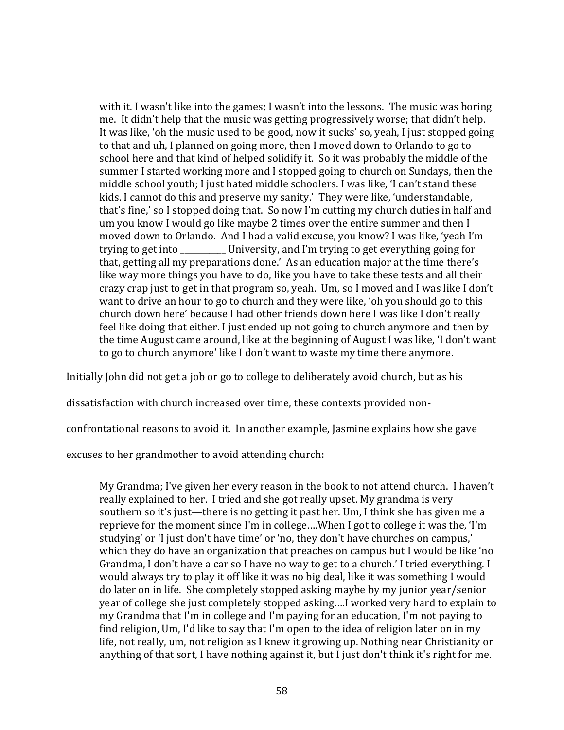> with it. I wasn't like into the games; I wasn't into the lessons. The music was boring me. It didn't help that the music was getting progressively worse; that didn't help. It was like, 'oh the music used to be good, now it sucks' so, yeah, I just stopped going to that and uh, I planned on going more, then I moved down to Orlando to go to school here and that kind of helped solidify it. So it was probably the middle of the summer I started working more and I stopped going to church on Sundays, then the middle school youth; I just hated middle schoolers. I was like, 'I can't stand these kids. I cannot do this and preserve my sanity.' They were like, 'understandable, that's fine,' so I stopped doing that. So now I'm cutting my church duties in half and um you know I would go like maybe 2 times over the entire summer and then I moved down to Orlando. And I had a valid excuse, you know? I was like, 'yeah I'm trying to get into ___________ University, and I'm trying to get everything going for that, getting all my preparations done.' As an education major at the time there's like way more things you have to do, like you have to take these tests and all their crazy crap just to get in that program so, yeah. Um, so I moved and I was like I don't want to drive an hour to go to church and they were like, 'oh you should go to this church down here' because I had other friends down here I was like I don't really feel like doing that either. I just ended up not going to church anymore and then by the time August came around, like at the beginning of August I was like, 'I don't want to go to church anymore' like I don't want to waste my time there anymore.

Initially John did not get a job or go to college to deliberately avoid church, but as his dissatisfaction with church increased over time, these contexts provided non-confrontational reasons to avoid it. In another example, Jasmine explains how she gave excuses to her grandmother to avoid attending church:

> My Grandma; I've given her every reason in the book to not attend church. I haven't really explained to her. I tried and she got really upset. My grandma is very southern so it's just—there is no getting it past her. Um, I think she has given me a reprieve for the moment since I'm in college....When I got to college it was the, 'I'm studying' or 'I just don't have time' or 'no, they don't have churches on campus,' which they do have an organization that preaches on campus but I would be like 'no Grandma, I don't have a car so I have no way to get to a church.' I tried everything. I would always try to play it off like it was no big deal, like it was something I would do later on in life. She completely stopped asking maybe by my junior year/senior year of college she just completely stopped asking....I worked very hard to explain to my Grandma that I'm in college and I'm paying for an education, I'm not paying to find religion, Um, I'd like to say that I'm open to the idea of religion later on in my life, not really, um, not religion as I knew it growing up. Nothing near Christianity or anything of that sort, I have nothing against it, but I just don't think it's right for me.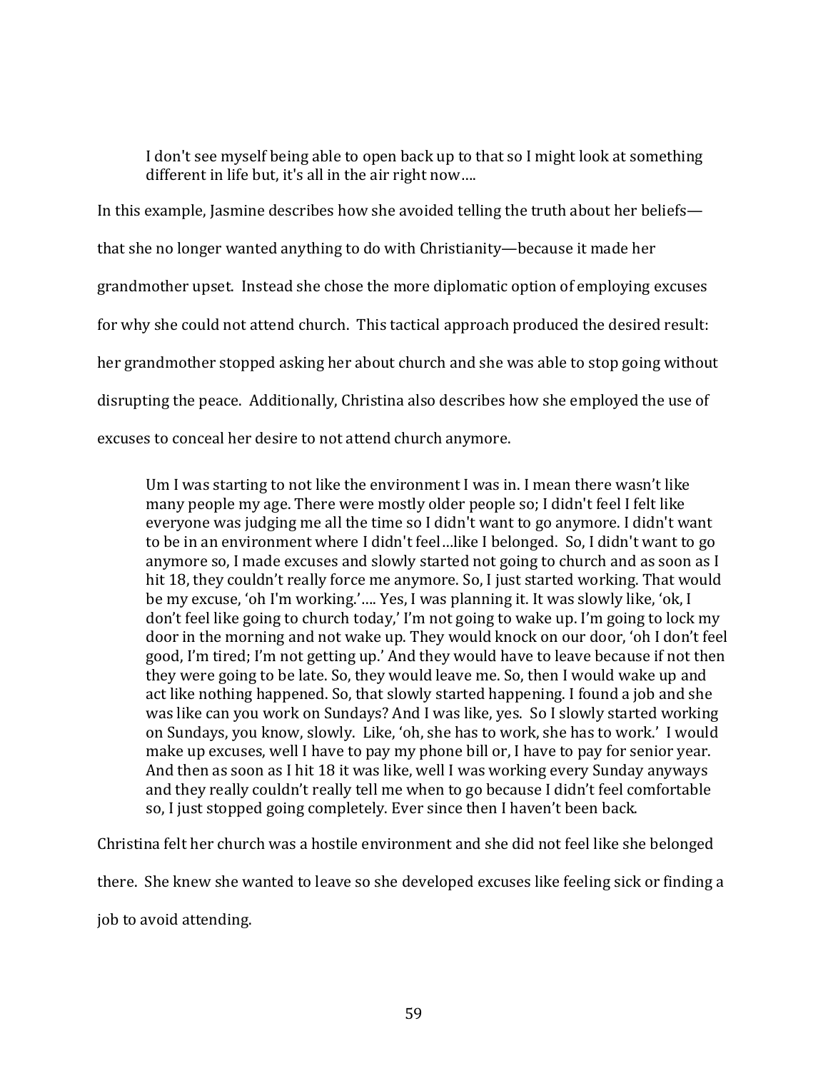> I don't see myself being able to open back up to that so I might look at something different in life but, it's all in the air right now….

In this example, Jasmine describes how she avoided telling the truth about her beliefs—that she no longer wanted anything to do with Christianity—because it made her grandmother upset. Instead she chose the more diplomatic option of employing excuses for why she could not attend church. This tactical approach produced the desired result: her grandmother stopped asking her about church and she was able to stop going without disrupting the peace. Additionally, Christina also describes how she employed the use of excuses to conceal her desire to not attend church anymore.

> Um I was starting to not like the environment I was in. I mean there wasn't like many people my age. There were mostly older people so; I didn't feel I felt like everyone was judging me all the time so I didn't want to go anymore. I didn't want to be in an environment where I didn't feel…like I belonged. So, I didn't want to go anymore so, I made excuses and slowly started not going to church and as soon as I hit 18, they couldn't really force me anymore. So, I just started working. That would be my excuse, 'oh I'm working.'…. Yes, I was planning it. It was slowly like, 'ok, I don't feel like going to church today,' I'm not going to wake up. I'm going to lock my door in the morning and not wake up. They would knock on our door, 'oh I don't feel good, I'm tired; I'm not getting up.' And they would have to leave because if not then they were going to be late. So, they would leave me. So, then I would wake up and act like nothing happened. So, that slowly started happening. I found a job and she was like can you work on Sundays? And I was like, yes. So I slowly started working on Sundays, you know, slowly. Like, 'oh, she has to work, she has to work.' I would make up excuses, well I have to pay my phone bill or, I have to pay for senior year. And then as soon as I hit 18 it was like, well I was working every Sunday anyways and they really couldn't really tell me when to go because I didn't feel comfortable so, I just stopped going completely. Ever since then I haven't been back.

Christina felt her church was a hostile environment and she did not feel like she belonged there. She knew she wanted to leave so she developed excuses like feeling sick or finding a job to avoid attending.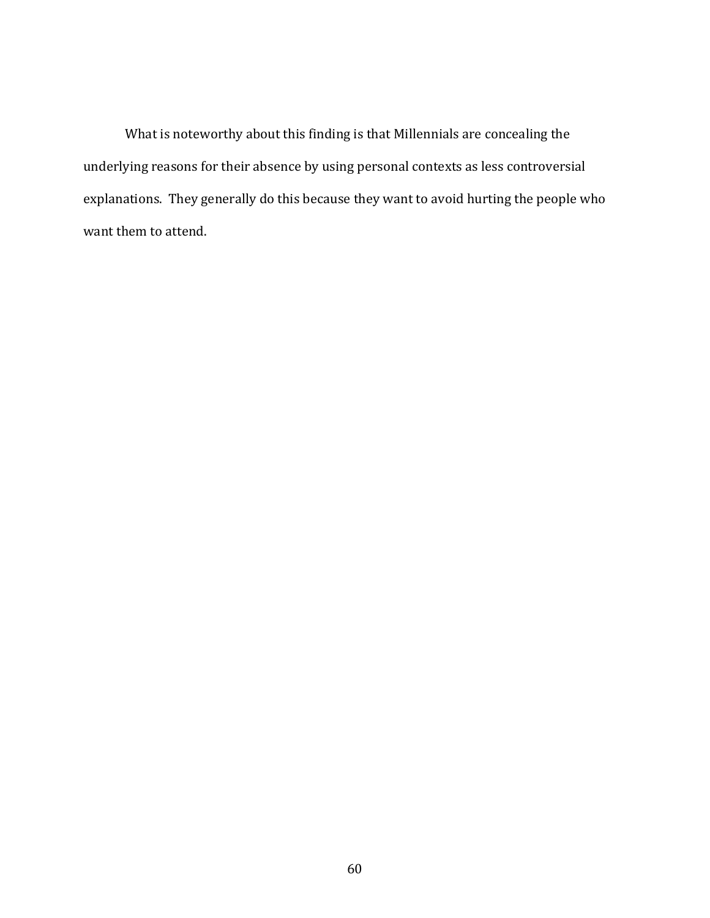What is noteworthy about this finding is that Millennials are concealing the underlying reasons for their absence by using personal contexts as less controversial explanations. They generally do this because they want to avoid hurting the people who want them to attend.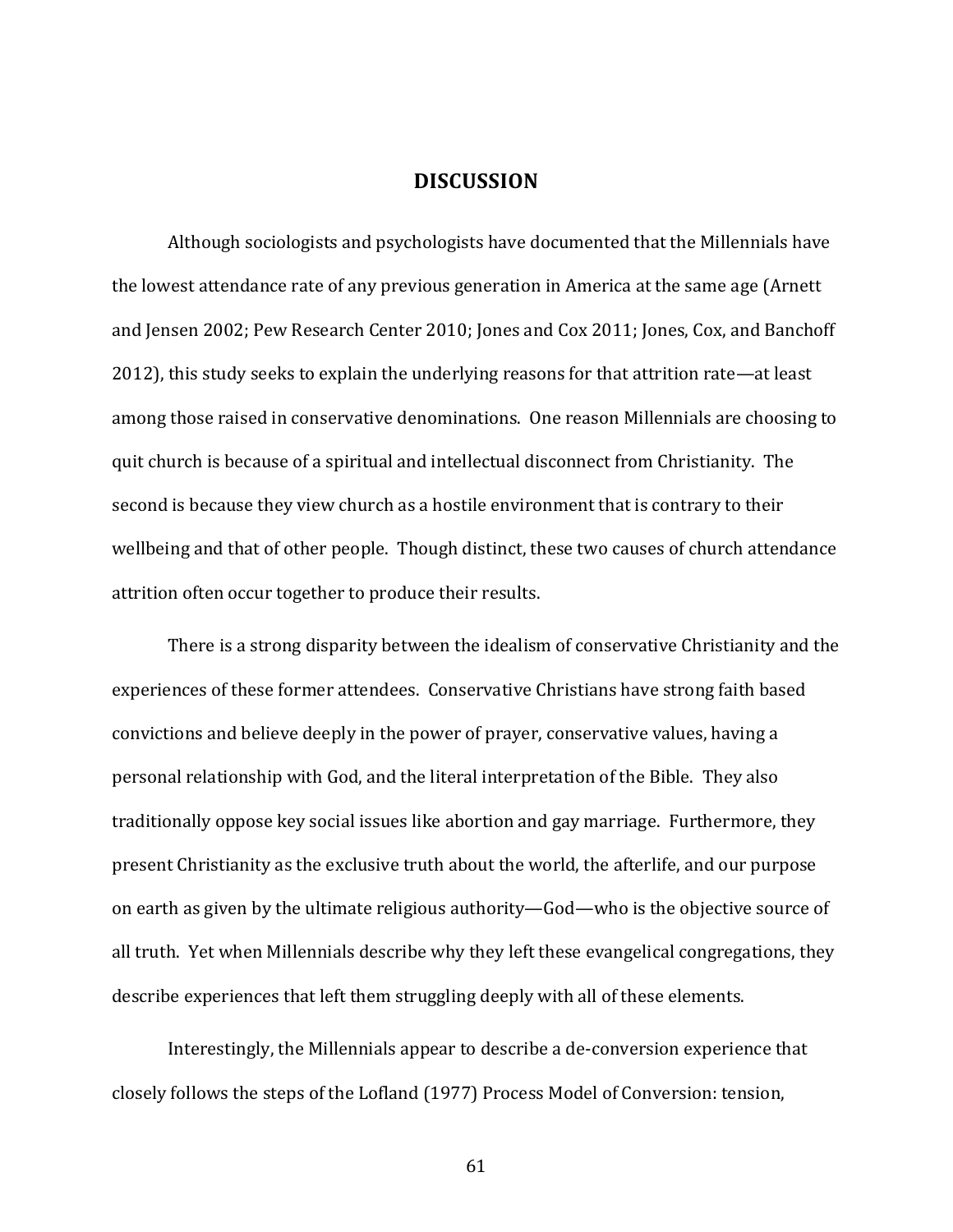## DISCUSSION

Although sociologists and psychologists have documented that the Millennials have the lowest attendance rate of any previous generation in America at the same age (Arnett and Jensen 2002; Pew Research Center 2010; Jones and Cox 2011; Jones, Cox, and Banchoff 2012), this study seeks to explain the underlying reasons for that attrition rate—at least among those raised in conservative denominations. One reason Millennials are choosing to quit church is because of a spiritual and intellectual disconnect from Christianity. The second is because they view church as a hostile environment that is contrary to their wellbeing and that of other people. Though distinct, these two causes of church attendance attrition often occur together to produce their results.

There is a strong disparity between the idealism of conservative Christianity and the experiences of these former attendees. Conservative Christians have strong faith based convictions and believe deeply in the power of prayer, conservative values, having a personal relationship with God, and the literal interpretation of the Bible. They also traditionally oppose key social issues like abortion and gay marriage. Furthermore, they present Christianity as the exclusive truth about the world, the afterlife, and our purpose on earth as given by the ultimate religious authority—God—who is the objective source of all truth. Yet when Millennials describe why they left these evangelical congregations, they describe experiences that left them struggling deeply with all of these elements.

Interestingly, the Millennials appear to describe a de-conversion experience that closely follows the steps of the Lofland (1977) Process Model of Conversion: tension,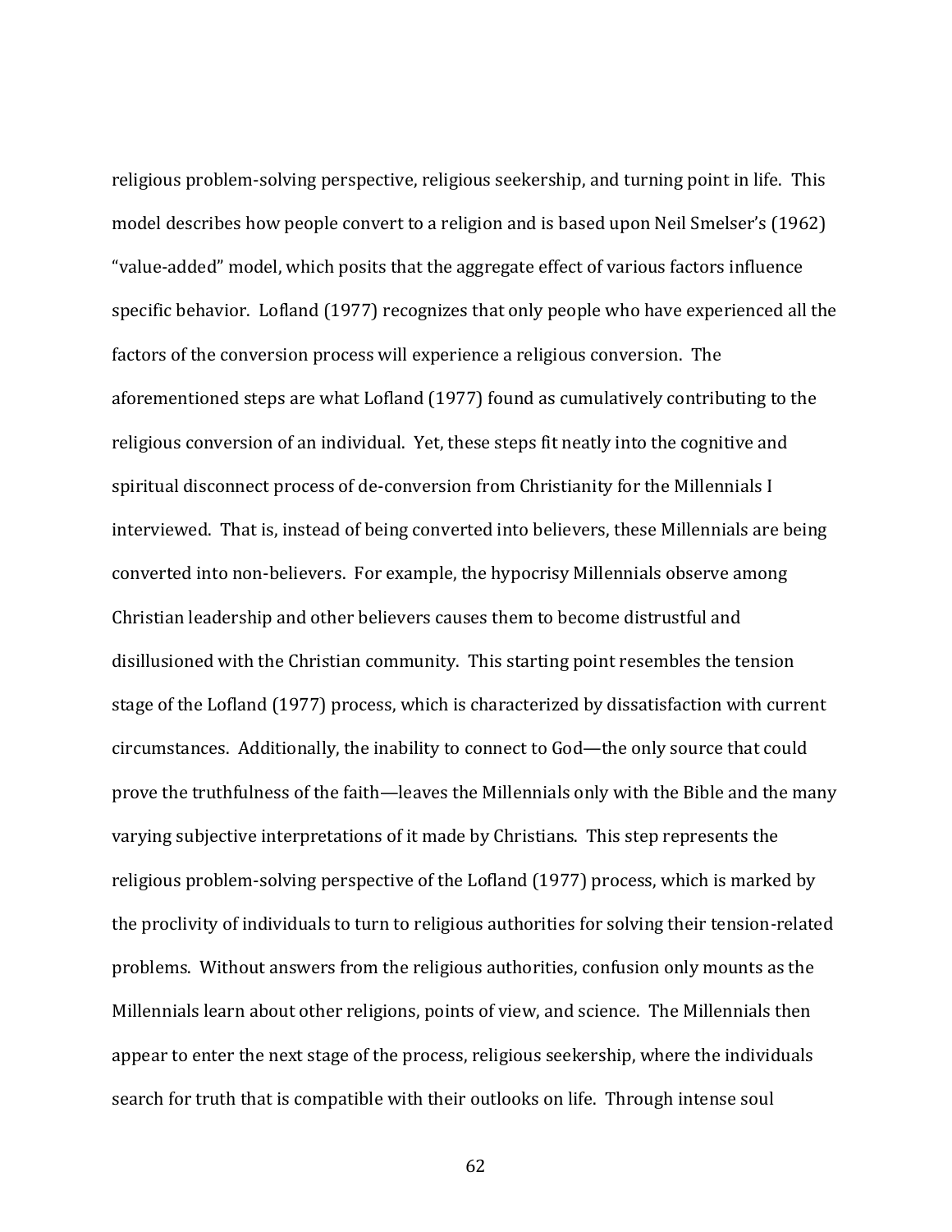religious problem-solving perspective, religious seekership, and turning point in life. This model describes how people convert to a religion and is based upon Neil Smelser's (1962) "value-added" model, which posits that the aggregate effect of various factors influence specific behavior. Lofland (1977) recognizes that only people who have experienced all the factors of the conversion process will experience a religious conversion. The aforementioned steps are what Lofland (1977) found as cumulatively contributing to the religious conversion of an individual. Yet, these steps fit neatly into the cognitive and spiritual disconnect process of de-conversion from Christianity for the Millennials I interviewed. That is, instead of being converted into believers, these Millennials are being converted into non-believers. For example, the hypocrisy Millennials observe among Christian leadership and other believers causes them to become distrustful and disillusioned with the Christian community. This starting point resembles the tension stage of the Lofland (1977) process, which is characterized by dissatisfaction with current circumstances. Additionally, the inability to connect to God—the only source that could prove the truthfulness of the faith—leaves the Millennials only with the Bible and the many varying subjective interpretations of it made by Christians. This step represents the religious problem-solving perspective of the Lofland (1977) process, which is marked by the proclivity of individuals to turn to religious authorities for solving their tension-related problems. Without answers from the religious authorities, confusion only mounts as the Millennials learn about other religions, points of view, and science. The Millennials then appear to enter the next stage of the process, religious seekership, where the individuals search for truth that is compatible with their outlooks on life. Through intense soul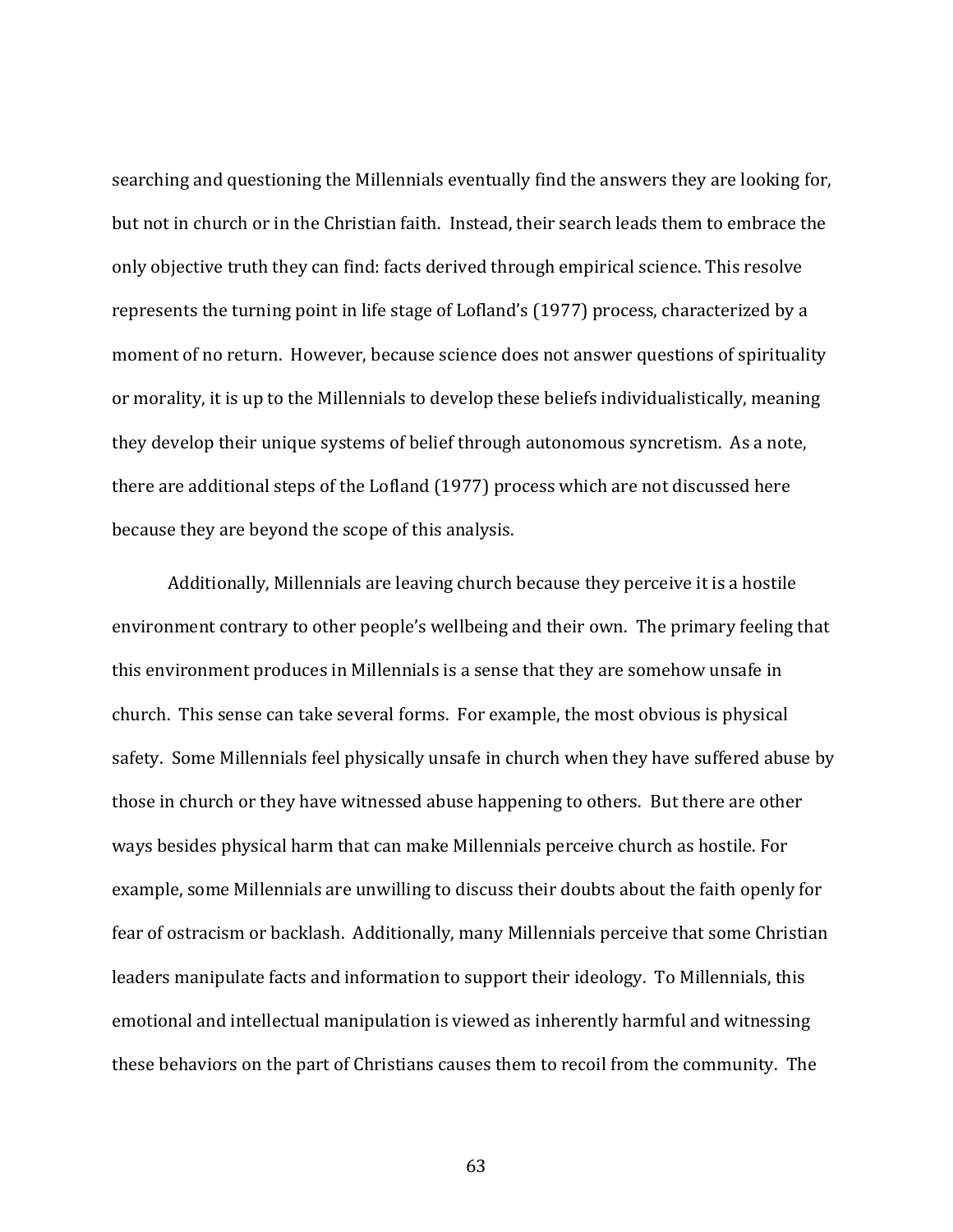searching and questioning the Millennials eventually find the answers they are looking for, but not in church or in the Christian faith. Instead, their search leads them to embrace the only objective truth they can find: facts derived through empirical science. This resolve represents the turning point in life stage of Lofland's (1977) process, characterized by a moment of no return. However, because science does not answer questions of spirituality or morality, it is up to the Millennials to develop these beliefs individualistically, meaning they develop their unique systems of belief through autonomous syncretism. As a note, there are additional steps of the Lofland (1977) process which are not discussed here because they are beyond the scope of this analysis.

Additionally, Millennials are leaving church because they perceive it is a hostile environment contrary to other people's wellbeing and their own. The primary feeling that this environment produces in Millennials is a sense that they are somehow unsafe in church. This sense can take several forms. For example, the most obvious is physical safety. Some Millennials feel physically unsafe in church when they have suffered abuse by those in church or they have witnessed abuse happening to others. But there are other ways besides physical harm that can make Millennials perceive church as hostile. For example, some Millennials are unwilling to discuss their doubts about the faith openly for fear of ostracism or backlash. Additionally, many Millennials perceive that some Christian leaders manipulate facts and information to support their ideology. To Millennials, this emotional and intellectual manipulation is viewed as inherently harmful and witnessing these behaviors on the part of Christians causes them to recoil from the community. The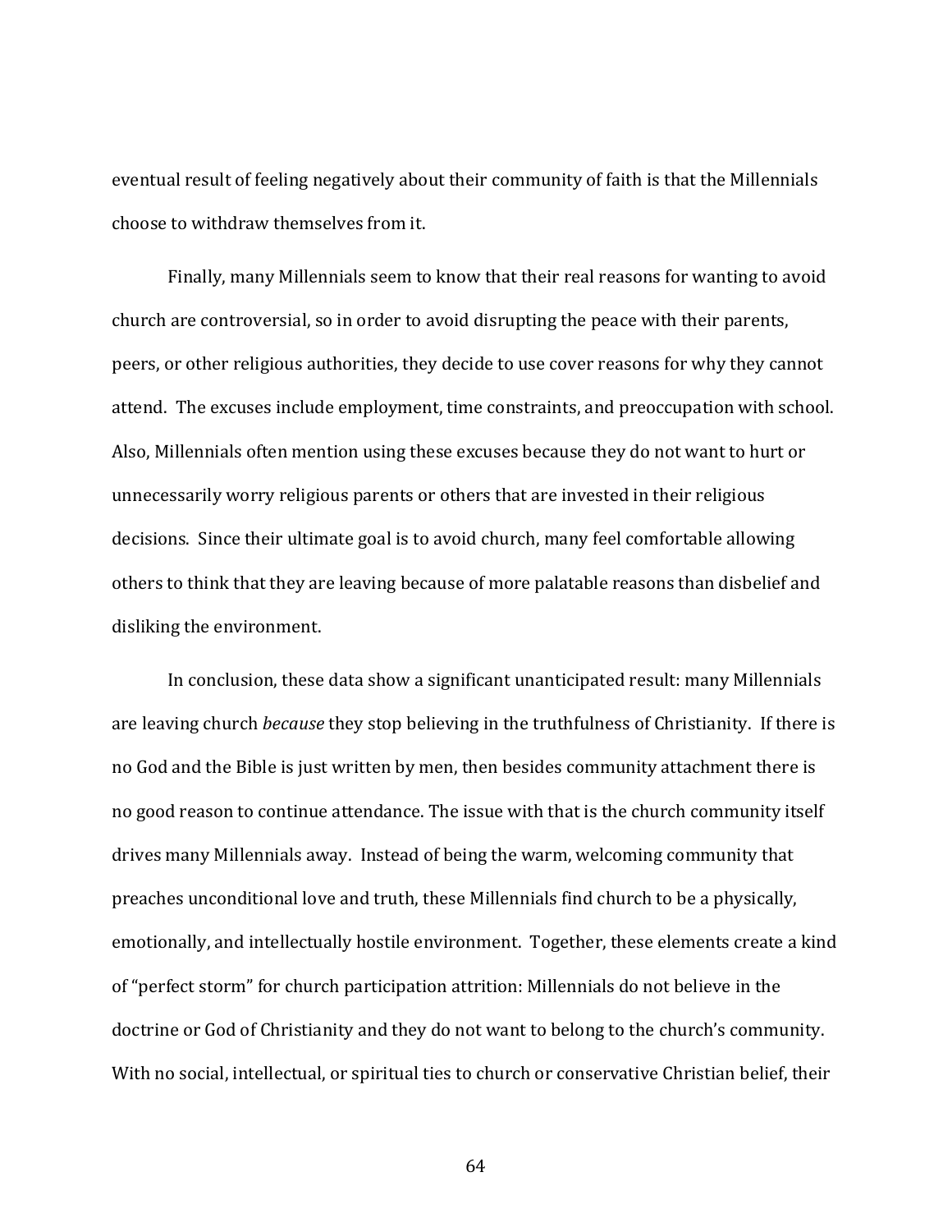eventual result of feeling negatively about their community of faith is that the Millennials choose to withdraw themselves from it.

Finally, many Millennials seem to know that their real reasons for wanting to avoid church are controversial, so in order to avoid disrupting the peace with their parents, peers, or other religious authorities, they decide to use cover reasons for why they cannot attend. The excuses include employment, time constraints, and preoccupation with school. Also, Millennials often mention using these excuses because they do not want to hurt or unnecessarily worry religious parents or others that are invested in their religious decisions. Since their ultimate goal is to avoid church, many feel comfortable allowing others to think that they are leaving because of more palatable reasons than disbelief and disliking the environment.

In conclusion, these data show a significant unanticipated result: many Millennials are leaving church *because* they stop believing in the truthfulness of Christianity. If there is no God and the Bible is just written by men, then besides community attachment there is no good reason to continue attendance. The issue with that is the church community itself drives many Millennials away. Instead of being the warm, welcoming community that preaches unconditional love and truth, these Millennials find church to be a physically, emotionally, and intellectually hostile environment. Together, these elements create a kind of "perfect storm" for church participation attrition: Millennials do not believe in the doctrine or God of Christianity and they do not want to belong to the church's community. With no social, intellectual, or spiritual ties to church or conservative Christian belief, their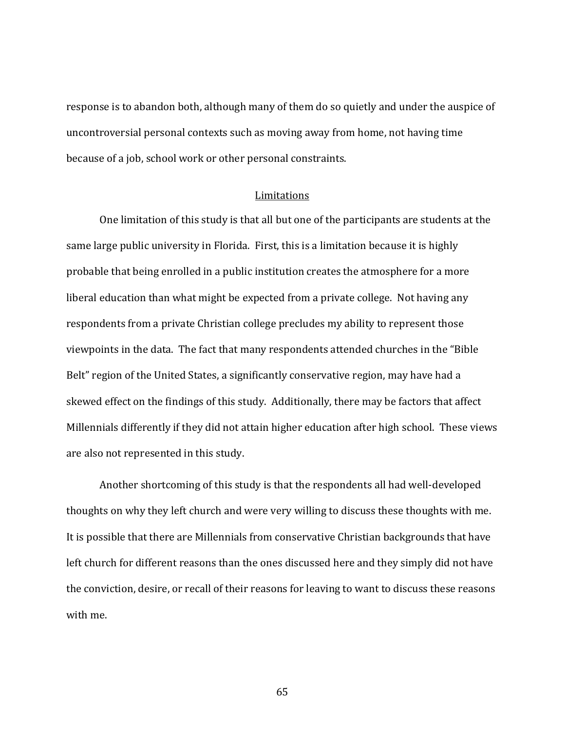response is to abandon both, although many of them do so quietly and under the auspice of uncontroversial personal contexts such as moving away from home, not having time because of a job, school work or other personal constraints.

## Limitations

One limitation of this study is that all but one of the participants are students at the same large public university in Florida. First, this is a limitation because it is highly probable that being enrolled in a public institution creates the atmosphere for a more liberal education than what might be expected from a private college. Not having any respondents from a private Christian college precludes my ability to represent those viewpoints in the data. The fact that many respondents attended churches in the "Bible Belt" region of the United States, a significantly conservative region, may have had a skewed effect on the findings of this study. Additionally, there may be factors that affect Millennials differently if they did not attain higher education after high school. These views are also not represented in this study.

Another shortcoming of this study is that the respondents all had well-developed thoughts on why they left church and were very willing to discuss these thoughts with me. It is possible that there are Millennials from conservative Christian backgrounds that have left church for different reasons than the ones discussed here and they simply did not have the conviction, desire, or recall of their reasons for leaving to want to discuss these reasons with me.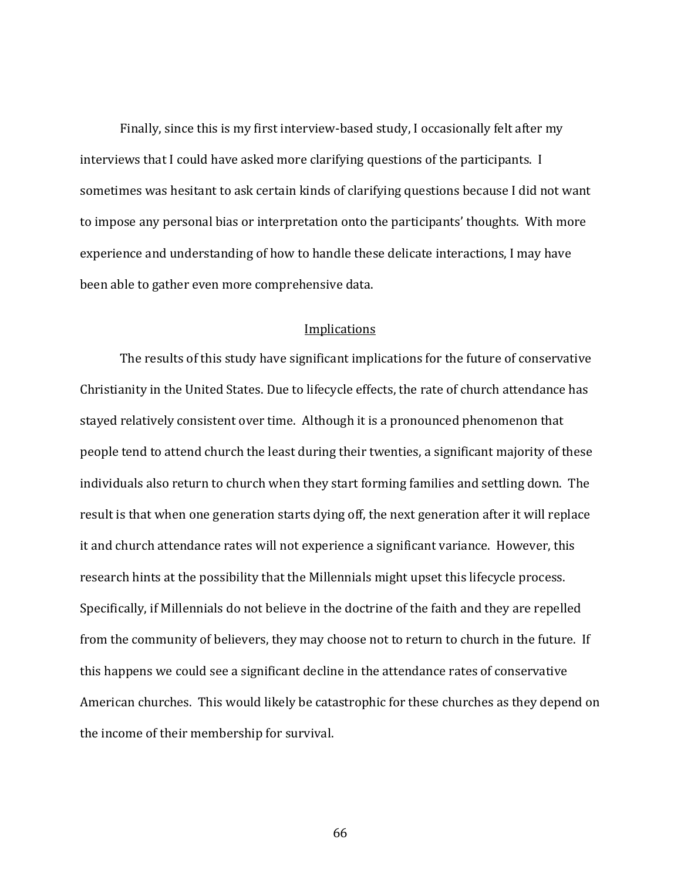Finally, since this is my first interview-based study, I occasionally felt after my interviews that I could have asked more clarifying questions of the participants. I sometimes was hesitant to ask certain kinds of clarifying questions because I did not want to impose any personal bias or interpretation onto the participants' thoughts. With more experience and understanding of how to handle these delicate interactions, I may have been able to gather even more comprehensive data.

## Implications

The results of this study have significant implications for the future of conservative Christianity in the United States. Due to lifecycle effects, the rate of church attendance has stayed relatively consistent over time. Although it is a pronounced phenomenon that people tend to attend church the least during their twenties, a significant majority of these individuals also return to church when they start forming families and settling down. The result is that when one generation starts dying off, the next generation after it will replace it and church attendance rates will not experience a significant variance. However, this research hints at the possibility that the Millennials might upset this lifecycle process. Specifically, if Millennials do not believe in the doctrine of the faith and they are repelled from the community of believers, they may choose not to return to church in the future. If this happens we could see a significant decline in the attendance rates of conservative American churches. This would likely be catastrophic for these churches as they depend on the income of their membership for survival.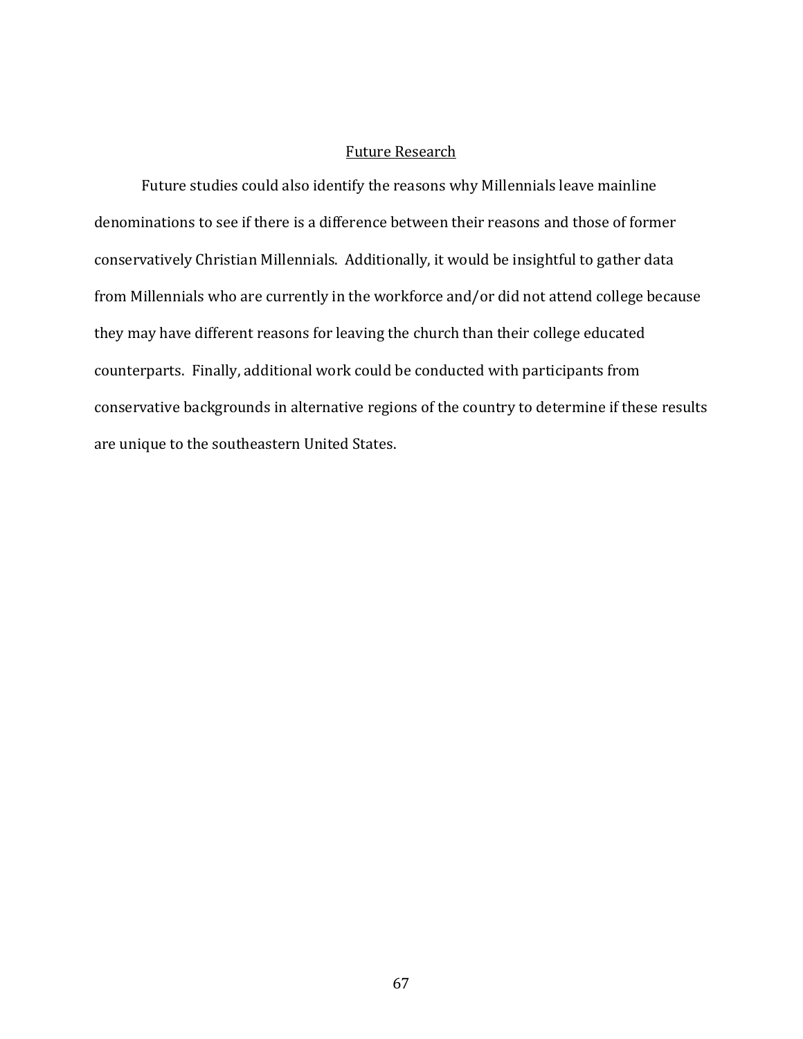## Future Research

Future studies could also identify the reasons why Millennials leave mainline denominations to see if there is a difference between their reasons and those of former conservatively Christian Millennials. Additionally, it would be insightful to gather data from Millennials who are currently in the workforce and/or did not attend college because they may have different reasons for leaving the church than their college educated counterparts. Finally, additional work could be conducted with participants from conservative backgrounds in alternative regions of the country to determine if these results are unique to the southeastern United States.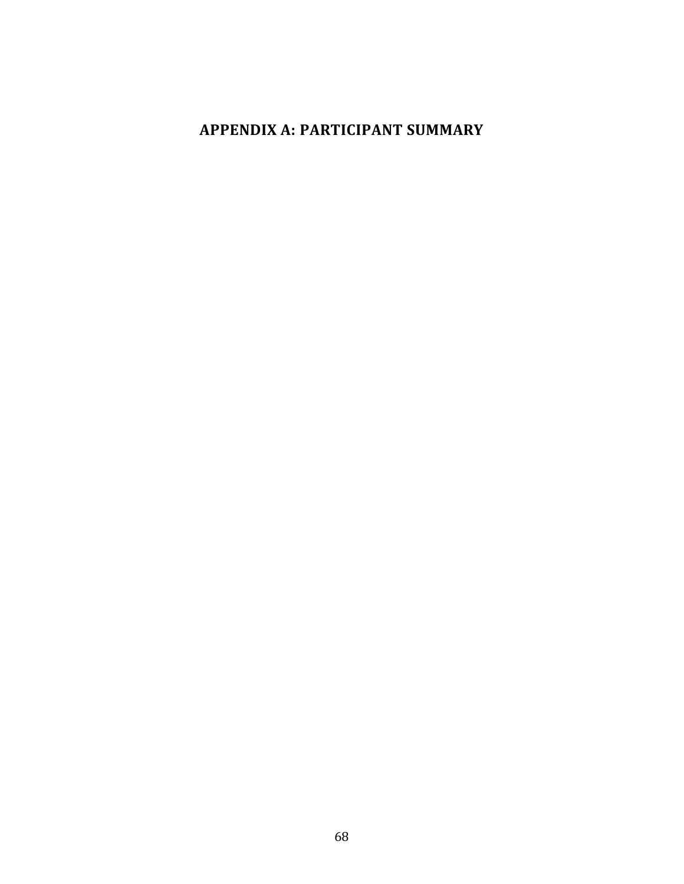# APPENDIX A: PARTICIPANT SUMMARY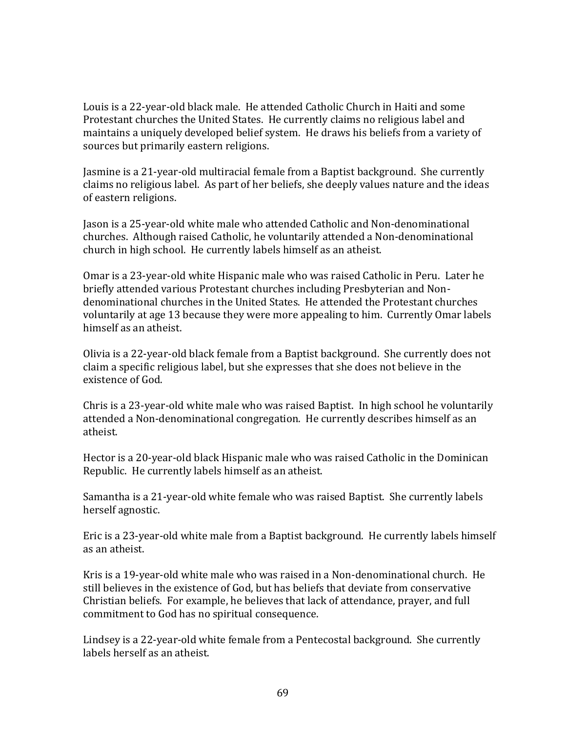Louis is a 22-year-old black male. He attended Catholic Church in Haiti and some Protestant churches the United States. He currently claims no religious label and maintains a uniquely developed belief system. He draws his beliefs from a variety of sources but primarily eastern religions.

Jasmine is a 21-year-old multiracial female from a Baptist background. She currently claims no religious label. As part of her beliefs, she deeply values nature and the ideas of eastern religions.

Jason is a 25-year-old white male who attended Catholic and Non-denominational churches. Although raised Catholic, he voluntarily attended a Non-denominational church in high school. He currently labels himself as an atheist.

Omar is a 23-year-old white Hispanic male who was raised Catholic in Peru. Later he briefly attended various Protestant churches including Presbyterian and Non-denominational churches in the United States. He attended the Protestant churches voluntarily at age 13 because they were more appealing to him. Currently Omar labels himself as an atheist.

Olivia is a 22-year-old black female from a Baptist background. She currently does not claim a specific religious label, but she expresses that she does not believe in the existence of God.

Chris is a 23-year-old white male who was raised Baptist. In high school he voluntarily attended a Non-denominational congregation. He currently describes himself as an atheist.

Hector is a 20-year-old black Hispanic male who was raised Catholic in the Dominican Republic. He currently labels himself as an atheist.

Samantha is a 21-year-old white female who was raised Baptist. She currently labels herself agnostic.

Eric is a 23-year-old white male from a Baptist background. He currently labels himself as an atheist.

Kris is a 19-year-old white male who was raised in a Non-denominational church. He still believes in the existence of God, but has beliefs that deviate from conservative Christian beliefs. For example, he believes that lack of attendance, prayer, and full commitment to God has no spiritual consequence.

Lindsey is a 22-year-old white female from a Pentecostal background. She currently labels herself as an atheist.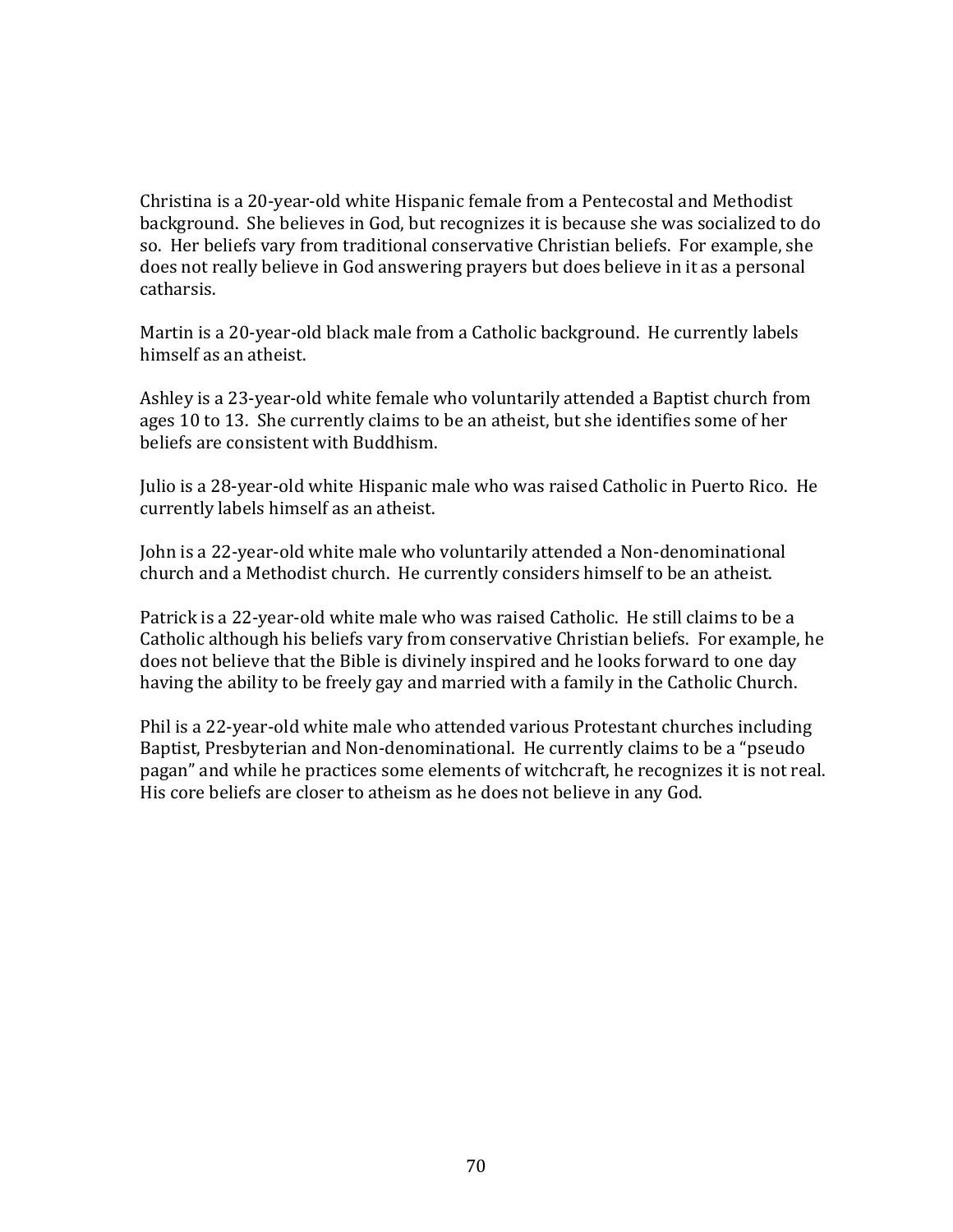Christina is a 20-year-old white Hispanic female from a Pentecostal and Methodist background. She believes in God, but recognizes it is because she was socialized to do so. Her beliefs vary from traditional conservative Christian beliefs. For example, she does not really believe in God answering prayers but does believe in it as a personal catharsis.

Martin is a 20-year-old black male from a Catholic background. He currently labels himself as an atheist.

Ashley is a 23-year-old white female who voluntarily attended a Baptist church from ages 10 to 13. She currently claims to be an atheist, but she identifies some of her beliefs are consistent with Buddhism.

Julio is a 28-year-old white Hispanic male who was raised Catholic in Puerto Rico. He currently labels himself as an atheist.

John is a 22-year-old white male who voluntarily attended a Non-denominational church and a Methodist church. He currently considers himself to be an atheist.

Patrick is a 22-year-old white male who was raised Catholic. He still claims to be a Catholic although his beliefs vary from conservative Christian beliefs. For example, he does not believe that the Bible is divinely inspired and he looks forward to one day having the ability to be freely gay and married with a family in the Catholic Church.

Phil is a 22-year-old white male who attended various Protestant churches including Baptist, Presbyterian and Non-denominational. He currently claims to be a "pseudo pagan" and while he practices some elements of witchcraft, he recognizes it is not real. His core beliefs are closer to atheism as he does not believe in any God.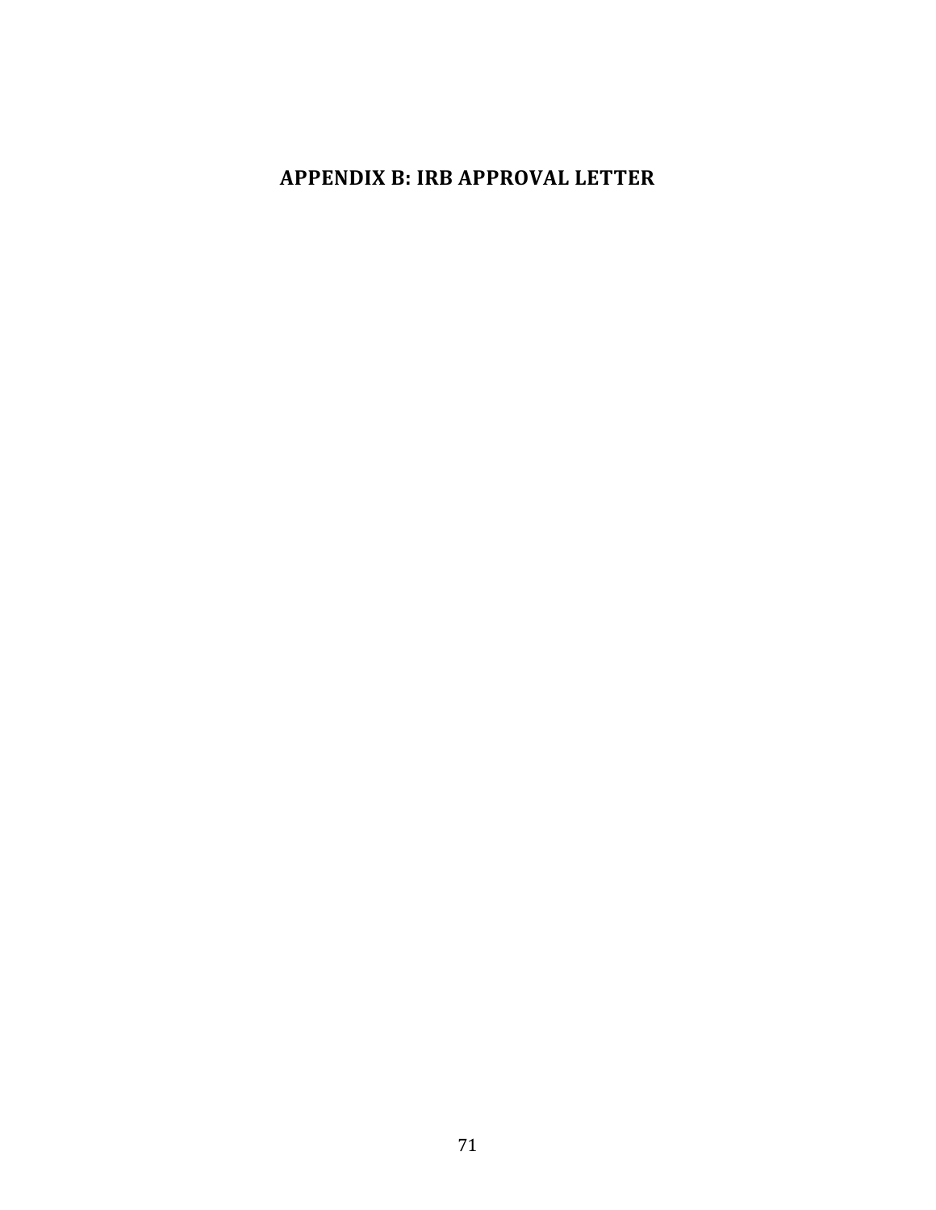# APPENDIX B: IRB APPROVAL LETTER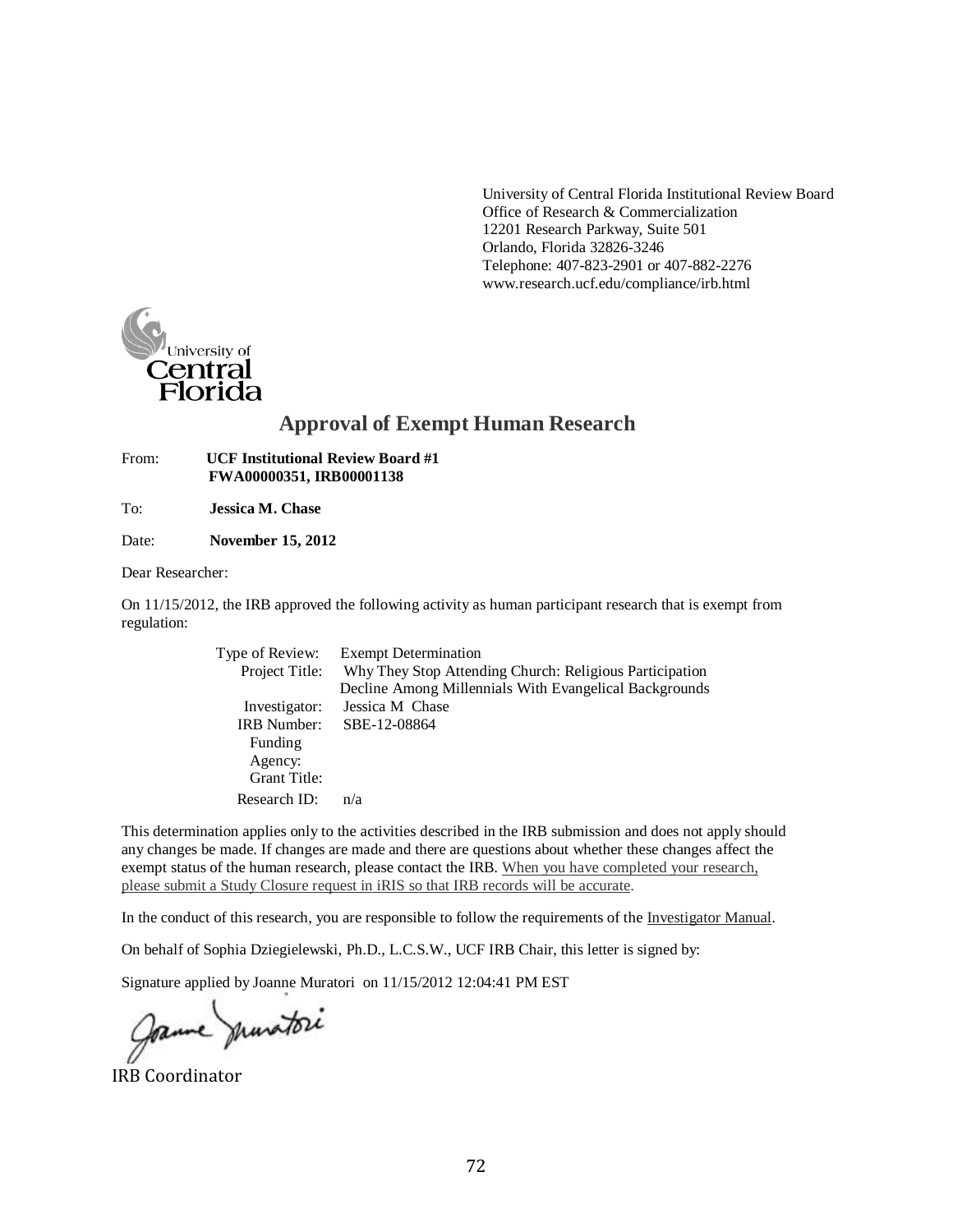University of Central Florida Institutional Review Board
Office of Research & Commercialization
12201 Research Parkway, Suite 501
Orlando, Florida 32826-3246
Telephone: 407-823-2901 or 407-882-2276
www.research.ucf.edu/compliance/irb.html

University of Central Florida

# Approval of Exempt Human Research

From: **UCF Institutional Review Board #1**
**FWA00000351, IRB00001138**

To: **Jessica M. Chase**

Date: **November 15, 2012**

Dear Researcher:

On 11/15/2012, the IRB approved the following activity as human participant research that is exempt from regulation:

Type of Review: Exempt Determination
Project Title: Why They Stop Attending Church: Religious Participation Decline Among Millennials With Evangelical Backgrounds
Investigator: Jessica M Chase
IRB Number: SBE-12-08864
Funding Agency:
Grant Title:
Research ID: n/a

This determination applies only to the activities described in the IRB submission and does not apply should any changes be made. If changes are made and there are questions about whether these changes affect the exempt status of the human research, please contact the IRB. When you have completed your research, please submit a Study Closure request in iRIS so that IRB records will be accurate.

In the conduct of this research, you are responsible to follow the requirements of the Investigator Manual.

On behalf of Sophia Dziegielewski, Ph.D., L.C.S.W., UCF IRB Chair, this letter is signed by:

Signature applied by Joanne Muratori on 11/15/2012 12:04:41 PM EST

IRB Coordinator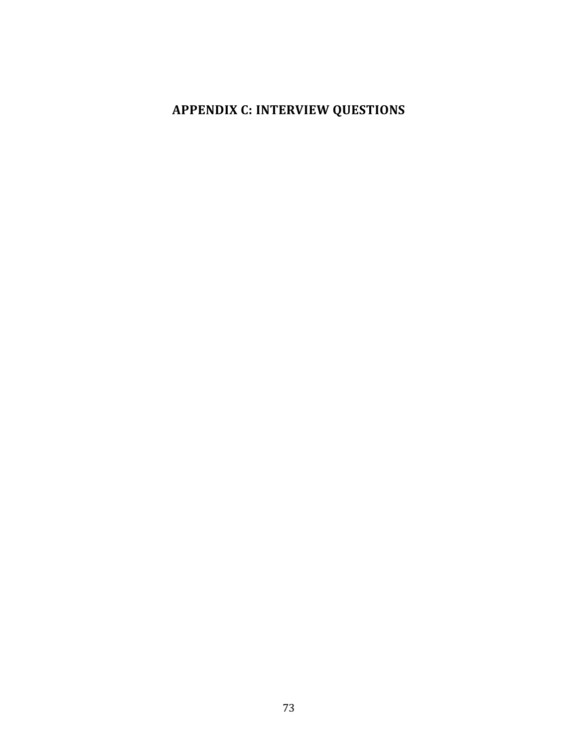# APPENDIX C: INTERVIEW QUESTIONS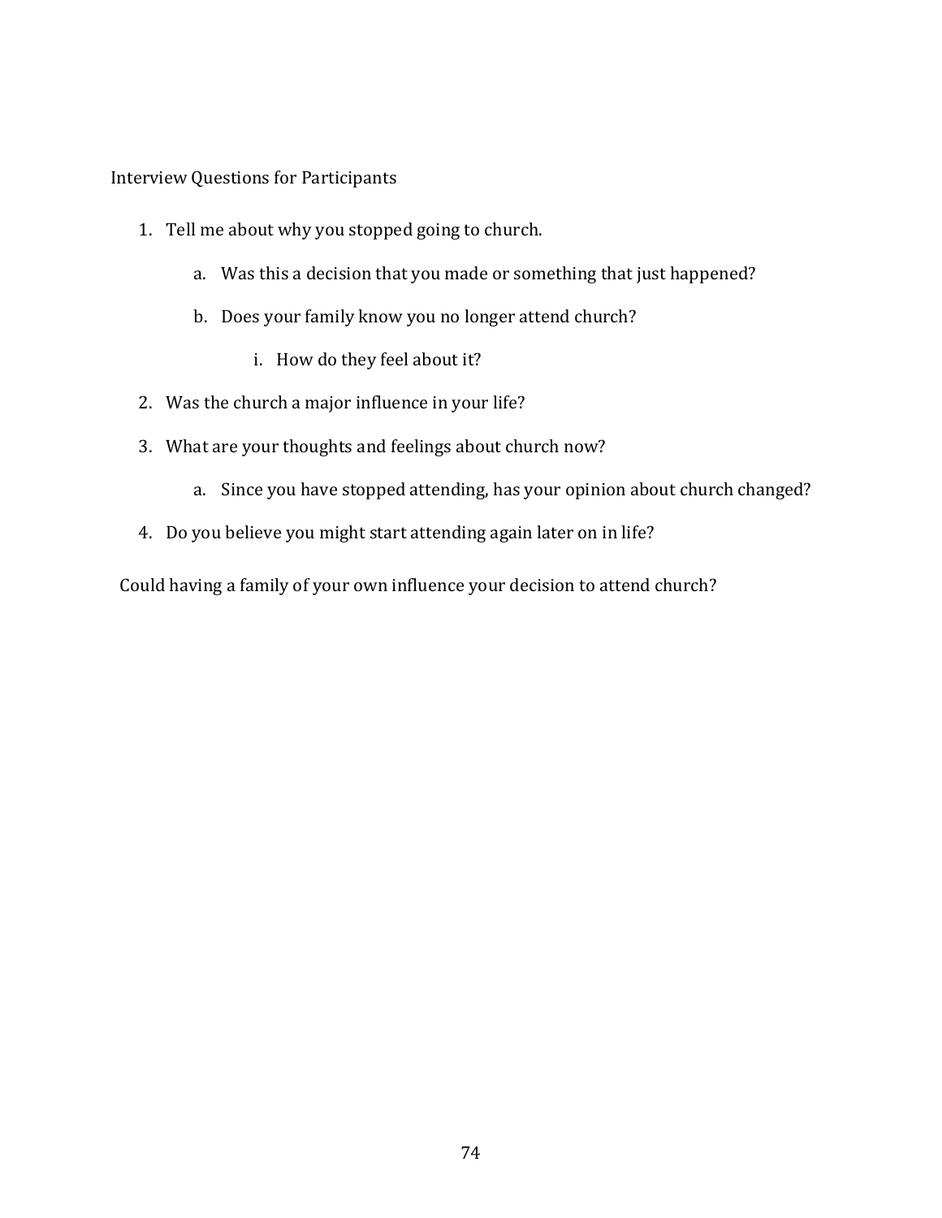Interview Questions for Participants

1. Tell me about why you stopped going to church.
    a. Was this a decision that you made or something that just happened?
    b. Does your family know you no longer attend church?
        i. How do they feel about it?
2. Was the church a major influence in your life?
3. What are your thoughts and feelings about church now?
    a. Since you have stopped attending, has your opinion about church changed?
4. Do you believe you might start attending again later on in life?

Could having a family of your own influence your decision to attend church?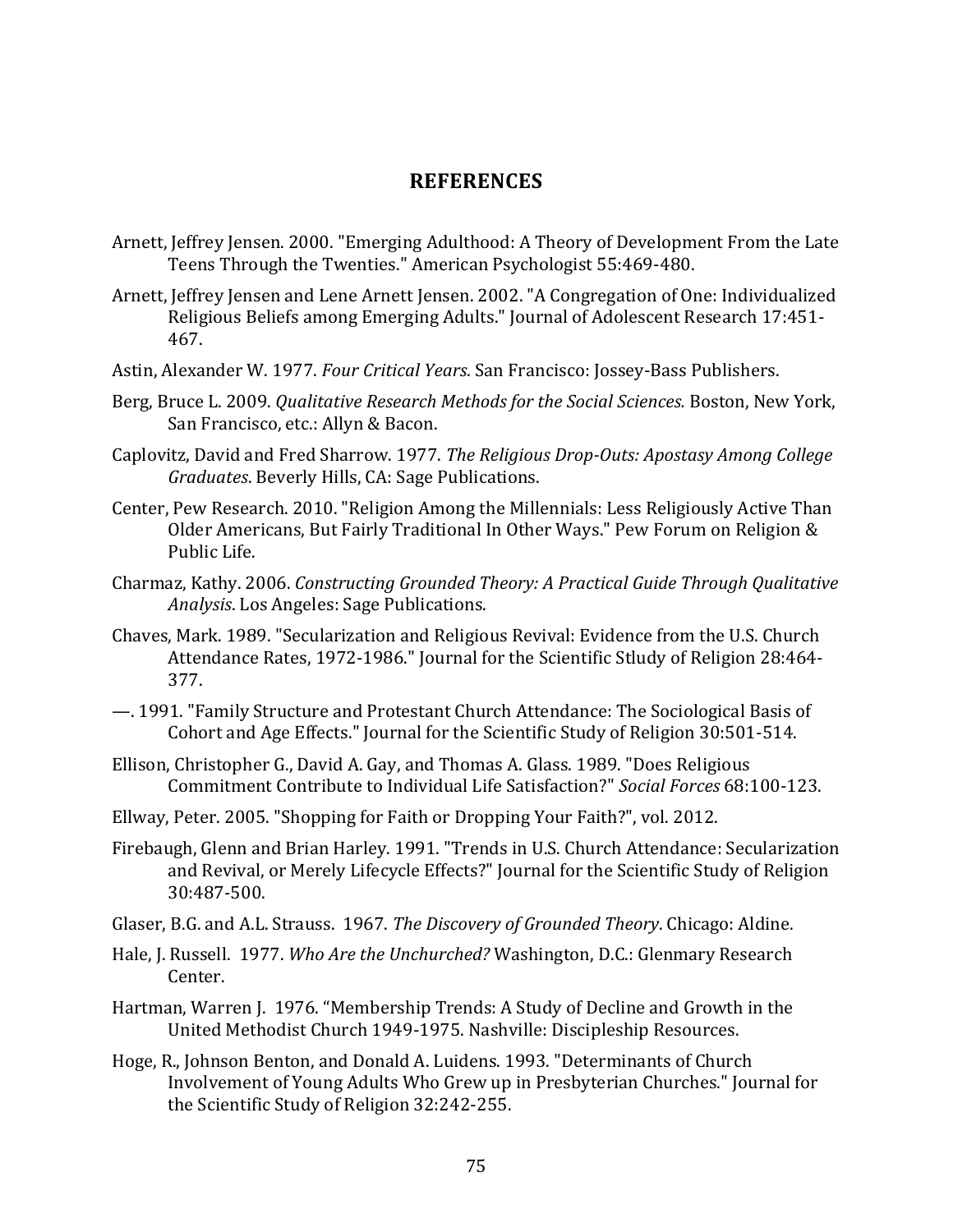# REFERENCES

Arnett, Jeffrey Jensen. 2000. "Emerging Adulthood: A Theory of Development From the Late Teens Through the Twenties." American Psychologist 55:469-480.

Arnett, Jeffrey Jensen and Lene Arnett Jensen. 2002. "A Congregation of One: Individualized Religious Beliefs among Emerging Adults." Journal of Adolescent Research 17:451-467.

Astin, Alexander W. 1977. *Four Critical Years*. San Francisco: Jossey-Bass Publishers.

Berg, Bruce L. 2009. *Qualitative Research Methods for the Social Sciences.* Boston, New York, San Francisco, etc.: Allyn & Bacon.

Caplovitz, David and Fred Sharrow. 1977. *The Religious Drop-Outs: Apostasy Among College Graduates*. Beverly Hills, CA: Sage Publications.

Center, Pew Research. 2010. "Religion Among the Millennials: Less Religiously Active Than Older Americans, But Fairly Traditional In Other Ways." Pew Forum on Religion & Public Life.

Charmaz, Kathy. 2006. *Constructing Grounded Theory: A Practical Guide Through Qualitative Analysis*. Los Angeles: Sage Publications.

Chaves, Mark. 1989. "Secularization and Religious Revival: Evidence from the U.S. Church Attendance Rates, 1972-1986." Journal for the Scientific Stludy of Religion 28:464-377.

—. 1991. "Family Structure and Protestant Church Attendance: The Sociological Basis of Cohort and Age Effects." Journal for the Scientific Study of Religion 30:501-514.

Ellison, Christopher G., David A. Gay, and Thomas A. Glass. 1989. "Does Religious Commitment Contribute to Individual Life Satisfaction?" *Social Forces* 68:100-123.

Ellway, Peter. 2005. "Shopping for Faith or Dropping Your Faith?", vol. 2012.

Firebaugh, Glenn and Brian Harley. 1991. "Trends in U.S. Church Attendance: Secularization and Revival, or Merely Lifecycle Effects?" Journal for the Scientific Study of Religion 30:487-500.

Glaser, B.G. and A.L. Strauss. 1967. *The Discovery of Grounded Theory*. Chicago: Aldine.

Hale, J. Russell. 1977. *Who Are the Unchurched?* Washington, D.C.: Glenmary Research Center.

Hartman, Warren J. 1976. "Membership Trends: A Study of Decline and Growth in the United Methodist Church 1949-1975. Nashville: Discipleship Resources.

Hoge, R., Johnson Benton, and Donald A. Luidens. 1993. "Determinants of Church Involvement of Young Adults Who Grew up in Presbyterian Churches." Journal for the Scientific Study of Religion 32:242-255.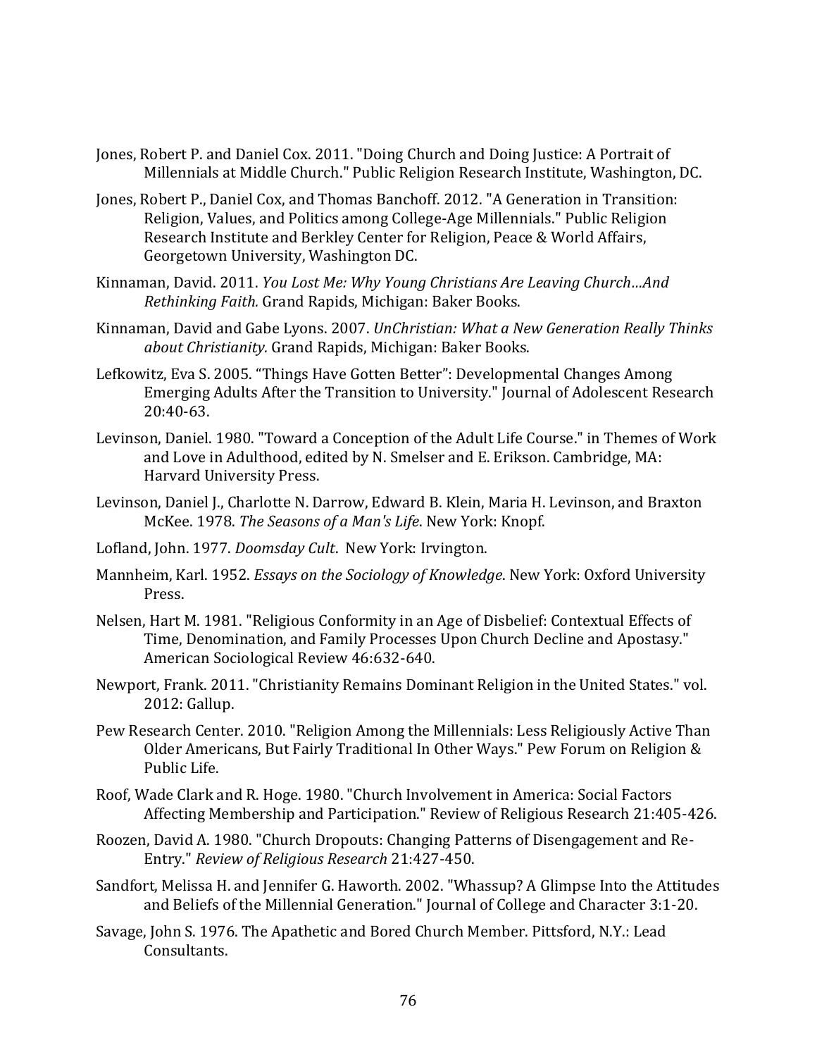Jones, Robert P. and Daniel Cox. 2011. "Doing Church and Doing Justice: A Portrait of Millennials at Middle Church." Public Religion Research Institute, Washington, DC.

Jones, Robert P., Daniel Cox, and Thomas Banchoff. 2012. "A Generation in Transition: Religion, Values, and Politics among College-Age Millennials." Public Religion Research Institute and Berkley Center for Religion, Peace & World Affairs, Georgetown University, Washington DC.

Kinnaman, David. 2011. *You Lost Me: Why Young Christians Are Leaving Church…And Rethinking Faith.* Grand Rapids, Michigan: Baker Books.

Kinnaman, David and Gabe Lyons. 2007. *UnChristian: What a New Generation Really Thinks about Christianity.* Grand Rapids, Michigan: Baker Books.

Lefkowitz, Eva S. 2005. "Things Have Gotten Better": Developmental Changes Among Emerging Adults After the Transition to University." Journal of Adolescent Research 20:40-63.

Levinson, Daniel. 1980. "Toward a Conception of the Adult Life Course." in Themes of Work and Love in Adulthood, edited by N. Smelser and E. Erikson. Cambridge, MA: Harvard University Press.

Levinson, Daniel J., Charlotte N. Darrow, Edward B. Klein, Maria H. Levinson, and Braxton McKee. 1978. *The Seasons of a Man's Life*. New York: Knopf.

Lofland, John. 1977. *Doomsday Cult*. New York: Irvington.

Mannheim, Karl. 1952. *Essays on the Sociology of Knowledge*. New York: Oxford University Press.

Nelsen, Hart M. 1981. "Religious Conformity in an Age of Disbelief: Contextual Effects of Time, Denomination, and Family Processes Upon Church Decline and Apostasy." American Sociological Review 46:632-640.

Newport, Frank. 2011. "Christianity Remains Dominant Religion in the United States." vol. 2012: Gallup.

Pew Research Center. 2010. "Religion Among the Millennials: Less Religiously Active Than Older Americans, But Fairly Traditional In Other Ways." Pew Forum on Religion & Public Life.

Roof, Wade Clark and R. Hoge. 1980. "Church Involvement in America: Social Factors Affecting Membership and Participation." Review of Religious Research 21:405-426.

Roozen, David A. 1980. "Church Dropouts: Changing Patterns of Disengagement and Re-Entry." *Review of Religious Research* 21:427-450.

Sandfort, Melissa H. and Jennifer G. Haworth. 2002. "Whassup? A Glimpse Into the Attitudes and Beliefs of the Millennial Generation." Journal of College and Character 3:1-20.

Savage, John S. 1976. The Apathetic and Bored Church Member. Pittsford, N.Y.: Lead Consultants.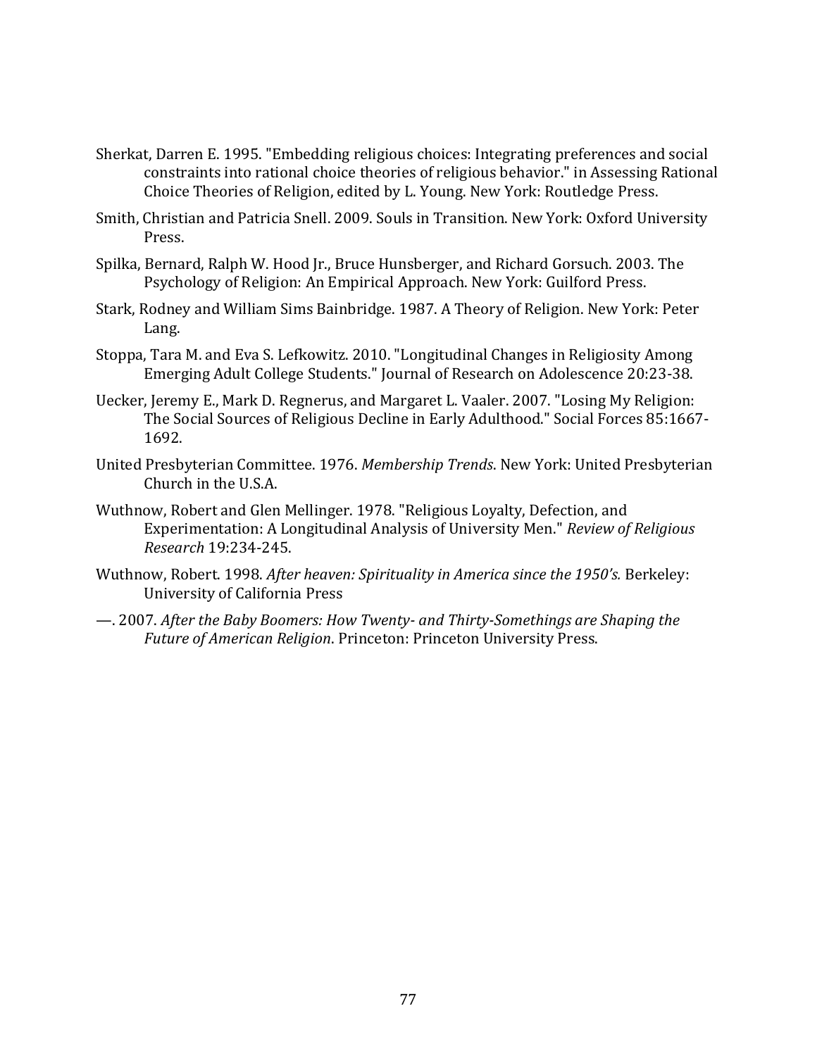Sherkat, Darren E. 1995. "Embedding religious choices: Integrating preferences and social constraints into rational choice theories of religious behavior." in Assessing Rational Choice Theories of Religion, edited by L. Young. New York: Routledge Press.

Smith, Christian and Patricia Snell. 2009. Souls in Transition. New York: Oxford University Press.

Spilka, Bernard, Ralph W. Hood Jr., Bruce Hunsberger, and Richard Gorsuch. 2003. The Psychology of Religion: An Empirical Approach. New York: Guilford Press.

Stark, Rodney and William Sims Bainbridge. 1987. A Theory of Religion. New York: Peter Lang.

Stoppa, Tara M. and Eva S. Lefkowitz. 2010. "Longitudinal Changes in Religiosity Among Emerging Adult College Students." Journal of Research on Adolescence 20:23-38.

Uecker, Jeremy E., Mark D. Regnerus, and Margaret L. Vaaler. 2007. "Losing My Religion: The Social Sources of Religious Decline in Early Adulthood." Social Forces 85:1667-1692.

United Presbyterian Committee. 1976. *Membership Trends*. New York: United Presbyterian Church in the U.S.A.

Wuthnow, Robert and Glen Mellinger. 1978. "Religious Loyalty, Defection, and Experimentation: A Longitudinal Analysis of University Men." *Review of Religious Research* 19:234-245.

Wuthnow, Robert. 1998. *After heaven: Spirituality in America since the 1950's.* Berkeley: University of California Press

—. 2007. *After the Baby Boomers: How Twenty- and Thirty-Somethings are Shaping the Future of American Religion*. Princeton: Princeton University Press.